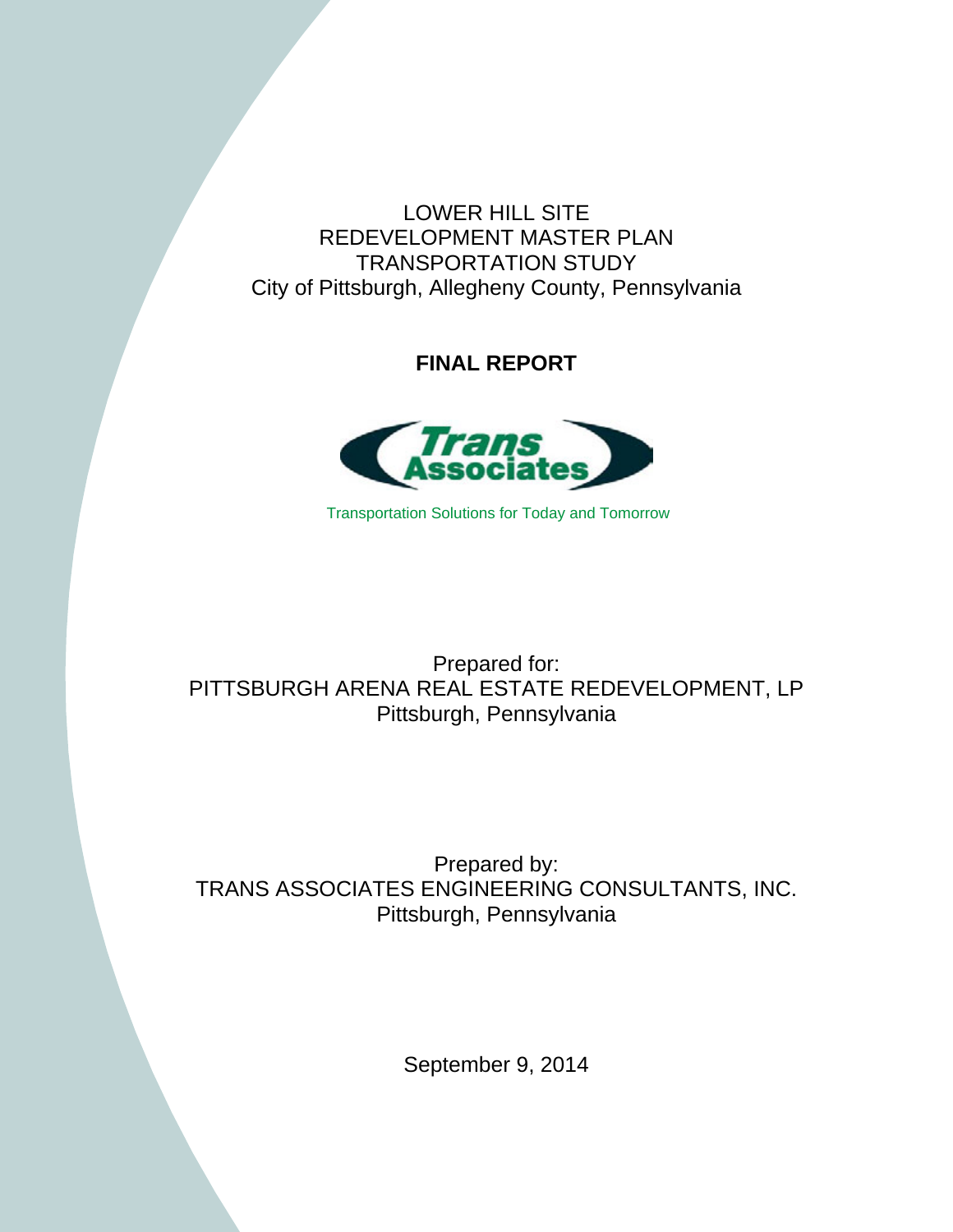# LOWER HILL SITE
# REDEVELOPMENT MASTER PLAN
# TRANSPORTATION STUDY
City of Pittsburgh, Allegheny County, Pennsylvania

**FINAL REPORT**

Trans Associates

Transportation Solutions for Today and Tomorrow

Prepared for:
PITTSBURGH ARENA REAL ESTATE REDEVELOPMENT, LP
Pittsburgh, Pennsylvania

Prepared by:
TRANS ASSOCIATES ENGINEERING CONSULTANTS, INC.
Pittsburgh, Pennsylvania

September 9, 2014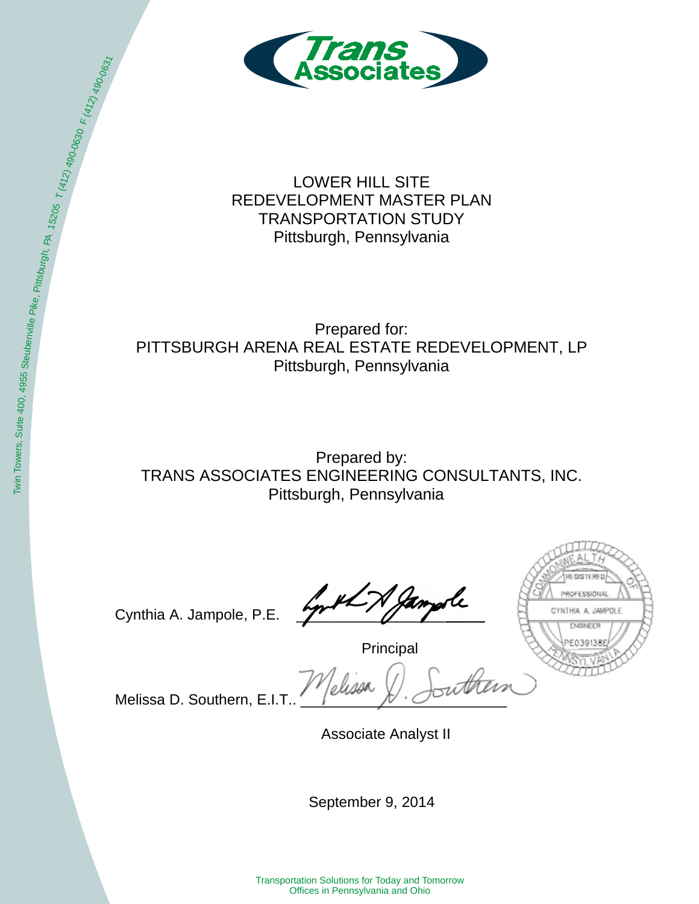# LOWER HILL SITE
# REDEVELOPMENT MASTER PLAN
# TRANSPORTATION STUDY
Pittsburgh, Pennsylvania

Prepared for:
PITTSBURGH ARENA REAL ESTATE REDEVELOPMENT, LP
Pittsburgh, Pennsylvania

Prepared by:
TRANS ASSOCIATES ENGINEERING CONSULTANTS, INC.
Pittsburgh, Pennsylvania

Cynthia A. Jampole, P.E. ______________________

Principal

Melissa D. Southern, E.I.T.. ______________________

Associate Analyst II

September 9, 2014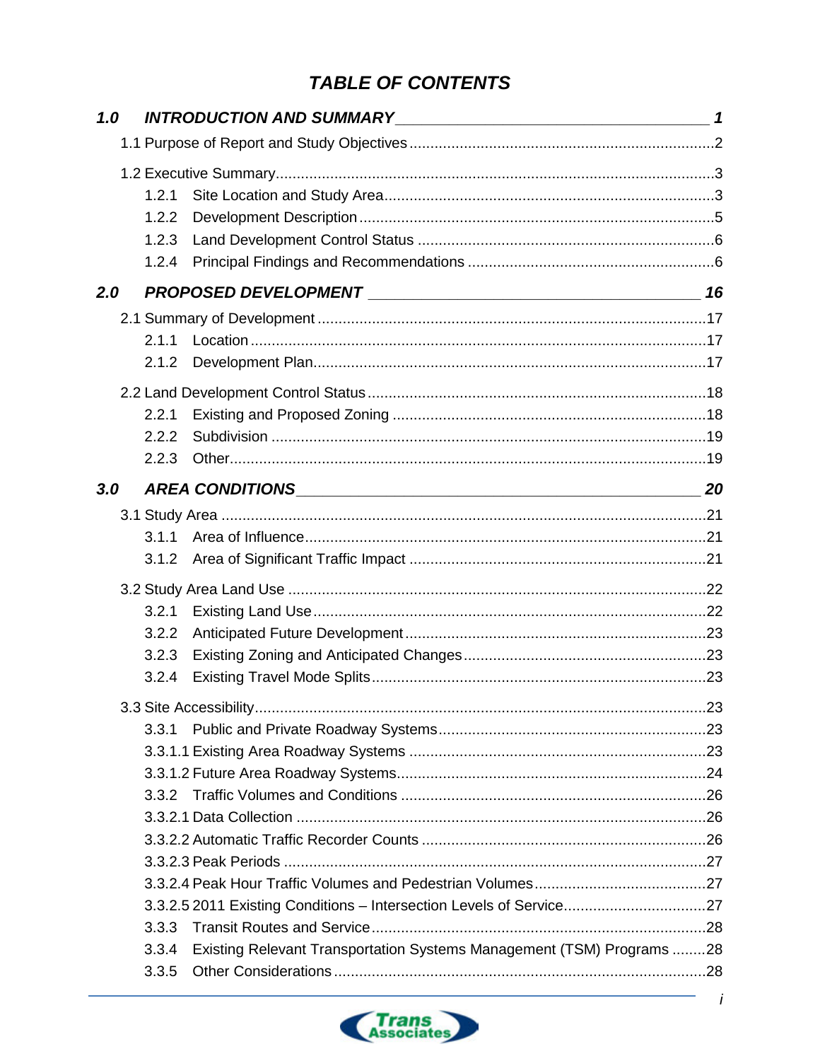# TABLE OF CONTENTS

**1.0 INTRODUCTION AND SUMMARY** .......... **1**

1.1 Purpose of Report and Study Objectives .......... 2

1.2 Executive Summary .......... 3
- 1.2.1 Site Location and Study Area .......... 3
- 1.2.2 Development Description .......... 5
- 1.2.3 Land Development Control Status .......... 6
- 1.2.4 Principal Findings and Recommendations .......... 6

**2.0 PROPOSED DEVELOPMENT** .......... **16**

2.1 Summary of Development .......... 17
- 2.1.1 Location .......... 17
- 2.1.2 Development Plan .......... 17

2.2 Land Development Control Status .......... 18
- 2.2.1 Existing and Proposed Zoning .......... 18
- 2.2.2 Subdivision .......... 19
- 2.2.3 Other .......... 19

**3.0 AREA CONDITIONS** .......... **20**

3.1 Study Area .......... 21
- 3.1.1 Area of Influence .......... 21
- 3.1.2 Area of Significant Traffic Impact .......... 21

3.2 Study Area Land Use .......... 22
- 3.2.1 Existing Land Use .......... 22
- 3.2.2 Anticipated Future Development .......... 23
- 3.2.3 Existing Zoning and Anticipated Changes .......... 23
- 3.2.4 Existing Travel Mode Splits .......... 23

3.3 Site Accessibility .......... 23
- 3.3.1 Public and Private Roadway Systems .......... 23
- 3.3.1.1 Existing Area Roadway Systems .......... 23
- 3.3.1.2 Future Area Roadway Systems .......... 24
- 3.3.2 Traffic Volumes and Conditions .......... 26
- 3.3.2.1 Data Collection .......... 26
- 3.3.2.2 Automatic Traffic Recorder Counts .......... 26
- 3.3.2.3 Peak Periods .......... 27
- 3.3.2.4 Peak Hour Traffic Volumes and Pedestrian Volumes .......... 27
- 3.3.2.5 2011 Existing Conditions – Intersection Levels of Service .......... 27
- 3.3.3 Transit Routes and Service .......... 28
- 3.3.4 Existing Relevant Transportation Systems Management (TSM) Programs .......... 28
- 3.3.5 Other Considerations .......... 28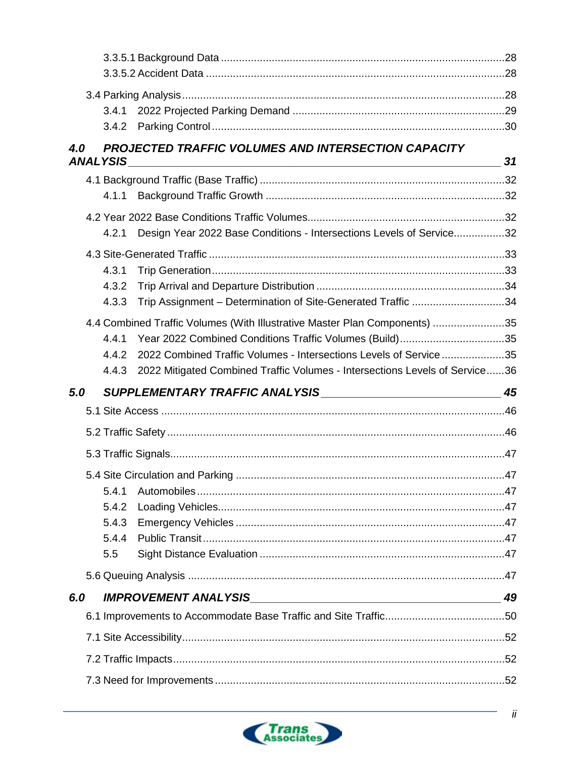3.3.5.1 Background Data ....................................................................................28
3.3.5.2 Accident Data ..........................................................................................28

3.4 Parking Analysis..................................................................................................28
3.4.1 2022 Projected Parking Demand .....................................................................29
3.4.2 Parking Control ...............................................................................................30

***4.0 PROJECTED TRAFFIC VOLUMES AND INTERSECTION CAPACITY ANALYSIS*** ______ ***31***

4.1 Background Traffic (Base Traffic) ..........................................................................32
4.1.1 Background Traffic Growth ..............................................................................32

4.2 Year 2022 Base Conditions Traffic Volumes...........................................................32
4.2.1 Design Year 2022 Base Conditions - Intersections Levels of Service.................32

4.3 Site-Generated Traffic ...........................................................................................33
4.3.1 Trip Generation ...............................................................................................33
4.3.2 Trip Arrival and Departure Distribution ..............................................................34
4.3.3 Trip Assignment – Determination of Site-Generated Traffic ...............................34

4.4 Combined Traffic Volumes (With Illustrative Master Plan Components) ....................35
4.4.1 Year 2022 Combined Conditions Traffic Volumes (Build)...................................35
4.4.2 2022 Combined Traffic Volumes - Intersections Levels of Service .....................35
4.4.3 2022 Mitigated Combined Traffic Volumes - Intersections Levels of Service......36

***5.0 SUPPLEMENTARY TRAFFIC ANALYSIS*** ______ ***45***

5.1 Site Access ..........................................................................................................46

5.2 Traffic Safety .........................................................................................................46

5.3 Traffic Signals........................................................................................................47

5.4 Site Circulation and Parking ...................................................................................47
5.4.1 Automobiles ....................................................................................................47
5.4.2 Loading Vehicles..............................................................................................47
5.4.3 Emergency Vehicles ........................................................................................47
5.4.4 Public Transit ...................................................................................................47
5.5 Sight Distance Evaluation .....................................................................................47

5.6 Queuing Analysis ...................................................................................................47

***6.0 IMPROVEMENT ANALYSIS*** ______ ***49***

6.1 Improvements to Accommodate Base Traffic and Site Traffic...................................50

7.1 Site Accessibility.....................................................................................................52

7.2 Traffic Impacts........................................................................................................52

7.3 Need for Improvements...........................................................................................52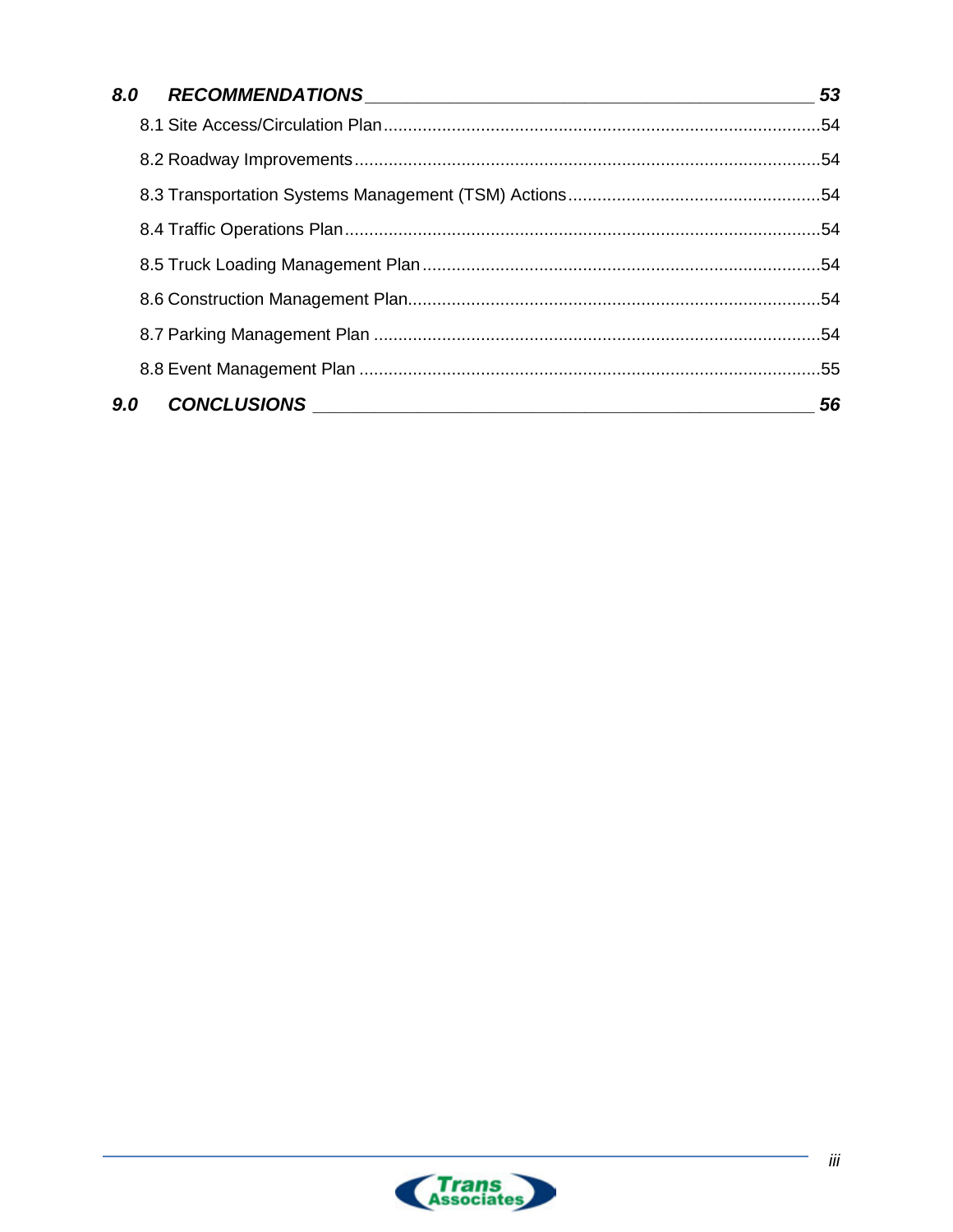**8.0 RECOMMENDATIONS** 53

8.1 Site Access/Circulation Plan .......... 54

8.2 Roadway Improvements .......... 54

8.3 Transportation Systems Management (TSM) Actions .......... 54

8.4 Traffic Operations Plan .......... 54

8.5 Truck Loading Management Plan .......... 54

8.6 Construction Management Plan .......... 54

8.7 Parking Management Plan .......... 54

8.8 Event Management Plan .......... 55

**9.0 CONCLUSIONS** 56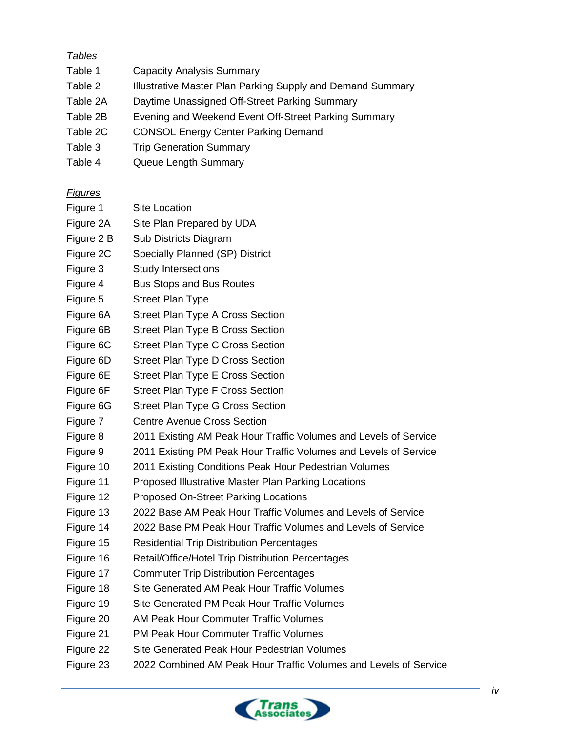*Tables*

| | |
|---|---|
| Table 1 | Capacity Analysis Summary |
| Table 2 | Illustrative Master Plan Parking Supply and Demand Summary |
| Table 2A | Daytime Unassigned Off-Street Parking Summary |
| Table 2B | Evening and Weekend Event Off-Street Parking Summary |
| Table 2C | CONSOL Energy Center Parking Demand |
| Table 3 | Trip Generation Summary |
| Table 4 | Queue Length Summary |

*Figures*

| | |
|---|---|
| Figure 1 | Site Location |
| Figure 2A | Site Plan Prepared by UDA |
| Figure 2 B | Sub Districts Diagram |
| Figure 2C | Specially Planned (SP) District |
| Figure 3 | Study Intersections |
| Figure 4 | Bus Stops and Bus Routes |
| Figure 5 | Street Plan Type |
| Figure 6A | Street Plan Type A Cross Section |
| Figure 6B | Street Plan Type B Cross Section |
| Figure 6C | Street Plan Type C Cross Section |
| Figure 6D | Street Plan Type D Cross Section |
| Figure 6E | Street Plan Type E Cross Section |
| Figure 6F | Street Plan Type F Cross Section |
| Figure 6G | Street Plan Type G Cross Section |
| Figure 7 | Centre Avenue Cross Section |
| Figure 8 | 2011 Existing AM Peak Hour Traffic Volumes and Levels of Service |
| Figure 9 | 2011 Existing PM Peak Hour Traffic Volumes and Levels of Service |
| Figure 10 | 2011 Existing Conditions Peak Hour Pedestrian Volumes |
| Figure 11 | Proposed Illustrative Master Plan Parking Locations |
| Figure 12 | Proposed On-Street Parking Locations |
| Figure 13 | 2022 Base AM Peak Hour Traffic Volumes and Levels of Service |
| Figure 14 | 2022 Base PM Peak Hour Traffic Volumes and Levels of Service |
| Figure 15 | Residential Trip Distribution Percentages |
| Figure 16 | Retail/Office/Hotel Trip Distribution Percentages |
| Figure 17 | Commuter Trip Distribution Percentages |
| Figure 18 | Site Generated AM Peak Hour Traffic Volumes |
| Figure 19 | Site Generated PM Peak Hour Traffic Volumes |
| Figure 20 | AM Peak Hour Commuter Traffic Volumes |
| Figure 21 | PM Peak Hour Commuter Traffic Volumes |
| Figure 22 | Site Generated Peak Hour Pedestrian Volumes |
| Figure 23 | 2022 Combined AM Peak Hour Traffic Volumes and Levels of Service |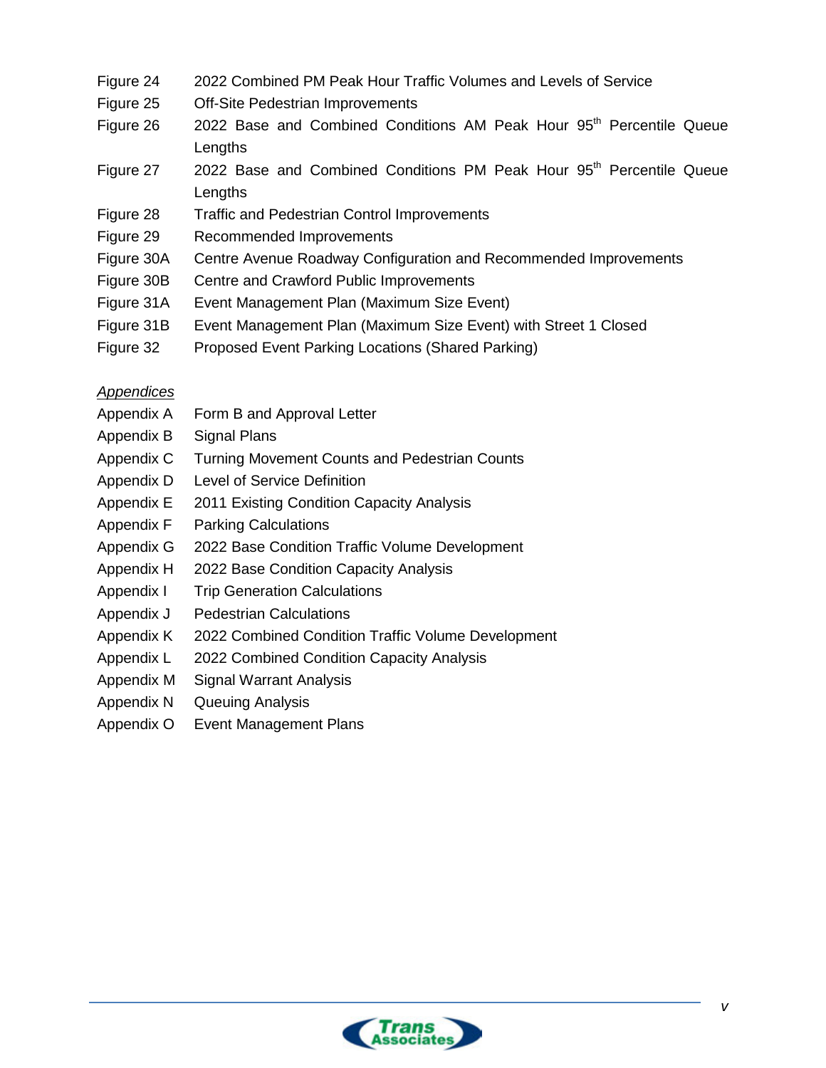| | |
|---|---|
| Figure 24 | 2022 Combined PM Peak Hour Traffic Volumes and Levels of Service |
| Figure 25 | Off-Site Pedestrian Improvements |
| Figure 26 | 2022 Base and Combined Conditions AM Peak Hour 95th Percentile Queue Lengths |
| Figure 27 | 2022 Base and Combined Conditions PM Peak Hour 95th Percentile Queue Lengths |
| Figure 28 | Traffic and Pedestrian Control Improvements |
| Figure 29 | Recommended Improvements |
| Figure 30A | Centre Avenue Roadway Configuration and Recommended Improvements |
| Figure 30B | Centre and Crawford Public Improvements |
| Figure 31A | Event Management Plan (Maximum Size Event) |
| Figure 31B | Event Management Plan (Maximum Size Event) with Street 1 Closed |
| Figure 32 | Proposed Event Parking Locations (Shared Parking) |

*Appendices*

| | |
|---|---|
| Appendix A | Form B and Approval Letter |
| Appendix B | Signal Plans |
| Appendix C | Turning Movement Counts and Pedestrian Counts |
| Appendix D | Level of Service Definition |
| Appendix E | 2011 Existing Condition Capacity Analysis |
| Appendix F | Parking Calculations |
| Appendix G | 2022 Base Condition Traffic Volume Development |
| Appendix H | 2022 Base Condition Capacity Analysis |
| Appendix I | Trip Generation Calculations |
| Appendix J | Pedestrian Calculations |
| Appendix K | 2022 Combined Condition Traffic Volume Development |
| Appendix L | 2022 Combined Condition Capacity Analysis |
| Appendix M | Signal Warrant Analysis |
| Appendix N | Queuing Analysis |
| Appendix O | Event Management Plans |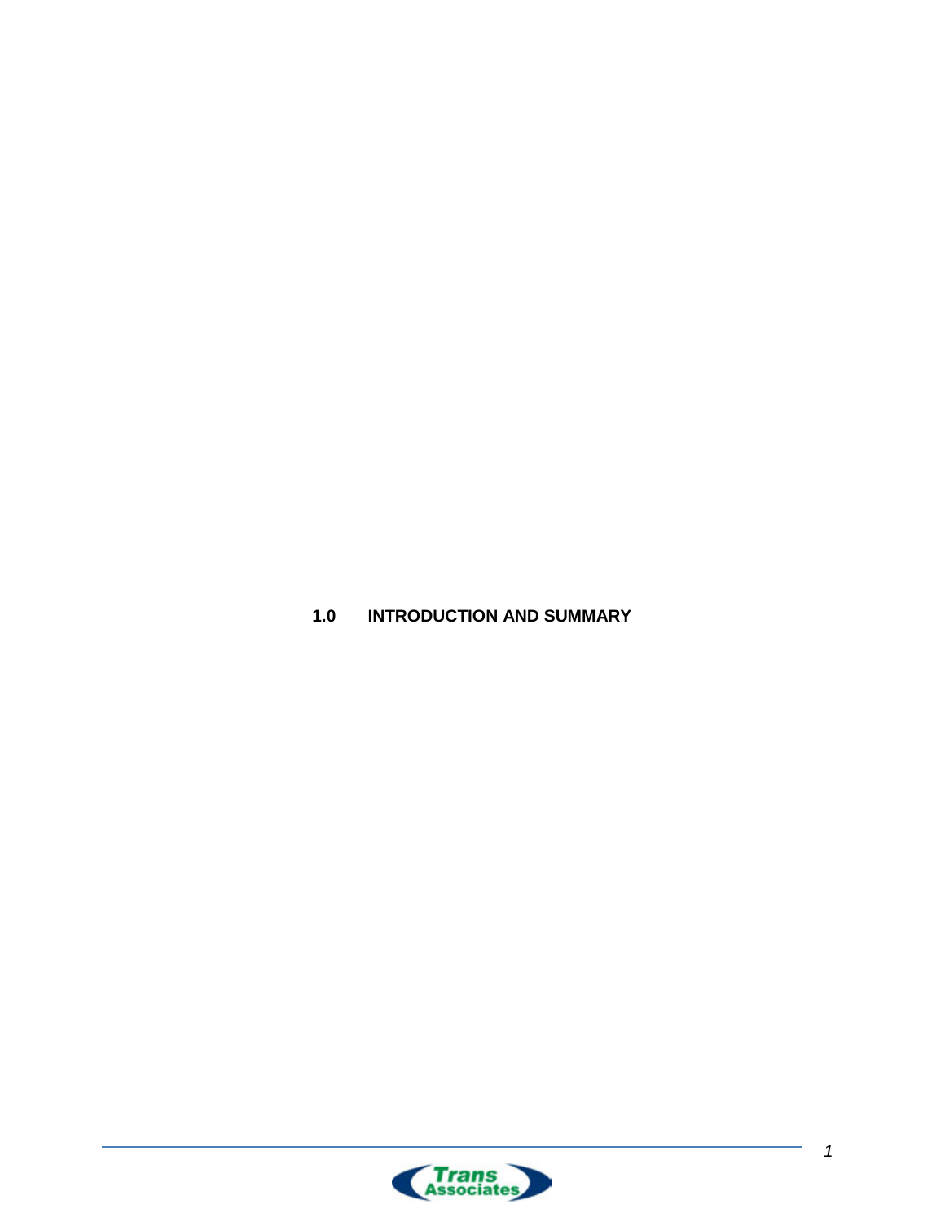# 1.0 INTRODUCTION AND SUMMARY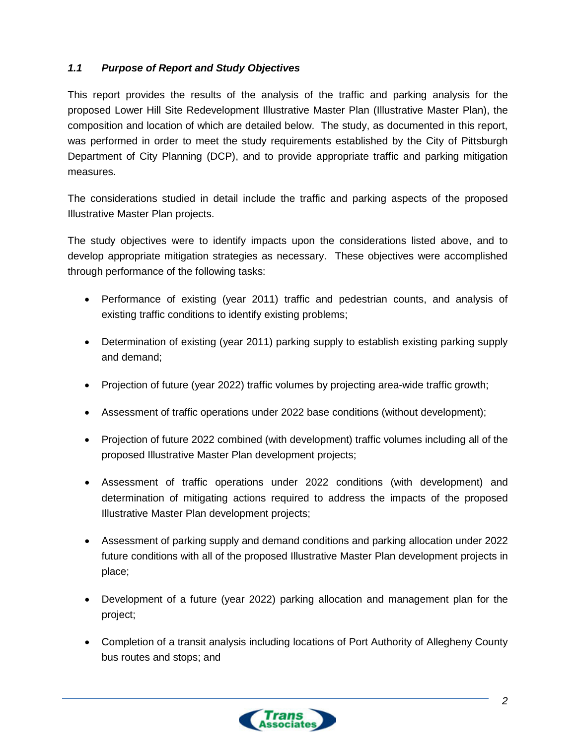### *1.1 Purpose of Report and Study Objectives*

This report provides the results of the analysis of the traffic and parking analysis for the proposed Lower Hill Site Redevelopment Illustrative Master Plan (Illustrative Master Plan), the composition and location of which are detailed below. The study, as documented in this report, was performed in order to meet the study requirements established by the City of Pittsburgh Department of City Planning (DCP), and to provide appropriate traffic and parking mitigation measures.

The considerations studied in detail include the traffic and parking aspects of the proposed Illustrative Master Plan projects.

The study objectives were to identify impacts upon the considerations listed above, and to develop appropriate mitigation strategies as necessary. These objectives were accomplished through performance of the following tasks:

- Performance of existing (year 2011) traffic and pedestrian counts, and analysis of existing traffic conditions to identify existing problems;
- Determination of existing (year 2011) parking supply to establish existing parking supply and demand;
- Projection of future (year 2022) traffic volumes by projecting area-wide traffic growth;
- Assessment of traffic operations under 2022 base conditions (without development);
- Projection of future 2022 combined (with development) traffic volumes including all of the proposed Illustrative Master Plan development projects;
- Assessment of traffic operations under 2022 conditions (with development) and determination of mitigating actions required to address the impacts of the proposed Illustrative Master Plan development projects;
- Assessment of parking supply and demand conditions and parking allocation under 2022 future conditions with all of the proposed Illustrative Master Plan development projects in place;
- Development of a future (year 2022) parking allocation and management plan for the project;
- Completion of a transit analysis including locations of Port Authority of Allegheny County bus routes and stops; and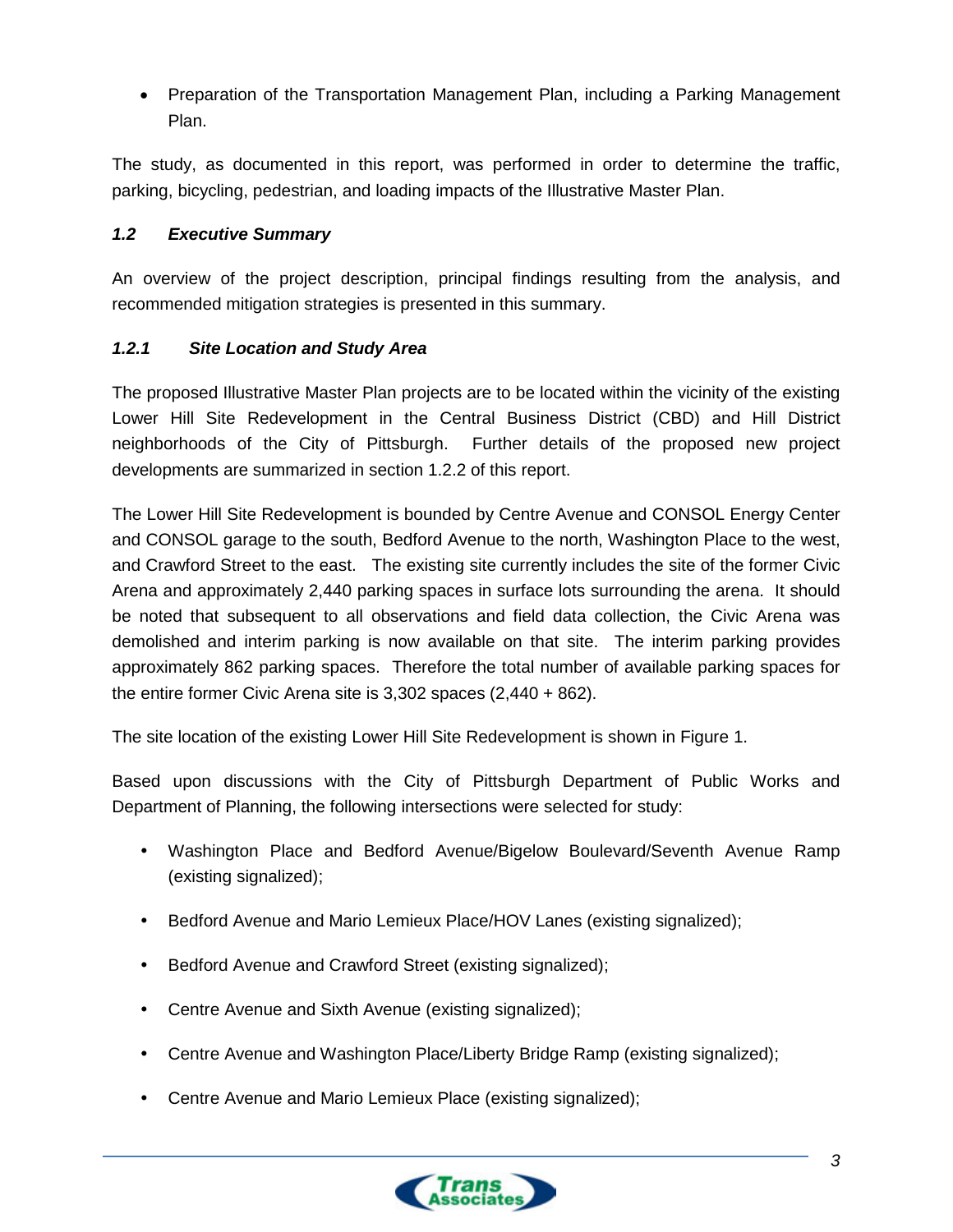- Preparation of the Transportation Management Plan, including a Parking Management Plan.

The study, as documented in this report, was performed in order to determine the traffic, parking, bicycling, pedestrian, and loading impacts of the Illustrative Master Plan.

### *1.2 Executive Summary*

An overview of the project description, principal findings resulting from the analysis, and recommended mitigation strategies is presented in this summary.

#### *1.2.1 Site Location and Study Area*

The proposed Illustrative Master Plan projects are to be located within the vicinity of the existing Lower Hill Site Redevelopment in the Central Business District (CBD) and Hill District neighborhoods of the City of Pittsburgh. Further details of the proposed new project developments are summarized in section 1.2.2 of this report.

The Lower Hill Site Redevelopment is bounded by Centre Avenue and CONSOL Energy Center and CONSOL garage to the south, Bedford Avenue to the north, Washington Place to the west, and Crawford Street to the east. The existing site currently includes the site of the former Civic Arena and approximately 2,440 parking spaces in surface lots surrounding the arena. It should be noted that subsequent to all observations and field data collection, the Civic Arena was demolished and interim parking is now available on that site. The interim parking provides approximately 862 parking spaces. Therefore the total number of available parking spaces for the entire former Civic Arena site is 3,302 spaces (2,440 + 862).

The site location of the existing Lower Hill Site Redevelopment is shown in Figure 1.

Based upon discussions with the City of Pittsburgh Department of Public Works and Department of Planning, the following intersections were selected for study:

- Washington Place and Bedford Avenue/Bigelow Boulevard/Seventh Avenue Ramp (existing signalized);
- Bedford Avenue and Mario Lemieux Place/HOV Lanes (existing signalized);
- Bedford Avenue and Crawford Street (existing signalized);
- Centre Avenue and Sixth Avenue (existing signalized);
- Centre Avenue and Washington Place/Liberty Bridge Ramp (existing signalized);
- Centre Avenue and Mario Lemieux Place (existing signalized);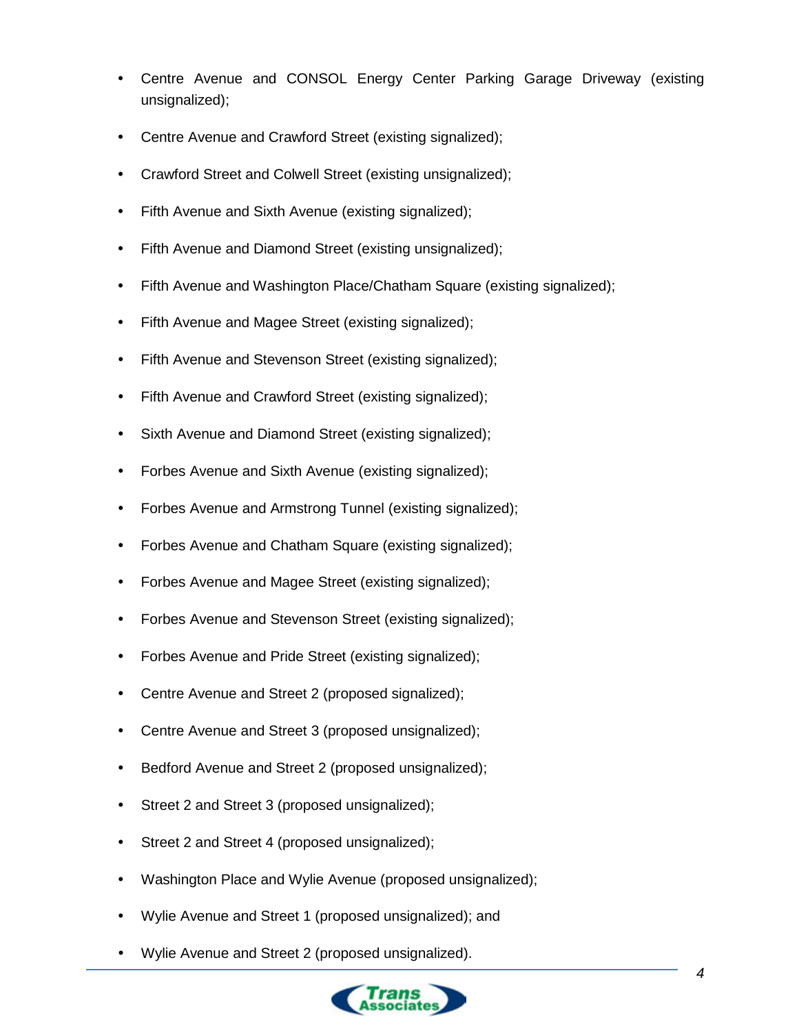- Centre Avenue and CONSOL Energy Center Parking Garage Driveway (existing unsignalized);
- Centre Avenue and Crawford Street (existing signalized);
- Crawford Street and Colwell Street (existing unsignalized);
- Fifth Avenue and Sixth Avenue (existing signalized);
- Fifth Avenue and Diamond Street (existing unsignalized);
- Fifth Avenue and Washington Place/Chatham Square (existing signalized);
- Fifth Avenue and Magee Street (existing signalized);
- Fifth Avenue and Stevenson Street (existing signalized);
- Fifth Avenue and Crawford Street (existing signalized);
- Sixth Avenue and Diamond Street (existing signalized);
- Forbes Avenue and Sixth Avenue (existing signalized);
- Forbes Avenue and Armstrong Tunnel (existing signalized);
- Forbes Avenue and Chatham Square (existing signalized);
- Forbes Avenue and Magee Street (existing signalized);
- Forbes Avenue and Stevenson Street (existing signalized);
- Forbes Avenue and Pride Street (existing signalized);
- Centre Avenue and Street 2 (proposed signalized);
- Centre Avenue and Street 3 (proposed unsignalized);
- Bedford Avenue and Street 2 (proposed unsignalized);
- Street 2 and Street 3 (proposed unsignalized);
- Street 2 and Street 4 (proposed unsignalized);
- Washington Place and Wylie Avenue (proposed unsignalized);
- Wylie Avenue and Street 1 (proposed unsignalized); and
- Wylie Avenue and Street 2 (proposed unsignalized).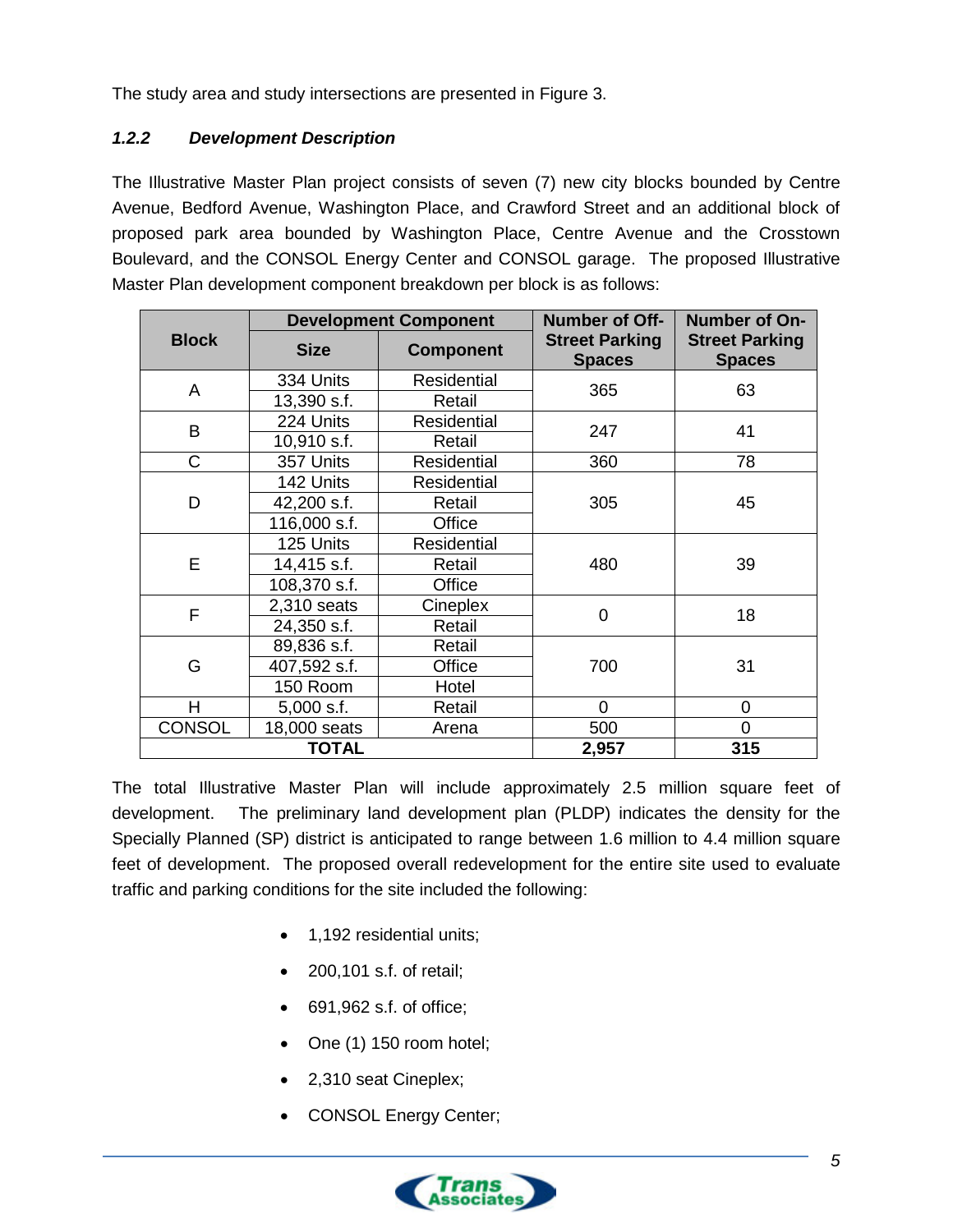The study area and study intersections are presented in Figure 3.

### *1.2.2 Development Description*

The Illustrative Master Plan project consists of seven (7) new city blocks bounded by Centre Avenue, Bedford Avenue, Washington Place, and Crawford Street and an additional block of proposed park area bounded by Washington Place, Centre Avenue and the Crosstown Boulevard, and the CONSOL Energy Center and CONSOL garage. The proposed Illustrative Master Plan development component breakdown per block is as follows:

| Block | Development Component | | Number of Off-Street Parking Spaces | Number of On-Street Parking Spaces |
|---|---|---|---|---|
| | Size | Component | | |
| A | 334 Units | Residential | 365 | 63 |
| | 13,390 s.f. | Retail | | |
| B | 224 Units | Residential | 247 | 41 |
| | 10,910 s.f. | Retail | | |
| C | 357 Units | Residential | 360 | 78 |
| D | 142 Units | Residential | 305 | 45 |
| | 42,200 s.f. | Retail | | |
| | 116,000 s.f. | Office | | |
| E | 125 Units | Residential | 480 | 39 |
| | 14,415 s.f. | Retail | | |
| | 108,370 s.f. | Office | | |
| F | 2,310 seats | Cineplex | 0 | 18 |
| | 24,350 s.f. | Retail | | |
| G | 89,836 s.f. | Retail | 700 | 31 |
| | 407,592 s.f. | Office | | |
| | 150 Room | Hotel | | |
| H | 5,000 s.f. | Retail | 0 | 0 |
| CONSOL | 18,000 seats | Arena | 500 | 0 |
| **TOTAL** | | | **2,957** | **315** |

The total Illustrative Master Plan will include approximately 2.5 million square feet of development. The preliminary land development plan (PLDP) indicates the density for the Specially Planned (SP) district is anticipated to range between 1.6 million to 4.4 million square feet of development. The proposed overall redevelopment for the entire site used to evaluate traffic and parking conditions for the site included the following:

- 1,192 residential units;
- 200,101 s.f. of retail;
- 691,962 s.f. of office;
- One (1) 150 room hotel;
- 2,310 seat Cineplex;
- CONSOL Energy Center;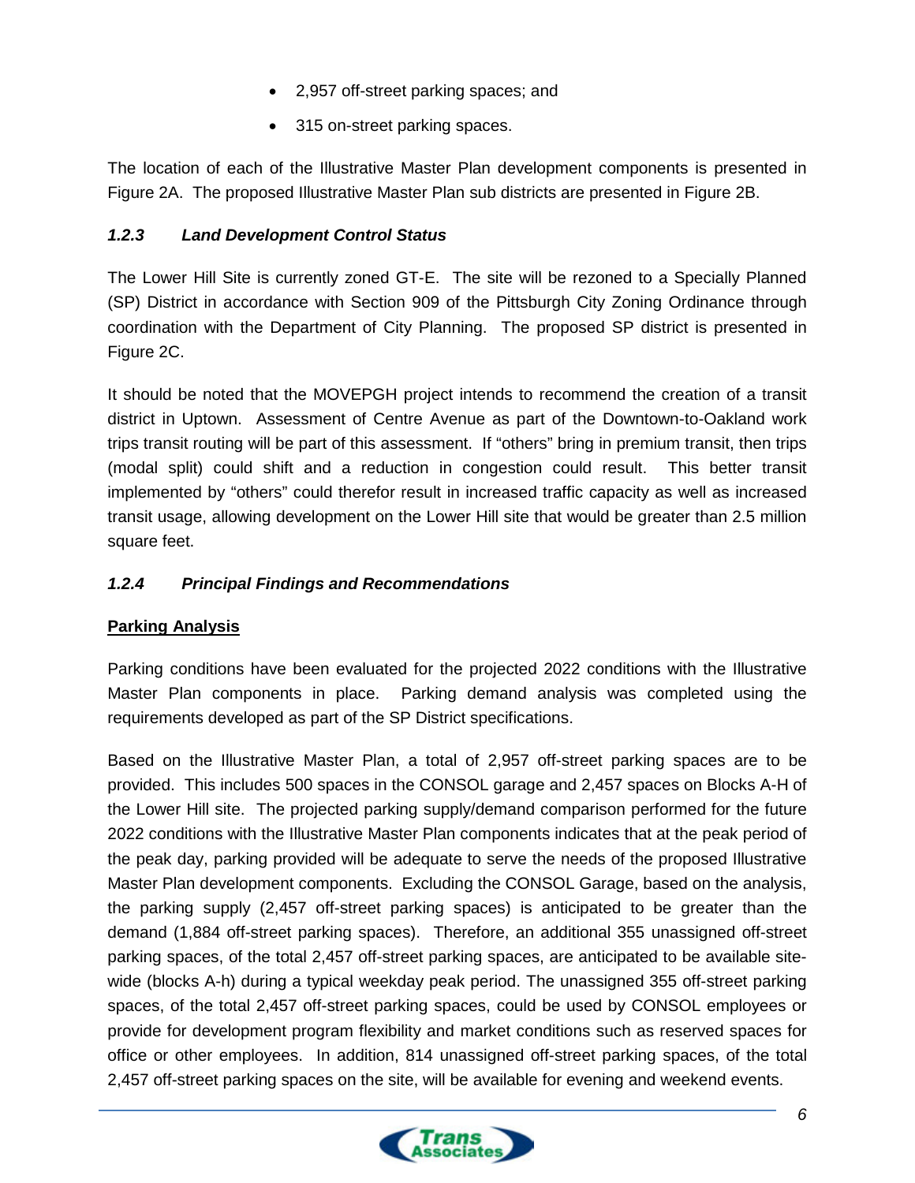- 2,957 off-street parking spaces; and
- 315 on-street parking spaces.

The location of each of the Illustrative Master Plan development components is presented in Figure 2A. The proposed Illustrative Master Plan sub districts are presented in Figure 2B.

### *1.2.3 Land Development Control Status*

The Lower Hill Site is currently zoned GT-E. The site will be rezoned to a Specially Planned (SP) District in accordance with Section 909 of the Pittsburgh City Zoning Ordinance through coordination with the Department of City Planning. The proposed SP district is presented in Figure 2C.

It should be noted that the MOVEPGH project intends to recommend the creation of a transit district in Uptown. Assessment of Centre Avenue as part of the Downtown-to-Oakland work trips transit routing will be part of this assessment. If "others" bring in premium transit, then trips (modal split) could shift and a reduction in congestion could result. This better transit implemented by "others" could therefor result in increased traffic capacity as well as increased transit usage, allowing development on the Lower Hill site that would be greater than 2.5 million square feet.

### *1.2.4 Principal Findings and Recommendations*

**Parking Analysis**

Parking conditions have been evaluated for the projected 2022 conditions with the Illustrative Master Plan components in place. Parking demand analysis was completed using the requirements developed as part of the SP District specifications.

Based on the Illustrative Master Plan, a total of 2,957 off-street parking spaces are to be provided. This includes 500 spaces in the CONSOL garage and 2,457 spaces on Blocks A-H of the Lower Hill site. The projected parking supply/demand comparison performed for the future 2022 conditions with the Illustrative Master Plan components indicates that at the peak period of the peak day, parking provided will be adequate to serve the needs of the proposed Illustrative Master Plan development components. Excluding the CONSOL Garage, based on the analysis, the parking supply (2,457 off-street parking spaces) is anticipated to be greater than the demand (1,884 off-street parking spaces). Therefore, an additional 355 unassigned off-street parking spaces, of the total 2,457 off-street parking spaces, are anticipated to be available site-wide (blocks A-h) during a typical weekday peak period. The unassigned 355 off-street parking spaces, of the total 2,457 off-street parking spaces, could be used by CONSOL employees or provide for development program flexibility and market conditions such as reserved spaces for office or other employees. In addition, 814 unassigned off-street parking spaces, of the total 2,457 off-street parking spaces on the site, will be available for evening and weekend events.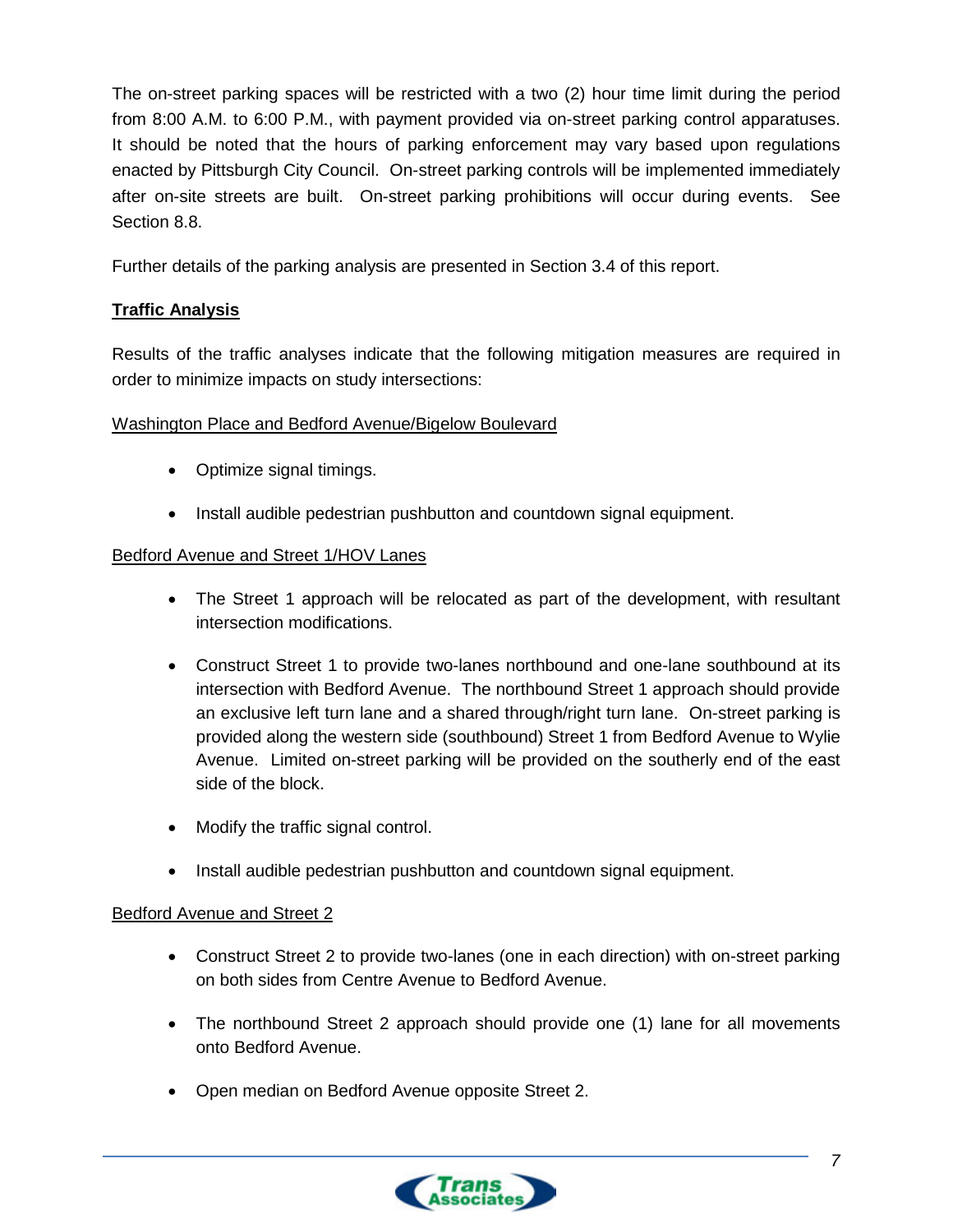The on-street parking spaces will be restricted with a two (2) hour time limit during the period from 8:00 A.M. to 6:00 P.M., with payment provided via on-street parking control apparatuses. It should be noted that the hours of parking enforcement may vary based upon regulations enacted by Pittsburgh City Council. On-street parking controls will be implemented immediately after on-site streets are built. On-street parking prohibitions will occur during events. See Section 8.8.

Further details of the parking analysis are presented in Section 3.4 of this report.

**Traffic Analysis**

Results of the traffic analyses indicate that the following mitigation measures are required in order to minimize impacts on study intersections:

Washington Place and Bedford Avenue/Bigelow Boulevard

- Optimize signal timings.
- Install audible pedestrian pushbutton and countdown signal equipment.

Bedford Avenue and Street 1/HOV Lanes

- The Street 1 approach will be relocated as part of the development, with resultant intersection modifications.
- Construct Street 1 to provide two-lanes northbound and one-lane southbound at its intersection with Bedford Avenue. The northbound Street 1 approach should provide an exclusive left turn lane and a shared through/right turn lane. On-street parking is provided along the western side (southbound) Street 1 from Bedford Avenue to Wylie Avenue. Limited on-street parking will be provided on the southerly end of the east side of the block.
- Modify the traffic signal control.
- Install audible pedestrian pushbutton and countdown signal equipment.

Bedford Avenue and Street 2

- Construct Street 2 to provide two-lanes (one in each direction) with on-street parking on both sides from Centre Avenue to Bedford Avenue.
- The northbound Street 2 approach should provide one (1) lane for all movements onto Bedford Avenue.
- Open median on Bedford Avenue opposite Street 2.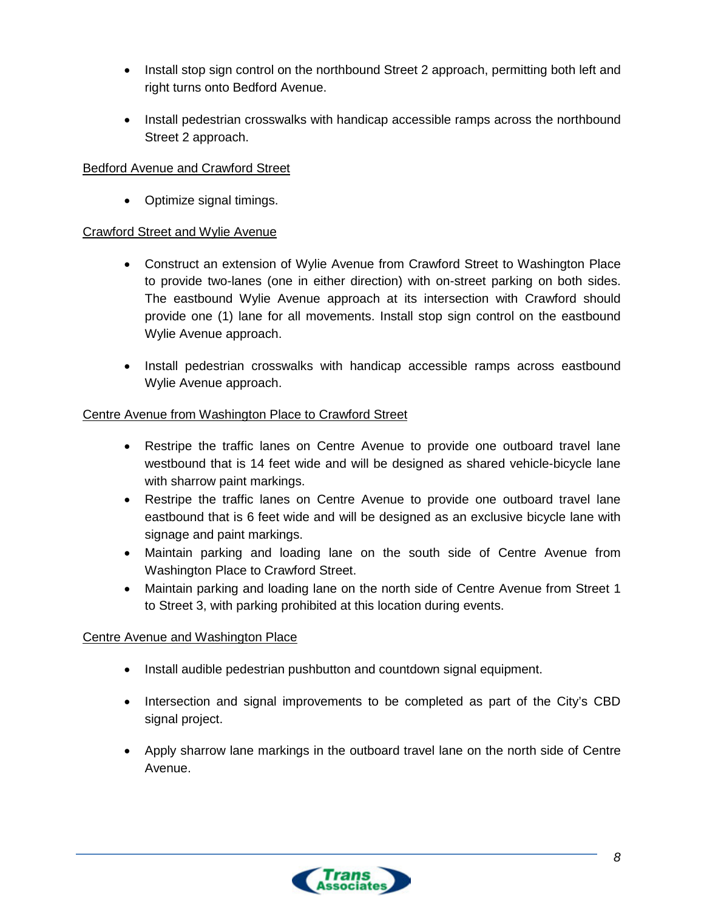- Install stop sign control on the northbound Street 2 approach, permitting both left and right turns onto Bedford Avenue.

- Install pedestrian crosswalks with handicap accessible ramps across the northbound Street 2 approach.

<u>Bedford Avenue and Crawford Street</u>

- Optimize signal timings.

<u>Crawford Street and Wylie Avenue</u>

- Construct an extension of Wylie Avenue from Crawford Street to Washington Place to provide two-lanes (one in either direction) with on-street parking on both sides. The eastbound Wylie Avenue approach at its intersection with Crawford should provide one (1) lane for all movements. Install stop sign control on the eastbound Wylie Avenue approach.

- Install pedestrian crosswalks with handicap accessible ramps across eastbound Wylie Avenue approach.

<u>Centre Avenue from Washington Place to Crawford Street</u>

- Restripe the traffic lanes on Centre Avenue to provide one outboard travel lane westbound that is 14 feet wide and will be designed as shared vehicle-bicycle lane with sharrow paint markings.
- Restripe the traffic lanes on Centre Avenue to provide one outboard travel lane eastbound that is 6 feet wide and will be designed as an exclusive bicycle lane with signage and paint markings.
- Maintain parking and loading lane on the south side of Centre Avenue from Washington Place to Crawford Street.
- Maintain parking and loading lane on the north side of Centre Avenue from Street 1 to Street 3, with parking prohibited at this location during events.

<u>Centre Avenue and Washington Place</u>

- Install audible pedestrian pushbutton and countdown signal equipment.

- Intersection and signal improvements to be completed as part of the City's CBD signal project.

- Apply sharrow lane markings in the outboard travel lane on the north side of Centre Avenue.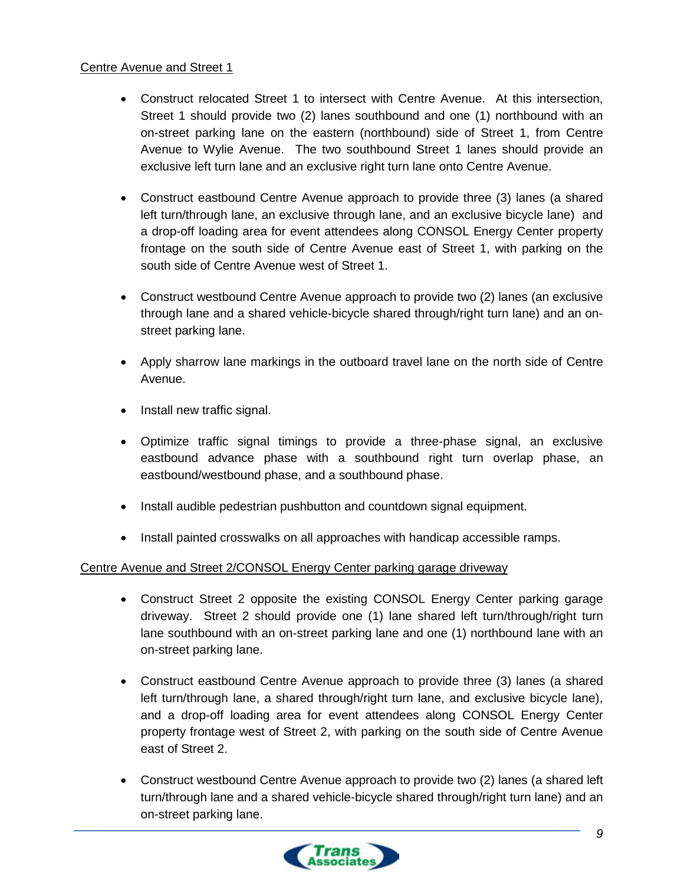<u>Centre Avenue and Street 1</u>

- Construct relocated Street 1 to intersect with Centre Avenue. At this intersection, Street 1 should provide two (2) lanes southbound and one (1) northbound with an on-street parking lane on the eastern (northbound) side of Street 1, from Centre Avenue to Wylie Avenue. The two southbound Street 1 lanes should provide an exclusive left turn lane and an exclusive right turn lane onto Centre Avenue.

- Construct eastbound Centre Avenue approach to provide three (3) lanes (a shared left turn/through lane, an exclusive through lane, and an exclusive bicycle lane) and a drop-off loading area for event attendees along CONSOL Energy Center property frontage on the south side of Centre Avenue east of Street 1, with parking on the south side of Centre Avenue west of Street 1.

- Construct westbound Centre Avenue approach to provide two (2) lanes (an exclusive through lane and a shared vehicle-bicycle shared through/right turn lane) and an on-street parking lane.

- Apply sharrow lane markings in the outboard travel lane on the north side of Centre Avenue.

- Install new traffic signal.

- Optimize traffic signal timings to provide a three-phase signal, an exclusive eastbound advance phase with a southbound right turn overlap phase, an eastbound/westbound phase, and a southbound phase.

- Install audible pedestrian pushbutton and countdown signal equipment.

- Install painted crosswalks on all approaches with handicap accessible ramps.

<u>Centre Avenue and Street 2/CONSOL Energy Center parking garage driveway</u>

- Construct Street 2 opposite the existing CONSOL Energy Center parking garage driveway. Street 2 should provide one (1) lane shared left turn/through/right turn lane southbound with an on-street parking lane and one (1) northbound lane with an on-street parking lane.

- Construct eastbound Centre Avenue approach to provide three (3) lanes (a shared left turn/through lane, a shared through/right turn lane, and exclusive bicycle lane), and a drop-off loading area for event attendees along CONSOL Energy Center property frontage west of Street 2, with parking on the south side of Centre Avenue east of Street 2.

- Construct westbound Centre Avenue approach to provide two (2) lanes (a shared left turn/through lane and a shared vehicle-bicycle shared through/right turn lane) and an on-street parking lane.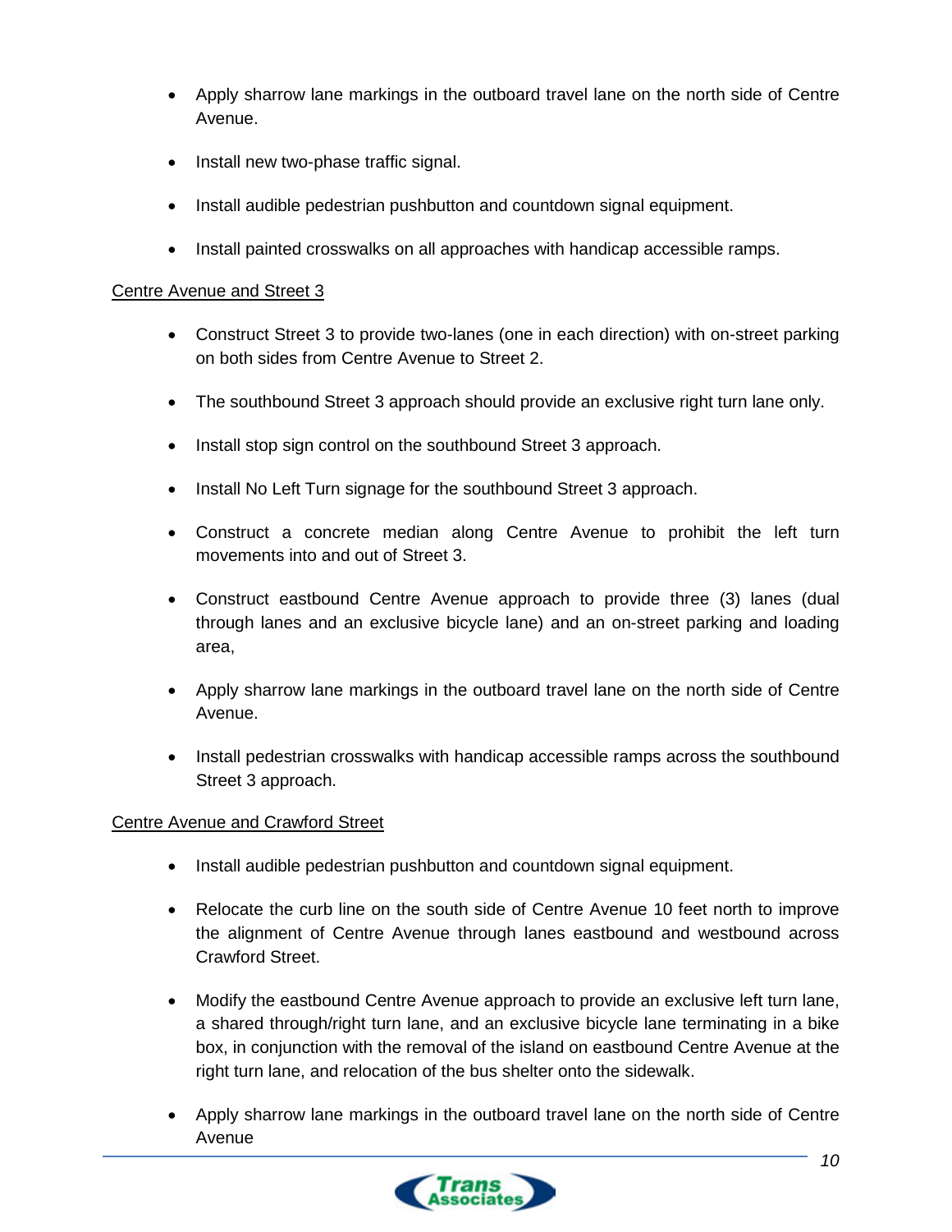- Apply sharrow lane markings in the outboard travel lane on the north side of Centre Avenue.

- Install new two-phase traffic signal.

- Install audible pedestrian pushbutton and countdown signal equipment.

- Install painted crosswalks on all approaches with handicap accessible ramps.

<u>Centre Avenue and Street 3</u>

- Construct Street 3 to provide two-lanes (one in each direction) with on-street parking on both sides from Centre Avenue to Street 2.

- The southbound Street 3 approach should provide an exclusive right turn lane only.

- Install stop sign control on the southbound Street 3 approach.

- Install No Left Turn signage for the southbound Street 3 approach.

- Construct a concrete median along Centre Avenue to prohibit the left turn movements into and out of Street 3.

- Construct eastbound Centre Avenue approach to provide three (3) lanes (dual through lanes and an exclusive bicycle lane) and an on-street parking and loading area,

- Apply sharrow lane markings in the outboard travel lane on the north side of Centre Avenue.

- Install pedestrian crosswalks with handicap accessible ramps across the southbound Street 3 approach.

<u>Centre Avenue and Crawford Street</u>

- Install audible pedestrian pushbutton and countdown signal equipment.

- Relocate the curb line on the south side of Centre Avenue 10 feet north to improve the alignment of Centre Avenue through lanes eastbound and westbound across Crawford Street.

- Modify the eastbound Centre Avenue approach to provide an exclusive left turn lane, a shared through/right turn lane, and an exclusive bicycle lane terminating in a bike box, in conjunction with the removal of the island on eastbound Centre Avenue at the right turn lane, and relocation of the bus shelter onto the sidewalk.

- Apply sharrow lane markings in the outboard travel lane on the north side of Centre Avenue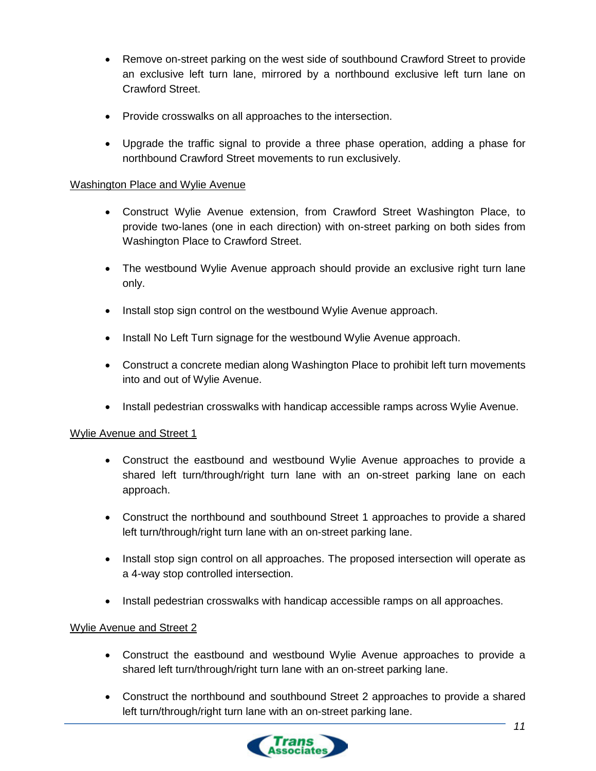- Remove on-street parking on the west side of southbound Crawford Street to provide an exclusive left turn lane, mirrored by a northbound exclusive left turn lane on Crawford Street.
- Provide crosswalks on all approaches to the intersection.
- Upgrade the traffic signal to provide a three phase operation, adding a phase for northbound Crawford Street movements to run exclusively.

<u>Washington Place and Wylie Avenue</u>

- Construct Wylie Avenue extension, from Crawford Street Washington Place, to provide two-lanes (one in each direction) with on-street parking on both sides from Washington Place to Crawford Street.
- The westbound Wylie Avenue approach should provide an exclusive right turn lane only.
- Install stop sign control on the westbound Wylie Avenue approach.
- Install No Left Turn signage for the westbound Wylie Avenue approach.
- Construct a concrete median along Washington Place to prohibit left turn movements into and out of Wylie Avenue.
- Install pedestrian crosswalks with handicap accessible ramps across Wylie Avenue.

<u>Wylie Avenue and Street 1</u>

- Construct the eastbound and westbound Wylie Avenue approaches to provide a shared left turn/through/right turn lane with an on-street parking lane on each approach.
- Construct the northbound and southbound Street 1 approaches to provide a shared left turn/through/right turn lane with an on-street parking lane.
- Install stop sign control on all approaches. The proposed intersection will operate as a 4-way stop controlled intersection.
- Install pedestrian crosswalks with handicap accessible ramps on all approaches.

<u>Wylie Avenue and Street 2</u>

- Construct the eastbound and westbound Wylie Avenue approaches to provide a shared left turn/through/right turn lane with an on-street parking lane.
- Construct the northbound and southbound Street 2 approaches to provide a shared left turn/through/right turn lane with an on-street parking lane.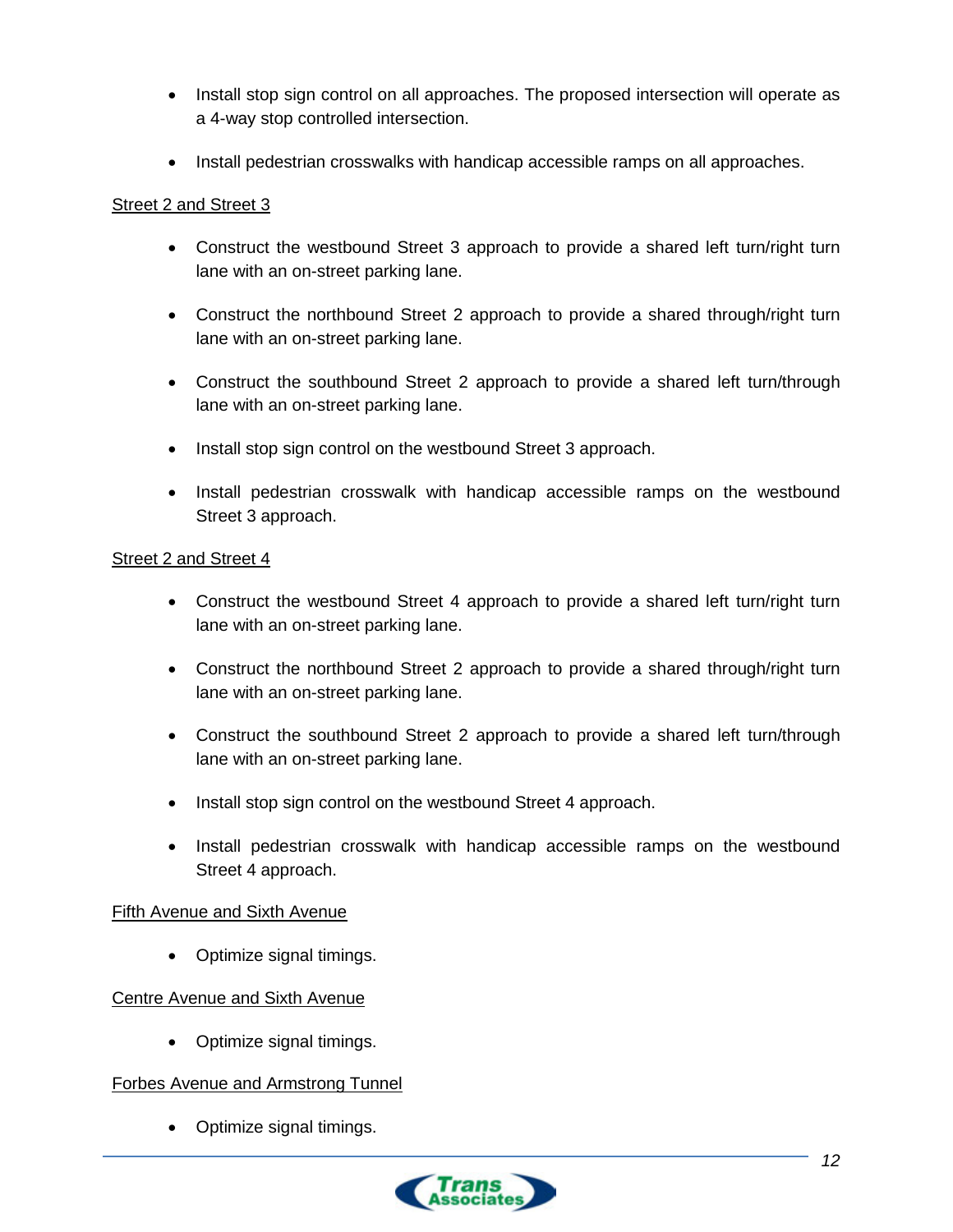- Install stop sign control on all approaches. The proposed intersection will operate as a 4-way stop controlled intersection.
- Install pedestrian crosswalks with handicap accessible ramps on all approaches.

<u>Street 2 and Street 3</u>

- Construct the westbound Street 3 approach to provide a shared left turn/right turn lane with an on-street parking lane.
- Construct the northbound Street 2 approach to provide a shared through/right turn lane with an on-street parking lane.
- Construct the southbound Street 2 approach to provide a shared left turn/through lane with an on-street parking lane.
- Install stop sign control on the westbound Street 3 approach.
- Install pedestrian crosswalk with handicap accessible ramps on the westbound Street 3 approach.

<u>Street 2 and Street 4</u>

- Construct the westbound Street 4 approach to provide a shared left turn/right turn lane with an on-street parking lane.
- Construct the northbound Street 2 approach to provide a shared through/right turn lane with an on-street parking lane.
- Construct the southbound Street 2 approach to provide a shared left turn/through lane with an on-street parking lane.
- Install stop sign control on the westbound Street 4 approach.
- Install pedestrian crosswalk with handicap accessible ramps on the westbound Street 4 approach.

<u>Fifth Avenue and Sixth Avenue</u>

- Optimize signal timings.

<u>Centre Avenue and Sixth Avenue</u>

- Optimize signal timings.

<u>Forbes Avenue and Armstrong Tunnel</u>

- Optimize signal timings.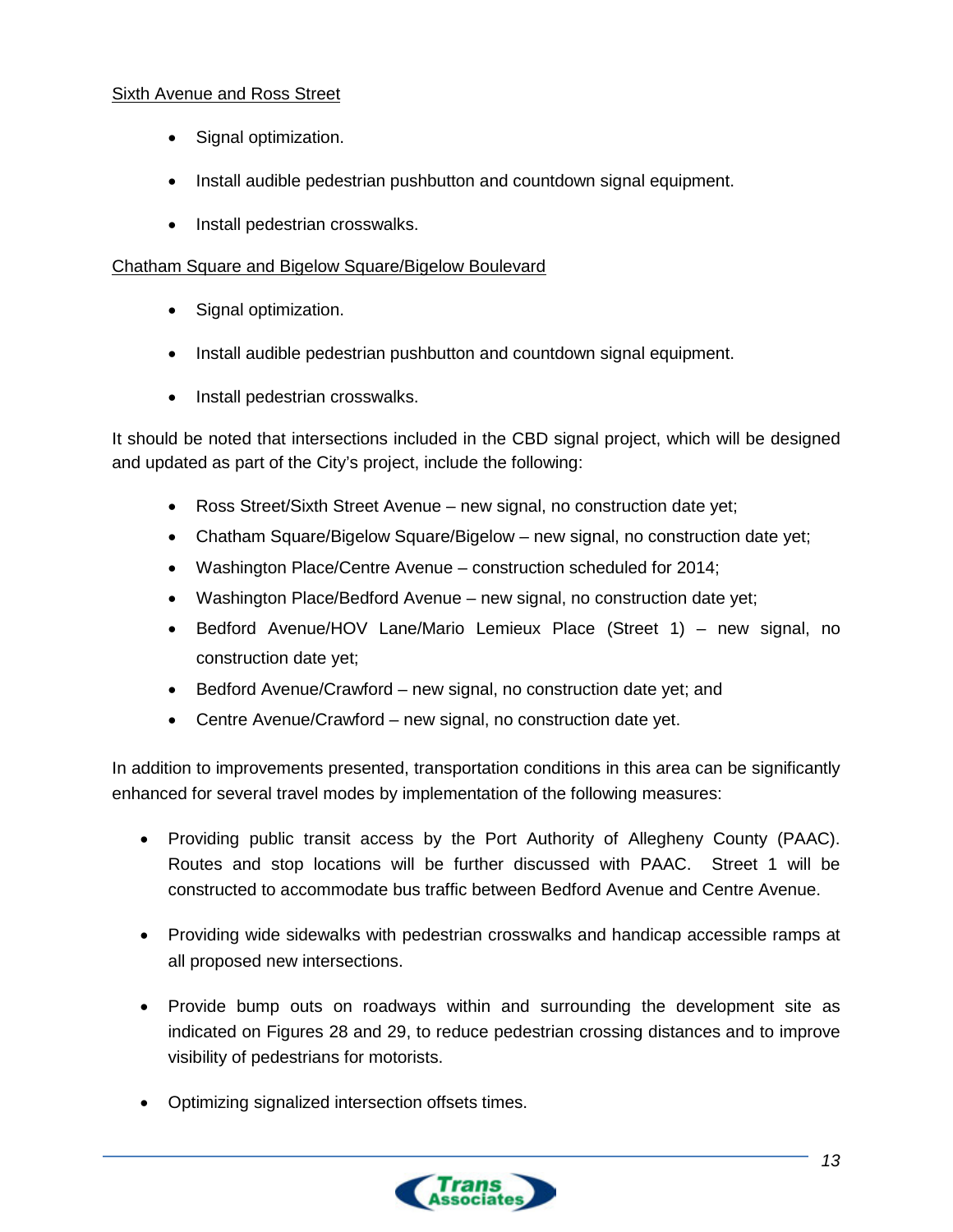Sixth Avenue and Ross Street

- Signal optimization.
- Install audible pedestrian pushbutton and countdown signal equipment.
- Install pedestrian crosswalks.

Chatham Square and Bigelow Square/Bigelow Boulevard

- Signal optimization.
- Install audible pedestrian pushbutton and countdown signal equipment.
- Install pedestrian crosswalks.

It should be noted that intersections included in the CBD signal project, which will be designed and updated as part of the City's project, include the following:

- Ross Street/Sixth Street Avenue – new signal, no construction date yet;
- Chatham Square/Bigelow Square/Bigelow – new signal, no construction date yet;
- Washington Place/Centre Avenue – construction scheduled for 2014;
- Washington Place/Bedford Avenue – new signal, no construction date yet;
- Bedford Avenue/HOV Lane/Mario Lemieux Place (Street 1) – new signal, no construction date yet;
- Bedford Avenue/Crawford – new signal, no construction date yet; and
- Centre Avenue/Crawford – new signal, no construction date yet.

In addition to improvements presented, transportation conditions in this area can be significantly enhanced for several travel modes by implementation of the following measures:

- Providing public transit access by the Port Authority of Allegheny County (PAAC). Routes and stop locations will be further discussed with PAAC. Street 1 will be constructed to accommodate bus traffic between Bedford Avenue and Centre Avenue.
- Providing wide sidewalks with pedestrian crosswalks and handicap accessible ramps at all proposed new intersections.
- Provide bump outs on roadways within and surrounding the development site as indicated on Figures 28 and 29, to reduce pedestrian crossing distances and to improve visibility of pedestrians for motorists.
- Optimizing signalized intersection offsets times.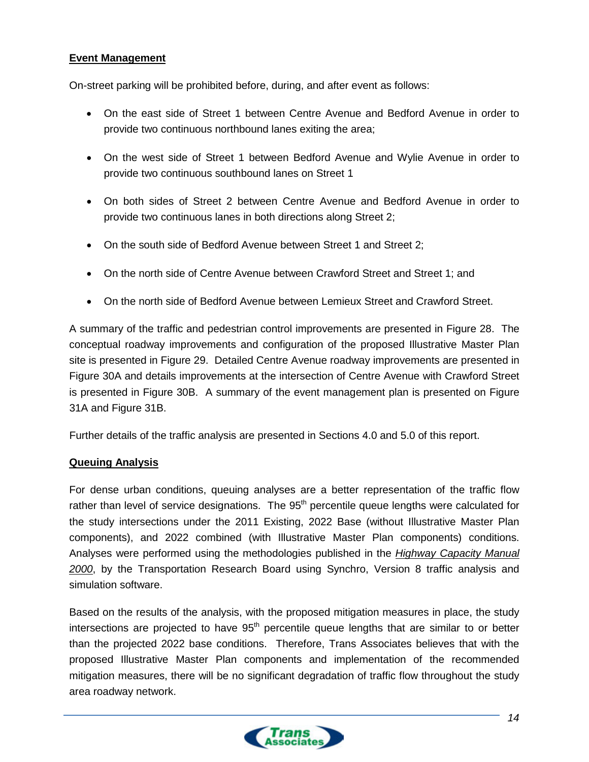**Event Management**

On-street parking will be prohibited before, during, and after event as follows:

- On the east side of Street 1 between Centre Avenue and Bedford Avenue in order to provide two continuous northbound lanes exiting the area;
- On the west side of Street 1 between Bedford Avenue and Wylie Avenue in order to provide two continuous southbound lanes on Street 1
- On both sides of Street 2 between Centre Avenue and Bedford Avenue in order to provide two continuous lanes in both directions along Street 2;
- On the south side of Bedford Avenue between Street 1 and Street 2;
- On the north side of Centre Avenue between Crawford Street and Street 1; and
- On the north side of Bedford Avenue between Lemieux Street and Crawford Street.

A summary of the traffic and pedestrian control improvements are presented in Figure 28. The conceptual roadway improvements and configuration of the proposed Illustrative Master Plan site is presented in Figure 29. Detailed Centre Avenue roadway improvements are presented in Figure 30A and details improvements at the intersection of Centre Avenue with Crawford Street is presented in Figure 30B. A summary of the event management plan is presented on Figure 31A and Figure 31B.

Further details of the traffic analysis are presented in Sections 4.0 and 5.0 of this report.

**Queuing Analysis**

For dense urban conditions, queuing analyses are a better representation of the traffic flow rather than level of service designations. The 95th percentile queue lengths were calculated for the study intersections under the 2011 Existing, 2022 Base (without Illustrative Master Plan components), and 2022 combined (with Illustrative Master Plan components) conditions. Analyses were performed using the methodologies published in the *Highway Capacity Manual 2000*, by the Transportation Research Board using Synchro, Version 8 traffic analysis and simulation software.

Based on the results of the analysis, with the proposed mitigation measures in place, the study intersections are projected to have 95th percentile queue lengths that are similar to or better than the projected 2022 base conditions. Therefore, Trans Associates believes that with the proposed Illustrative Master Plan components and implementation of the recommended mitigation measures, there will be no significant degradation of traffic flow throughout the study area roadway network.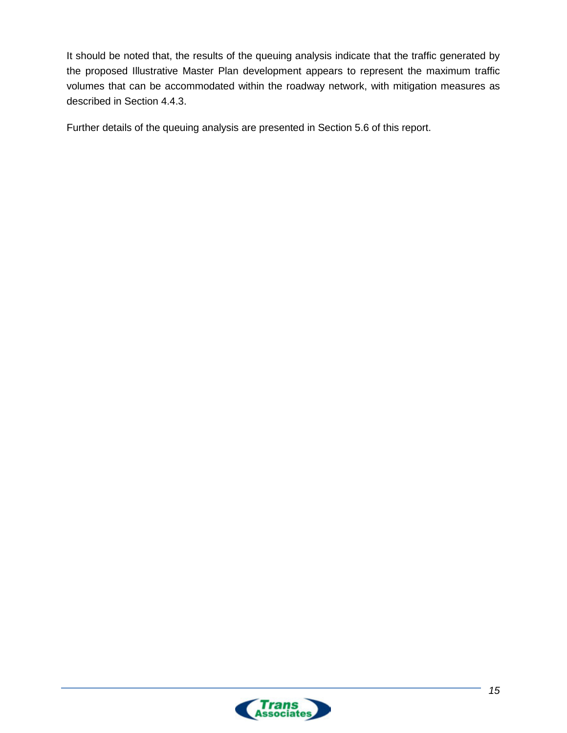It should be noted that, the results of the queuing analysis indicate that the traffic generated by the proposed Illustrative Master Plan development appears to represent the maximum traffic volumes that can be accommodated within the roadway network, with mitigation measures as described in Section 4.4.3.

Further details of the queuing analysis are presented in Section 5.6 of this report.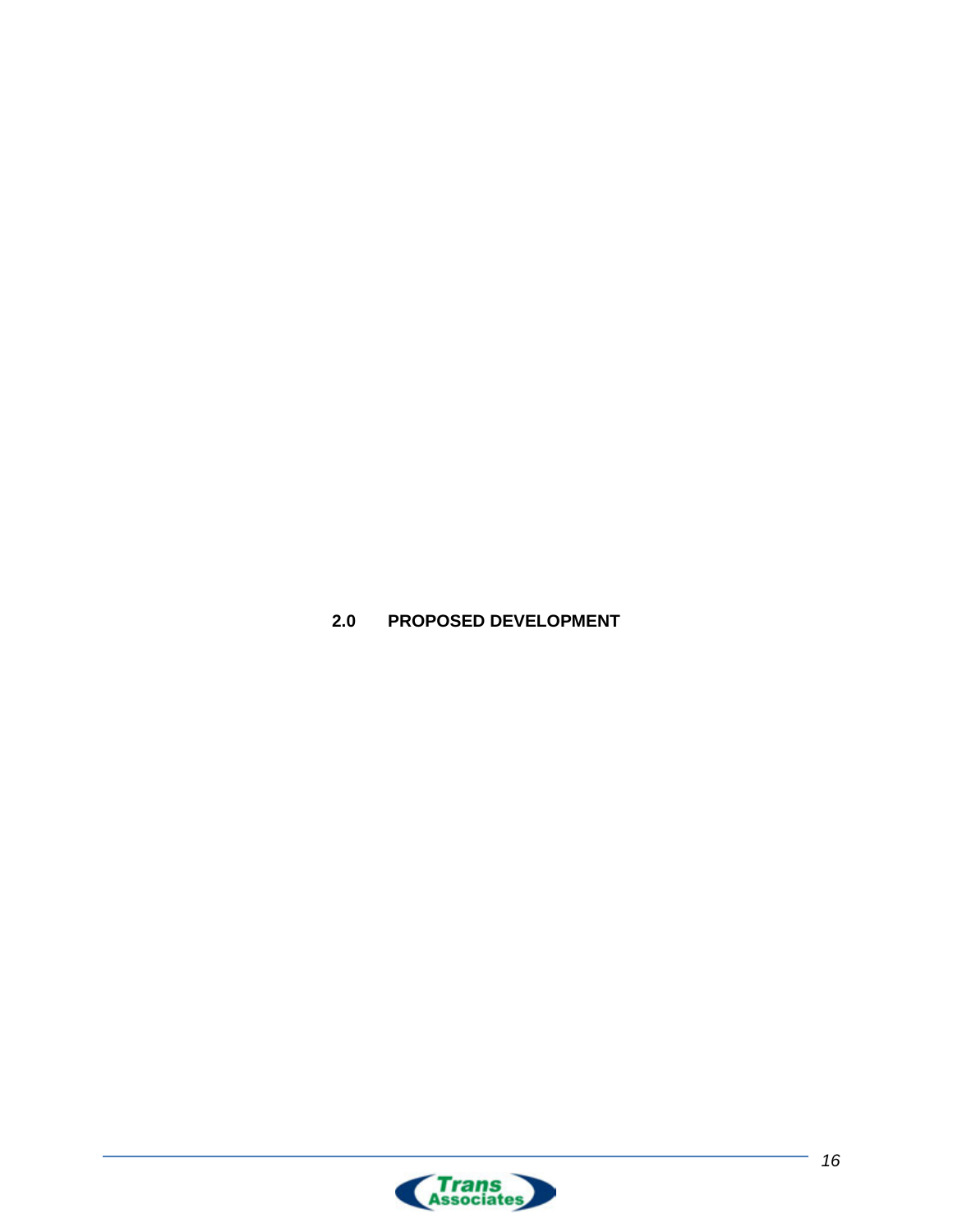# 2.0 PROPOSED DEVELOPMENT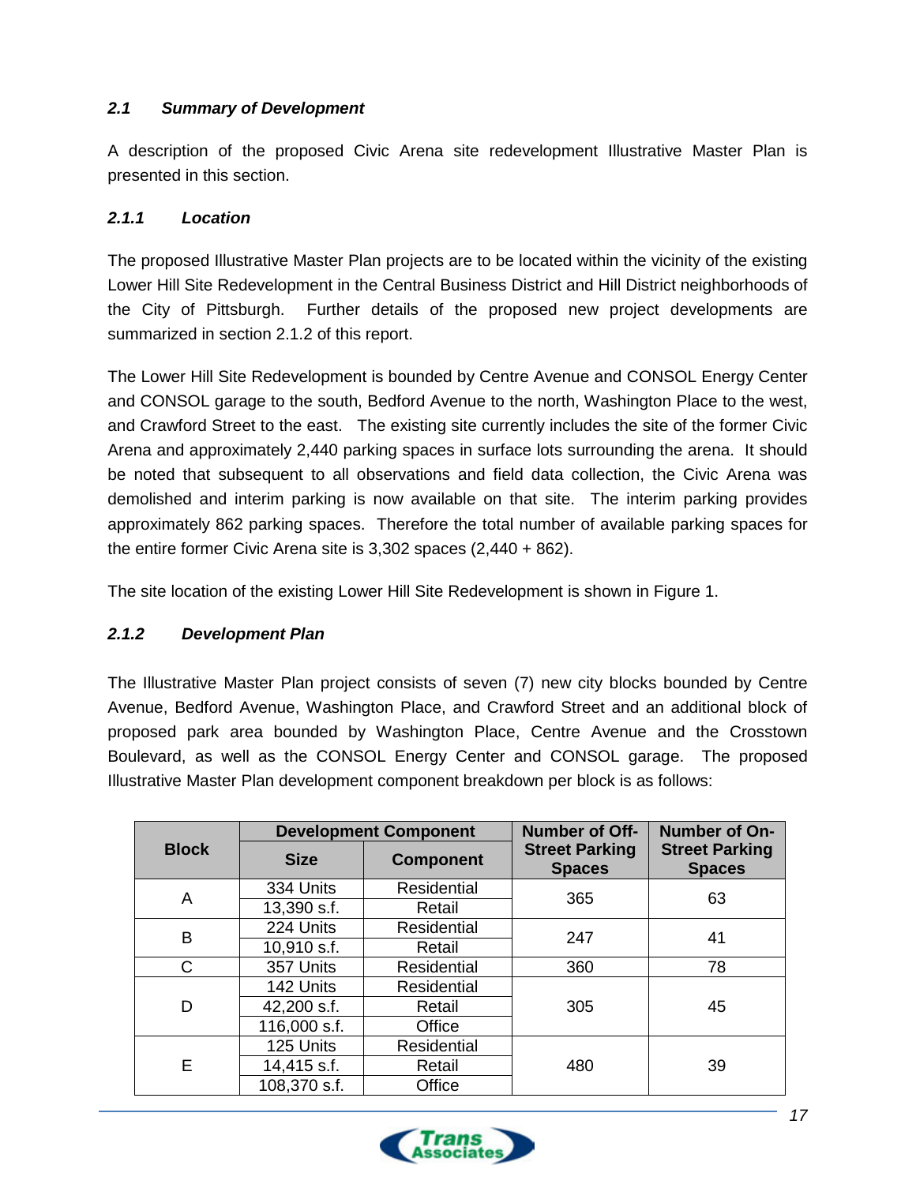### *2.1 Summary of Development*

A description of the proposed Civic Arena site redevelopment Illustrative Master Plan is presented in this section.

#### *2.1.1 Location*

The proposed Illustrative Master Plan projects are to be located within the vicinity of the existing Lower Hill Site Redevelopment in the Central Business District and Hill District neighborhoods of the City of Pittsburgh. Further details of the proposed new project developments are summarized in section 2.1.2 of this report.

The Lower Hill Site Redevelopment is bounded by Centre Avenue and CONSOL Energy Center and CONSOL garage to the south, Bedford Avenue to the north, Washington Place to the west, and Crawford Street to the east. The existing site currently includes the site of the former Civic Arena and approximately 2,440 parking spaces in surface lots surrounding the arena. It should be noted that subsequent to all observations and field data collection, the Civic Arena was demolished and interim parking is now available on that site. The interim parking provides approximately 862 parking spaces. Therefore the total number of available parking spaces for the entire former Civic Arena site is 3,302 spaces (2,440 + 862).

The site location of the existing Lower Hill Site Redevelopment is shown in Figure 1.

#### *2.1.2 Development Plan*

The Illustrative Master Plan project consists of seven (7) new city blocks bounded by Centre Avenue, Bedford Avenue, Washington Place, and Crawford Street and an additional block of proposed park area bounded by Washington Place, Centre Avenue and the Crosstown Boulevard, as well as the CONSOL Energy Center and CONSOL garage. The proposed Illustrative Master Plan development component breakdown per block is as follows:

| Block | Development Component | | Number of Off-Street Parking Spaces | Number of On-Street Parking Spaces |
|---|---|---|---|---|
| | Size | Component | | |
| A | 334 Units | Residential | 365 | 63 |
| | 13,390 s.f. | Retail | | |
| B | 224 Units | Residential | 247 | 41 |
| | 10,910 s.f. | Retail | | |
| C | 357 Units | Residential | 360 | 78 |
| D | 142 Units | Residential | 305 | 45 |
| | 42,200 s.f. | Retail | | |
| | 116,000 s.f. | Office | | |
| E | 125 Units | Residential | 480 | 39 |
| | 14,415 s.f. | Retail | | |
| | 108,370 s.f. | Office | | |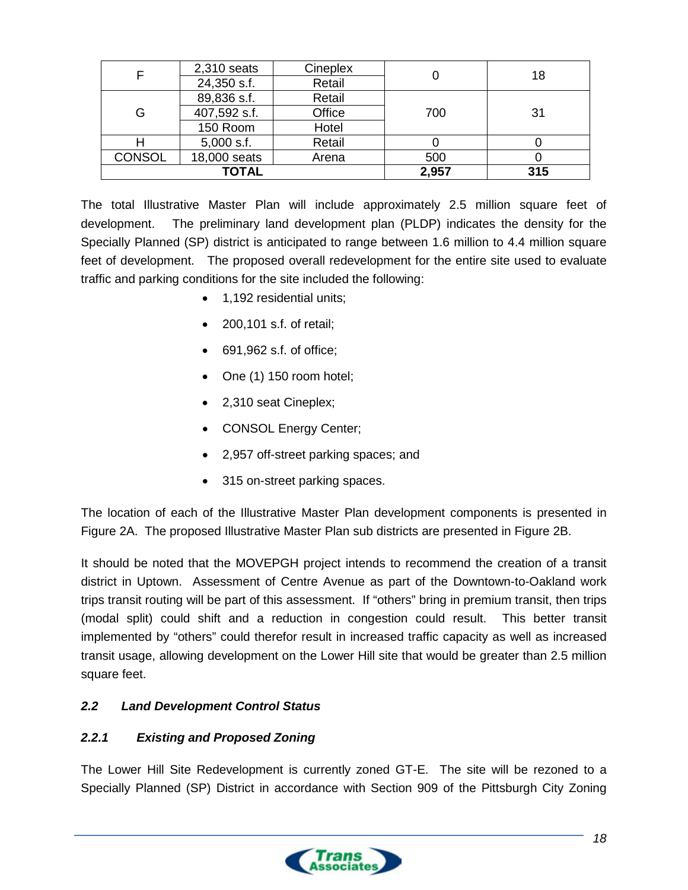| | | | | |
|---|---|---|---|---|
| F | 2,310 seats | Cineplex | 0 | 18 |
| | 24,350 s.f. | Retail | | |
| G | 89,836 s.f. | Retail | 700 | 31 |
| | 407,592 s.f. | Office | | |
| | 150 Room | Hotel | | |
| H | 5,000 s.f. | Retail | 0 | 0 |
| CONSOL | 18,000 seats | Arena | 500 | 0 |
| **TOTAL** | | | **2,957** | **315** |

The total Illustrative Master Plan will include approximately 2.5 million square feet of development. The preliminary land development plan (PLDP) indicates the density for the Specially Planned (SP) district is anticipated to range between 1.6 million to 4.4 million square feet of development. The proposed overall redevelopment for the entire site used to evaluate traffic and parking conditions for the site included the following:

- 1,192 residential units;
- 200,101 s.f. of retail;
- 691,962 s.f. of office;
- One (1) 150 room hotel;
- 2,310 seat Cineplex;
- CONSOL Energy Center;
- 2,957 off-street parking spaces; and
- 315 on-street parking spaces.

The location of each of the Illustrative Master Plan development components is presented in Figure 2A. The proposed Illustrative Master Plan sub districts are presented in Figure 2B.

It should be noted that the MOVEPGH project intends to recommend the creation of a transit district in Uptown. Assessment of Centre Avenue as part of the Downtown-to-Oakland work trips transit routing will be part of this assessment. If "others" bring in premium transit, then trips (modal split) could shift and a reduction in congestion could result. This better transit implemented by "others" could therefor result in increased traffic capacity as well as increased transit usage, allowing development on the Lower Hill site that would be greater than 2.5 million square feet.

## *2.2 Land Development Control Status*

### *2.2.1 Existing and Proposed Zoning*

The Lower Hill Site Redevelopment is currently zoned GT-E. The site will be rezoned to a Specially Planned (SP) District in accordance with Section 909 of the Pittsburgh City Zoning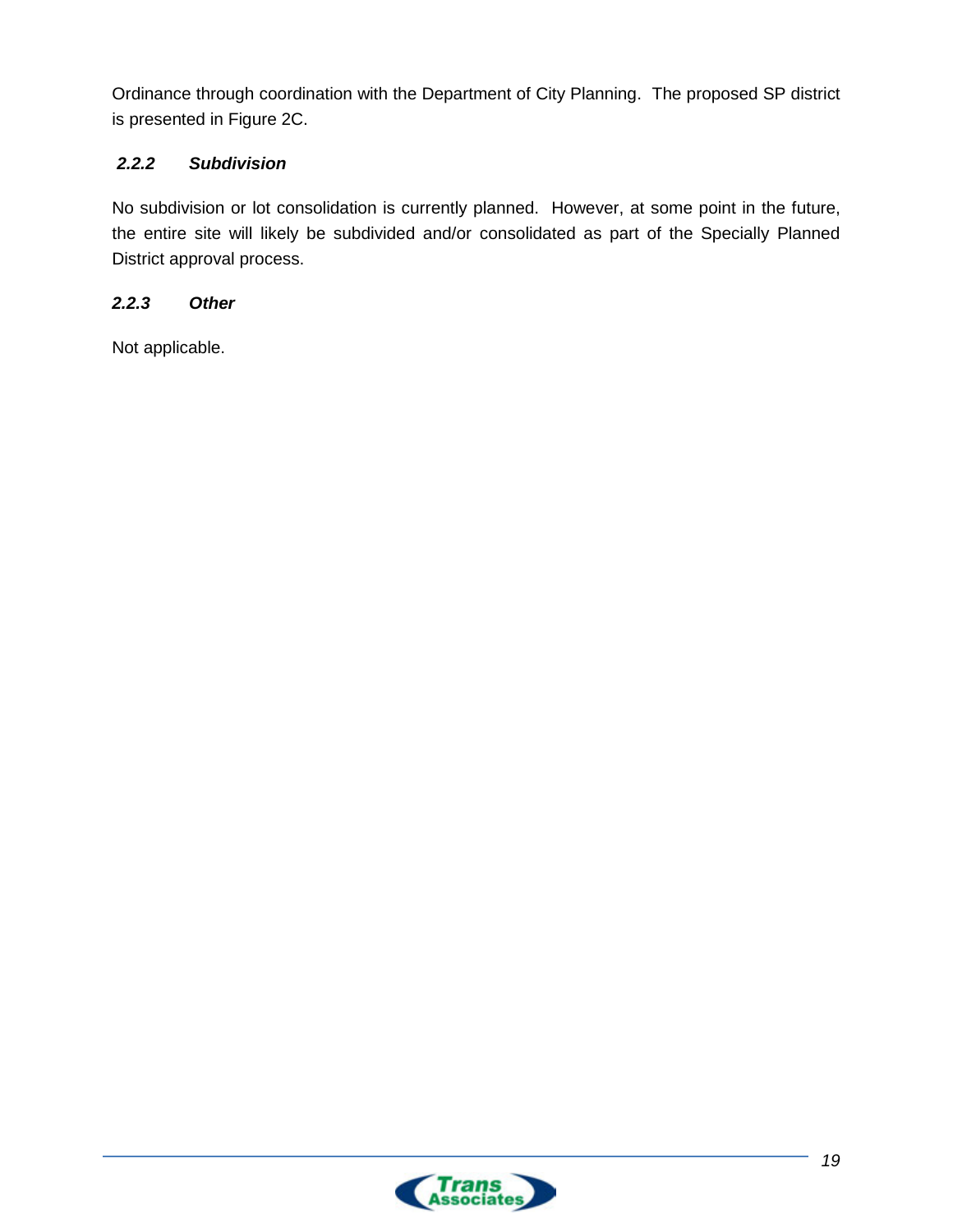Ordinance through coordination with the Department of City Planning. The proposed SP district is presented in Figure 2C.

### *2.2.2 Subdivision*

No subdivision or lot consolidation is currently planned. However, at some point in the future, the entire site will likely be subdivided and/or consolidated as part of the Specially Planned District approval process.

### *2.2.3 Other*

Not applicable.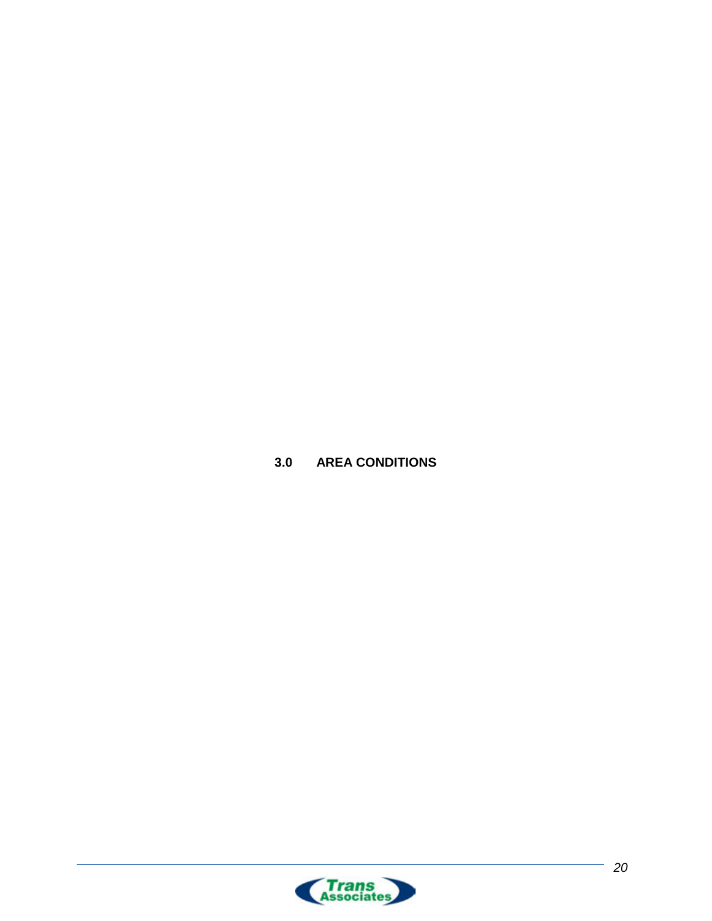# 3.0 AREA CONDITIONS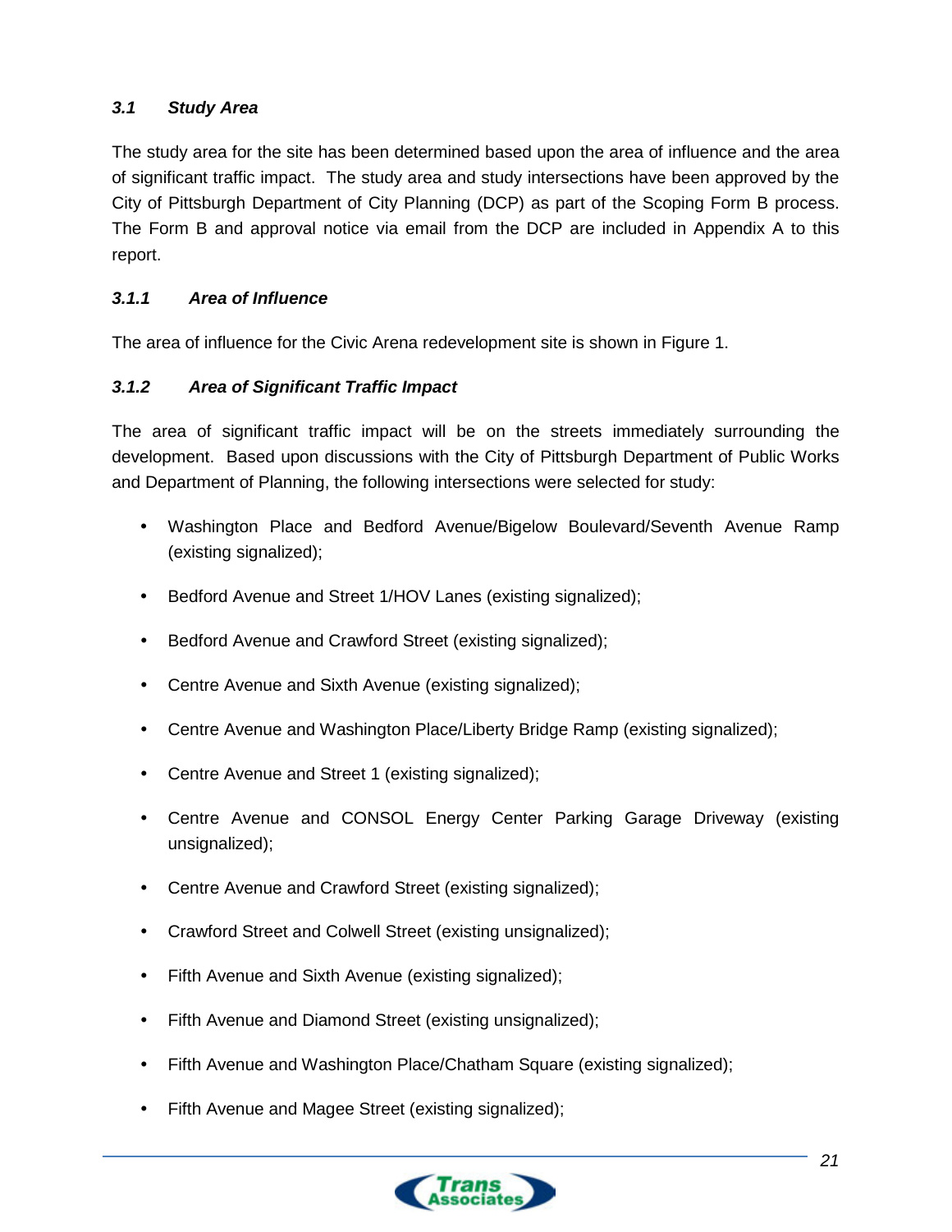### *3.1 Study Area*

The study area for the site has been determined based upon the area of influence and the area of significant traffic impact. The study area and study intersections have been approved by the City of Pittsburgh Department of City Planning (DCP) as part of the Scoping Form B process. The Form B and approval notice via email from the DCP are included in Appendix A to this report.

#### *3.1.1 Area of Influence*

The area of influence for the Civic Arena redevelopment site is shown in Figure 1.

#### *3.1.2 Area of Significant Traffic Impact*

The area of significant traffic impact will be on the streets immediately surrounding the development. Based upon discussions with the City of Pittsburgh Department of Public Works and Department of Planning, the following intersections were selected for study:

- Washington Place and Bedford Avenue/Bigelow Boulevard/Seventh Avenue Ramp (existing signalized);
- Bedford Avenue and Street 1/HOV Lanes (existing signalized);
- Bedford Avenue and Crawford Street (existing signalized);
- Centre Avenue and Sixth Avenue (existing signalized);
- Centre Avenue and Washington Place/Liberty Bridge Ramp (existing signalized);
- Centre Avenue and Street 1 (existing signalized);
- Centre Avenue and CONSOL Energy Center Parking Garage Driveway (existing unsignalized);
- Centre Avenue and Crawford Street (existing signalized);
- Crawford Street and Colwell Street (existing unsignalized);
- Fifth Avenue and Sixth Avenue (existing signalized);
- Fifth Avenue and Diamond Street (existing unsignalized);
- Fifth Avenue and Washington Place/Chatham Square (existing signalized);
- Fifth Avenue and Magee Street (existing signalized);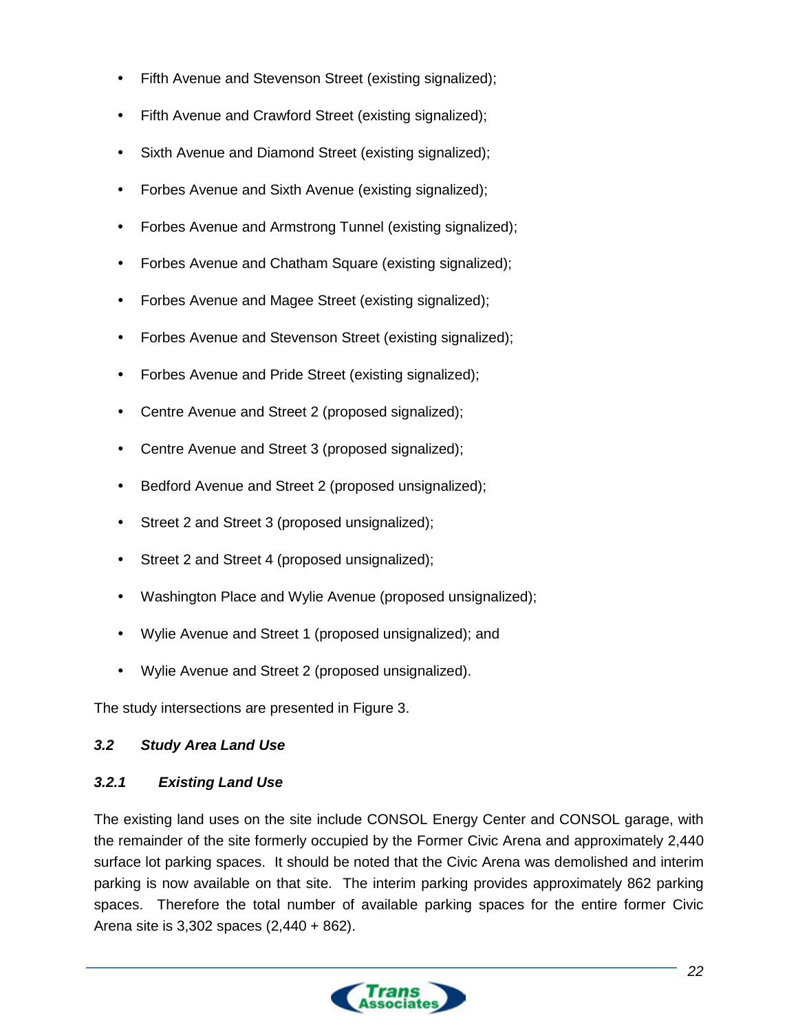- Fifth Avenue and Stevenson Street (existing signalized);
- Fifth Avenue and Crawford Street (existing signalized);
- Sixth Avenue and Diamond Street (existing signalized);
- Forbes Avenue and Sixth Avenue (existing signalized);
- Forbes Avenue and Armstrong Tunnel (existing signalized);
- Forbes Avenue and Chatham Square (existing signalized);
- Forbes Avenue and Magee Street (existing signalized);
- Forbes Avenue and Stevenson Street (existing signalized);
- Forbes Avenue and Pride Street (existing signalized);
- Centre Avenue and Street 2 (proposed signalized);
- Centre Avenue and Street 3 (proposed signalized);
- Bedford Avenue and Street 2 (proposed unsignalized);
- Street 2 and Street 3 (proposed unsignalized);
- Street 2 and Street 4 (proposed unsignalized);
- Washington Place and Wylie Avenue (proposed unsignalized);
- Wylie Avenue and Street 1 (proposed unsignalized); and
- Wylie Avenue and Street 2 (proposed unsignalized).

The study intersections are presented in Figure 3.

### *3.2 Study Area Land Use*

#### *3.2.1 Existing Land Use*

The existing land uses on the site include CONSOL Energy Center and CONSOL garage, with the remainder of the site formerly occupied by the Former Civic Arena and approximately 2,440 surface lot parking spaces. It should be noted that the Civic Arena was demolished and interim parking is now available on that site. The interim parking provides approximately 862 parking spaces. Therefore the total number of available parking spaces for the entire former Civic Arena site is 3,302 spaces (2,440 + 862).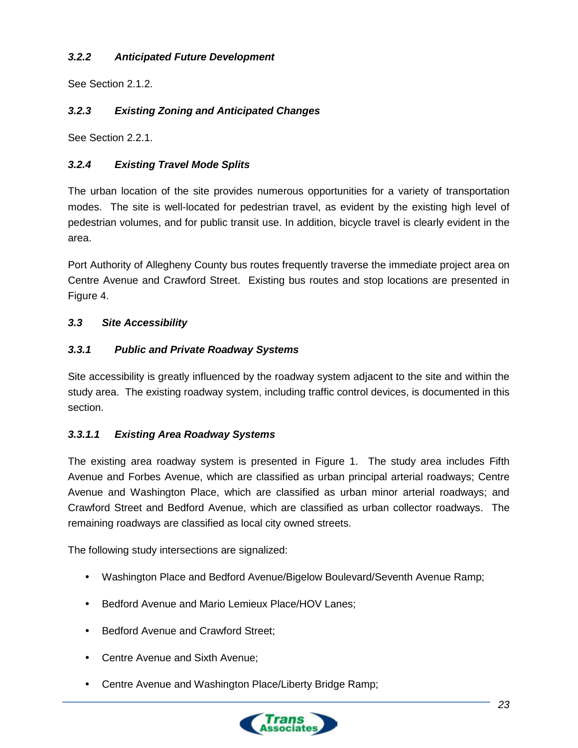### *3.2.2 Anticipated Future Development*

See Section 2.1.2.

### *3.2.3 Existing Zoning and Anticipated Changes*

See Section 2.2.1.

### *3.2.4 Existing Travel Mode Splits*

The urban location of the site provides numerous opportunities for a variety of transportation modes. The site is well-located for pedestrian travel, as evident by the existing high level of pedestrian volumes, and for public transit use. In addition, bicycle travel is clearly evident in the area.

Port Authority of Allegheny County bus routes frequently traverse the immediate project area on Centre Avenue and Crawford Street. Existing bus routes and stop locations are presented in Figure 4.

## *3.3 Site Accessibility*

### *3.3.1 Public and Private Roadway Systems*

Site accessibility is greatly influenced by the roadway system adjacent to the site and within the study area. The existing roadway system, including traffic control devices, is documented in this section.

#### *3.3.1.1 Existing Area Roadway Systems*

The existing area roadway system is presented in Figure 1. The study area includes Fifth Avenue and Forbes Avenue, which are classified as urban principal arterial roadways; Centre Avenue and Washington Place, which are classified as urban minor arterial roadways; and Crawford Street and Bedford Avenue, which are classified as urban collector roadways. The remaining roadways are classified as local city owned streets.

The following study intersections are signalized:

- Washington Place and Bedford Avenue/Bigelow Boulevard/Seventh Avenue Ramp;
- Bedford Avenue and Mario Lemieux Place/HOV Lanes;
- Bedford Avenue and Crawford Street;
- Centre Avenue and Sixth Avenue;
- Centre Avenue and Washington Place/Liberty Bridge Ramp;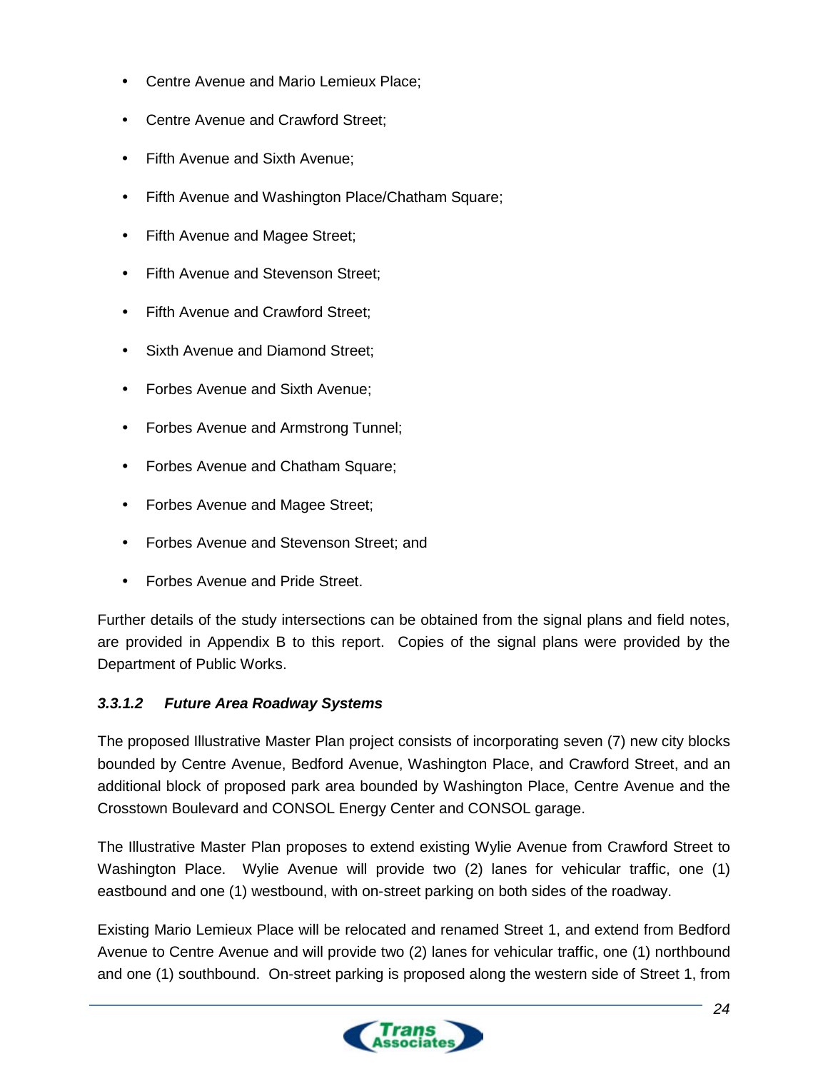- Centre Avenue and Mario Lemieux Place;
- Centre Avenue and Crawford Street;
- Fifth Avenue and Sixth Avenue;
- Fifth Avenue and Washington Place/Chatham Square;
- Fifth Avenue and Magee Street;
- Fifth Avenue and Stevenson Street;
- Fifth Avenue and Crawford Street;
- Sixth Avenue and Diamond Street;
- Forbes Avenue and Sixth Avenue;
- Forbes Avenue and Armstrong Tunnel;
- Forbes Avenue and Chatham Square;
- Forbes Avenue and Magee Street;
- Forbes Avenue and Stevenson Street; and
- Forbes Avenue and Pride Street.

Further details of the study intersections can be obtained from the signal plans and field notes, are provided in Appendix B to this report. Copies of the signal plans were provided by the Department of Public Works.

#### *3.3.1.2 Future Area Roadway Systems*

The proposed Illustrative Master Plan project consists of incorporating seven (7) new city blocks bounded by Centre Avenue, Bedford Avenue, Washington Place, and Crawford Street, and an additional block of proposed park area bounded by Washington Place, Centre Avenue and the Crosstown Boulevard and CONSOL Energy Center and CONSOL garage.

The Illustrative Master Plan proposes to extend existing Wylie Avenue from Crawford Street to Washington Place. Wylie Avenue will provide two (2) lanes for vehicular traffic, one (1) eastbound and one (1) westbound, with on-street parking on both sides of the roadway.

Existing Mario Lemieux Place will be relocated and renamed Street 1, and extend from Bedford Avenue to Centre Avenue and will provide two (2) lanes for vehicular traffic, one (1) northbound and one (1) southbound. On-street parking is proposed along the western side of Street 1, from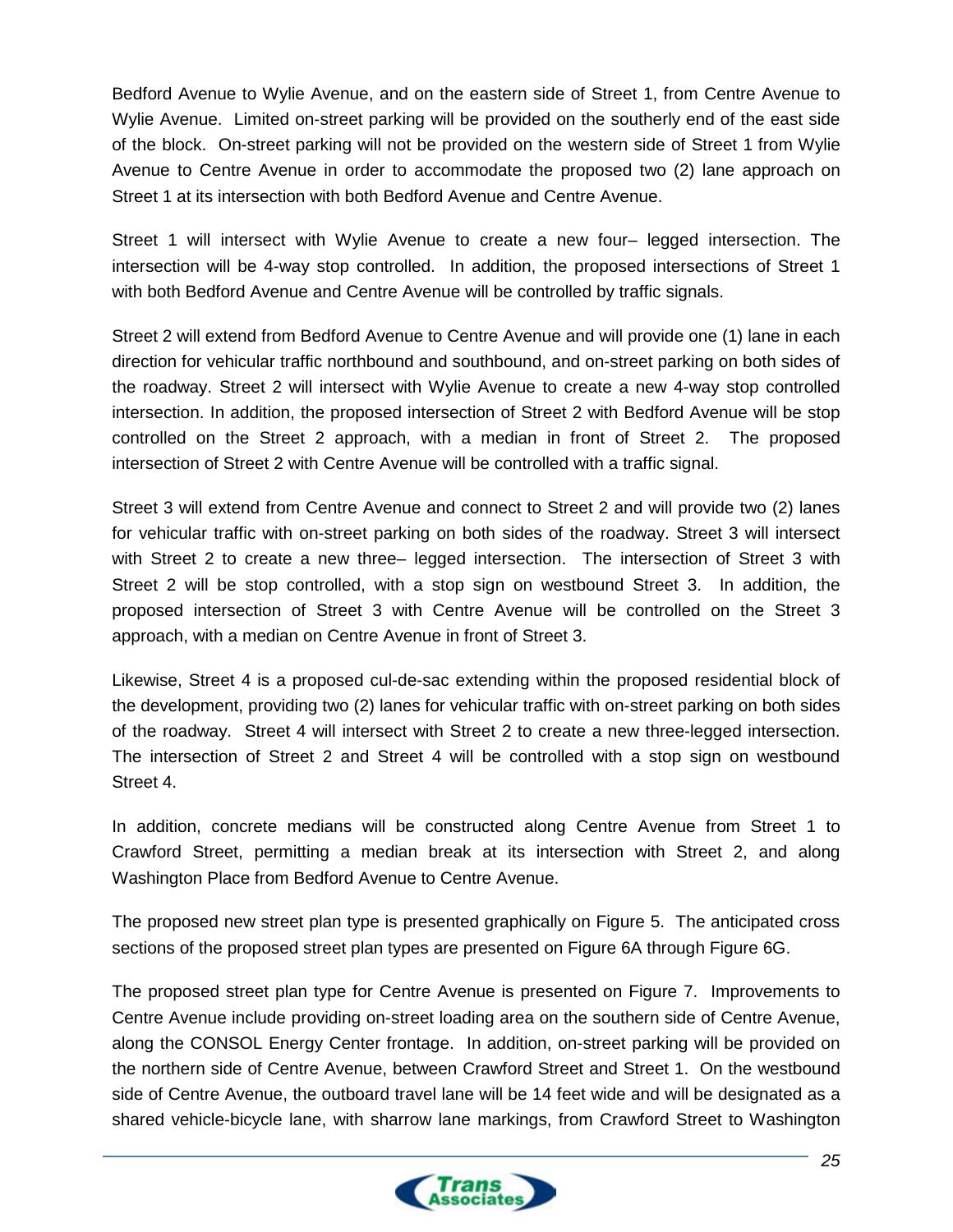Bedford Avenue to Wylie Avenue, and on the eastern side of Street 1, from Centre Avenue to Wylie Avenue. Limited on-street parking will be provided on the southerly end of the east side of the block. On-street parking will not be provided on the western side of Street 1 from Wylie Avenue to Centre Avenue in order to accommodate the proposed two (2) lane approach on Street 1 at its intersection with both Bedford Avenue and Centre Avenue.

Street 1 will intersect with Wylie Avenue to create a new four– legged intersection. The intersection will be 4-way stop controlled. In addition, the proposed intersections of Street 1 with both Bedford Avenue and Centre Avenue will be controlled by traffic signals.

Street 2 will extend from Bedford Avenue to Centre Avenue and will provide one (1) lane in each direction for vehicular traffic northbound and southbound, and on-street parking on both sides of the roadway. Street 2 will intersect with Wylie Avenue to create a new 4-way stop controlled intersection. In addition, the proposed intersection of Street 2 with Bedford Avenue will be stop controlled on the Street 2 approach, with a median in front of Street 2. The proposed intersection of Street 2 with Centre Avenue will be controlled with a traffic signal.

Street 3 will extend from Centre Avenue and connect to Street 2 and will provide two (2) lanes for vehicular traffic with on-street parking on both sides of the roadway. Street 3 will intersect with Street 2 to create a new three– legged intersection. The intersection of Street 3 with Street 2 will be stop controlled, with a stop sign on westbound Street 3. In addition, the proposed intersection of Street 3 with Centre Avenue will be controlled on the Street 3 approach, with a median on Centre Avenue in front of Street 3.

Likewise, Street 4 is a proposed cul-de-sac extending within the proposed residential block of the development, providing two (2) lanes for vehicular traffic with on-street parking on both sides of the roadway. Street 4 will intersect with Street 2 to create a new three-legged intersection. The intersection of Street 2 and Street 4 will be controlled with a stop sign on westbound Street 4.

In addition, concrete medians will be constructed along Centre Avenue from Street 1 to Crawford Street, permitting a median break at its intersection with Street 2, and along Washington Place from Bedford Avenue to Centre Avenue.

The proposed new street plan type is presented graphically on Figure 5. The anticipated cross sections of the proposed street plan types are presented on Figure 6A through Figure 6G.

The proposed street plan type for Centre Avenue is presented on Figure 7. Improvements to Centre Avenue include providing on-street loading area on the southern side of Centre Avenue, along the CONSOL Energy Center frontage. In addition, on-street parking will be provided on the northern side of Centre Avenue, between Crawford Street and Street 1. On the westbound side of Centre Avenue, the outboard travel lane will be 14 feet wide and will be designated as a shared vehicle-bicycle lane, with sharrow lane markings, from Crawford Street to Washington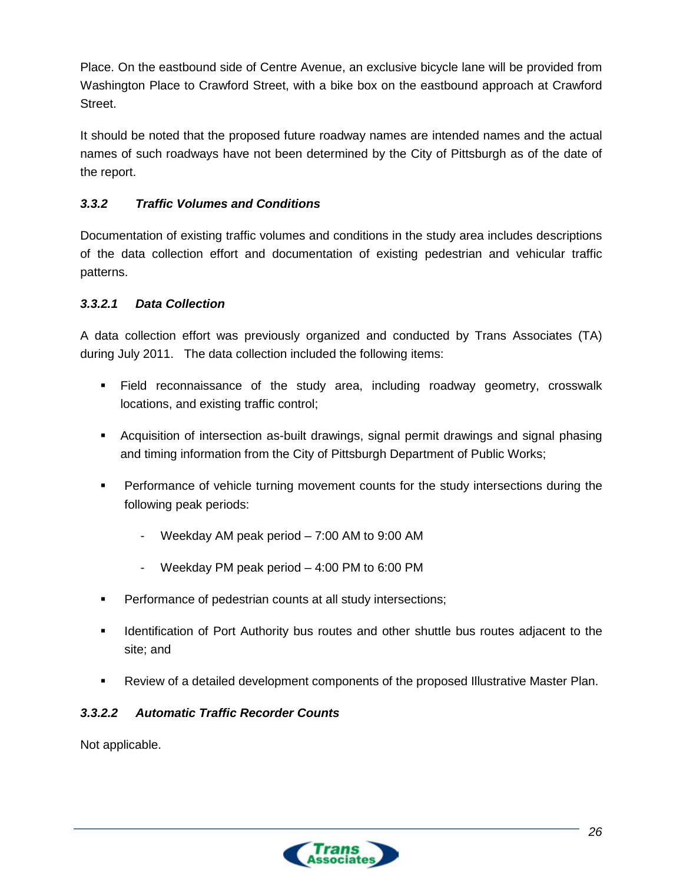Place. On the eastbound side of Centre Avenue, an exclusive bicycle lane will be provided from Washington Place to Crawford Street, with a bike box on the eastbound approach at Crawford Street.

It should be noted that the proposed future roadway names are intended names and the actual names of such roadways have not been determined by the City of Pittsburgh as of the date of the report.

### *3.3.2 Traffic Volumes and Conditions*

Documentation of existing traffic volumes and conditions in the study area includes descriptions of the data collection effort and documentation of existing pedestrian and vehicular traffic patterns.

#### *3.3.2.1 Data Collection*

A data collection effort was previously organized and conducted by Trans Associates (TA) during July 2011. The data collection included the following items:

- Field reconnaissance of the study area, including roadway geometry, crosswalk locations, and existing traffic control;
- Acquisition of intersection as-built drawings, signal permit drawings and signal phasing and timing information from the City of Pittsburgh Department of Public Works;
- Performance of vehicle turning movement counts for the study intersections during the following peak periods:
  - Weekday AM peak period – 7:00 AM to 9:00 AM
  - Weekday PM peak period – 4:00 PM to 6:00 PM
- Performance of pedestrian counts at all study intersections;
- Identification of Port Authority bus routes and other shuttle bus routes adjacent to the site; and
- Review of a detailed development components of the proposed Illustrative Master Plan.

#### *3.3.2.2 Automatic Traffic Recorder Counts*

Not applicable.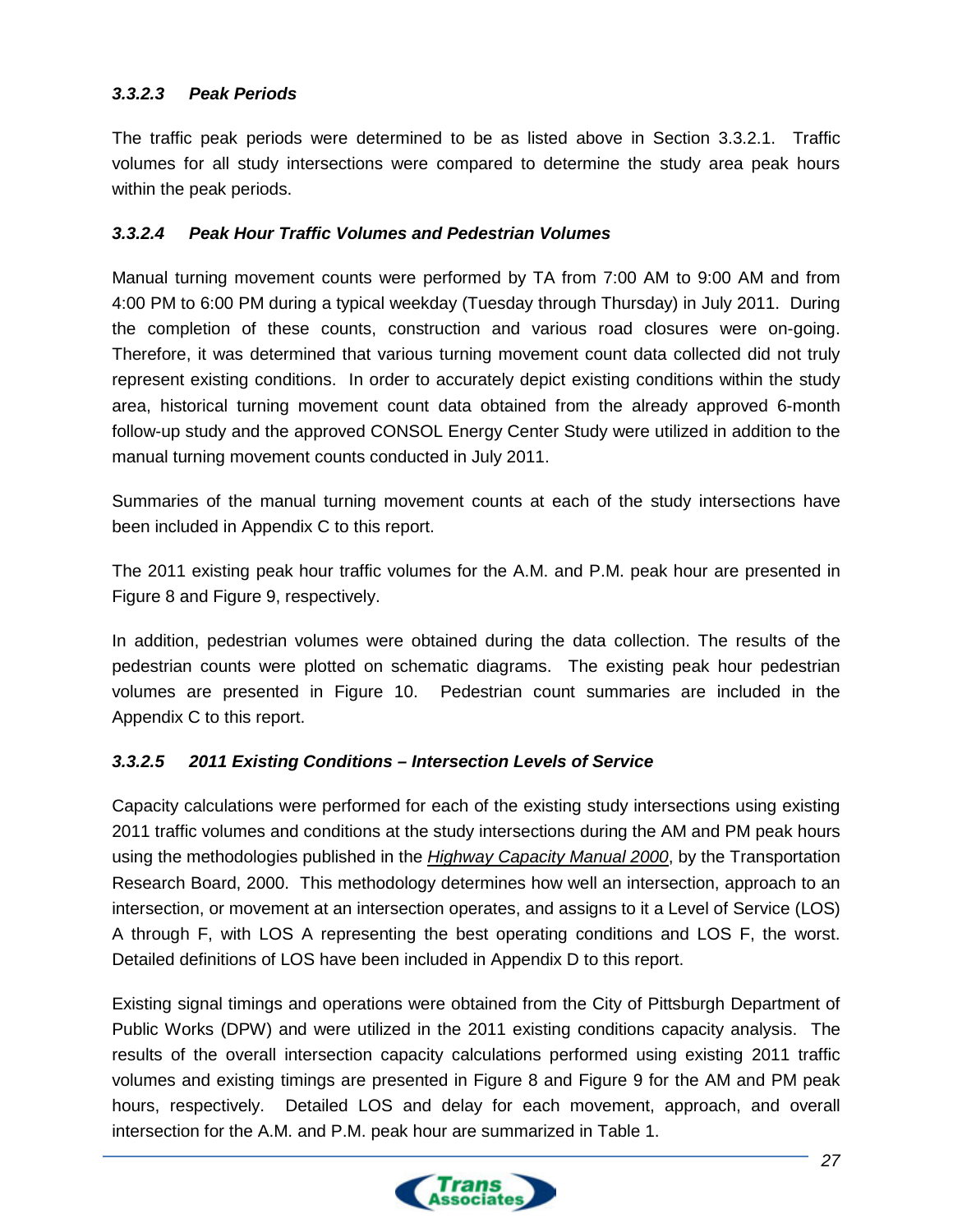#### *3.3.2.3 Peak Periods*

The traffic peak periods were determined to be as listed above in Section 3.3.2.1. Traffic volumes for all study intersections were compared to determine the study area peak hours within the peak periods.

#### *3.3.2.4 Peak Hour Traffic Volumes and Pedestrian Volumes*

Manual turning movement counts were performed by TA from 7:00 AM to 9:00 AM and from 4:00 PM to 6:00 PM during a typical weekday (Tuesday through Thursday) in July 2011. During the completion of these counts, construction and various road closures were on-going. Therefore, it was determined that various turning movement count data collected did not truly represent existing conditions. In order to accurately depict existing conditions within the study area, historical turning movement count data obtained from the already approved 6-month follow-up study and the approved CONSOL Energy Center Study were utilized in addition to the manual turning movement counts conducted in July 2011.

Summaries of the manual turning movement counts at each of the study intersections have been included in Appendix C to this report.

The 2011 existing peak hour traffic volumes for the A.M. and P.M. peak hour are presented in Figure 8 and Figure 9, respectively.

In addition, pedestrian volumes were obtained during the data collection. The results of the pedestrian counts were plotted on schematic diagrams. The existing peak hour pedestrian volumes are presented in Figure 10. Pedestrian count summaries are included in the Appendix C to this report.

#### *3.3.2.5 2011 Existing Conditions – Intersection Levels of Service*

Capacity calculations were performed for each of the existing study intersections using existing 2011 traffic volumes and conditions at the study intersections during the AM and PM peak hours using the methodologies published in the *Highway Capacity Manual 2000*, by the Transportation Research Board, 2000. This methodology determines how well an intersection, approach to an intersection, or movement at an intersection operates, and assigns to it a Level of Service (LOS) A through F, with LOS A representing the best operating conditions and LOS F, the worst. Detailed definitions of LOS have been included in Appendix D to this report.

Existing signal timings and operations were obtained from the City of Pittsburgh Department of Public Works (DPW) and were utilized in the 2011 existing conditions capacity analysis. The results of the overall intersection capacity calculations performed using existing 2011 traffic volumes and existing timings are presented in Figure 8 and Figure 9 for the AM and PM peak hours, respectively. Detailed LOS and delay for each movement, approach, and overall intersection for the A.M. and P.M. peak hour are summarized in Table 1.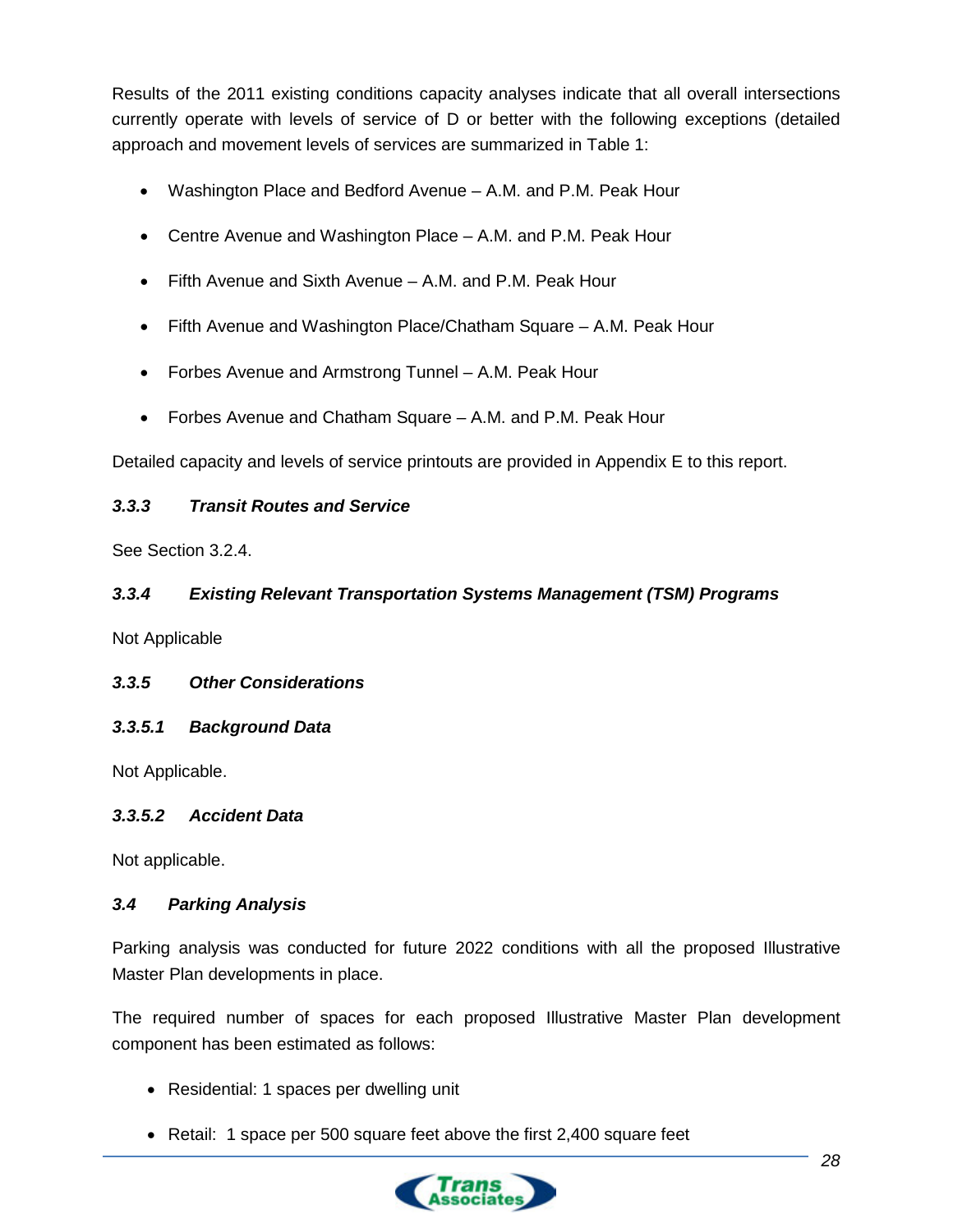Results of the 2011 existing conditions capacity analyses indicate that all overall intersections currently operate with levels of service of D or better with the following exceptions (detailed approach and movement levels of services are summarized in Table 1:

- Washington Place and Bedford Avenue – A.M. and P.M. Peak Hour
- Centre Avenue and Washington Place – A.M. and P.M. Peak Hour
- Fifth Avenue and Sixth Avenue – A.M. and P.M. Peak Hour
- Fifth Avenue and Washington Place/Chatham Square – A.M. Peak Hour
- Forbes Avenue and Armstrong Tunnel – A.M. Peak Hour
- Forbes Avenue and Chatham Square – A.M. and P.M. Peak Hour

Detailed capacity and levels of service printouts are provided in Appendix E to this report.

#### *3.3.3 Transit Routes and Service*

See Section 3.2.4.

#### *3.3.4 Existing Relevant Transportation Systems Management (TSM) Programs*

Not Applicable

#### *3.3.5 Other Considerations*

##### *3.3.5.1 Background Data*

Not Applicable.

##### *3.3.5.2 Accident Data*

Not applicable.

### *3.4 Parking Analysis*

Parking analysis was conducted for future 2022 conditions with all the proposed Illustrative Master Plan developments in place.

The required number of spaces for each proposed Illustrative Master Plan development component has been estimated as follows:

- Residential: 1 spaces per dwelling unit
- Retail: 1 space per 500 square feet above the first 2,400 square feet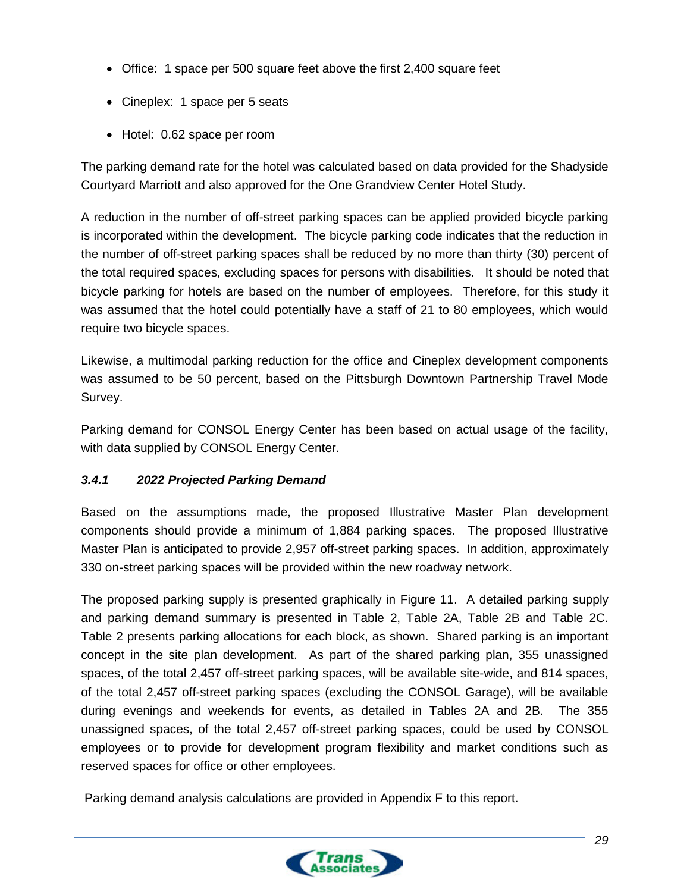- Office: 1 space per 500 square feet above the first 2,400 square feet
- Cineplex: 1 space per 5 seats
- Hotel: 0.62 space per room

The parking demand rate for the hotel was calculated based on data provided for the Shadyside Courtyard Marriott and also approved for the One Grandview Center Hotel Study.

A reduction in the number of off-street parking spaces can be applied provided bicycle parking is incorporated within the development. The bicycle parking code indicates that the reduction in the number of off-street parking spaces shall be reduced by no more than thirty (30) percent of the total required spaces, excluding spaces for persons with disabilities. It should be noted that bicycle parking for hotels are based on the number of employees. Therefore, for this study it was assumed that the hotel could potentially have a staff of 21 to 80 employees, which would require two bicycle spaces.

Likewise, a multimodal parking reduction for the office and Cineplex development components was assumed to be 50 percent, based on the Pittsburgh Downtown Partnership Travel Mode Survey.

Parking demand for CONSOL Energy Center has been based on actual usage of the facility, with data supplied by CONSOL Energy Center.

### *3.4.1 2022 Projected Parking Demand*

Based on the assumptions made, the proposed Illustrative Master Plan development components should provide a minimum of 1,884 parking spaces. The proposed Illustrative Master Plan is anticipated to provide 2,957 off-street parking spaces. In addition, approximately 330 on-street parking spaces will be provided within the new roadway network.

The proposed parking supply is presented graphically in Figure 11. A detailed parking supply and parking demand summary is presented in Table 2, Table 2A, Table 2B and Table 2C. Table 2 presents parking allocations for each block, as shown. Shared parking is an important concept in the site plan development. As part of the shared parking plan, 355 unassigned spaces, of the total 2,457 off-street parking spaces, will be available site-wide, and 814 spaces, of the total 2,457 off-street parking spaces (excluding the CONSOL Garage), will be available during evenings and weekends for events, as detailed in Tables 2A and 2B. The 355 unassigned spaces, of the total 2,457 off-street parking spaces, could be used by CONSOL employees or to provide for development program flexibility and market conditions such as reserved spaces for office or other employees.

Parking demand analysis calculations are provided in Appendix F to this report.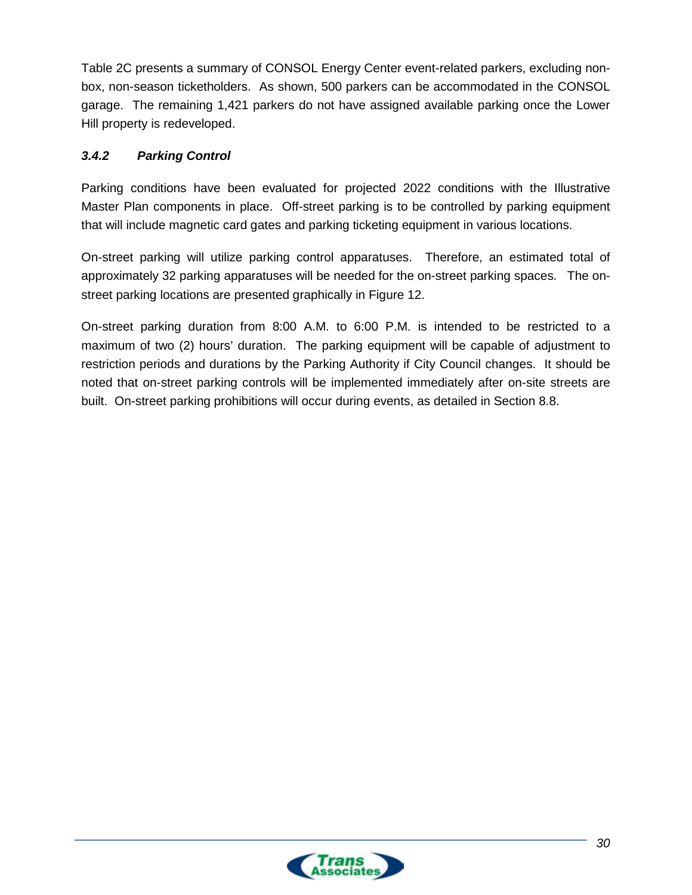Table 2C presents a summary of CONSOL Energy Center event-related parkers, excluding non-box, non-season ticketholders. As shown, 500 parkers can be accommodated in the CONSOL garage. The remaining 1,421 parkers do not have assigned available parking once the Lower Hill property is redeveloped.

### *3.4.2 Parking Control*

Parking conditions have been evaluated for projected 2022 conditions with the Illustrative Master Plan components in place. Off-street parking is to be controlled by parking equipment that will include magnetic card gates and parking ticketing equipment in various locations.

On-street parking will utilize parking control apparatuses. Therefore, an estimated total of approximately 32 parking apparatuses will be needed for the on-street parking spaces. The on-street parking locations are presented graphically in Figure 12.

On-street parking duration from 8:00 A.M. to 6:00 P.M. is intended to be restricted to a maximum of two (2) hours' duration. The parking equipment will be capable of adjustment to restriction periods and durations by the Parking Authority if City Council changes. It should be noted that on-street parking controls will be implemented immediately after on-site streets are built. On-street parking prohibitions will occur during events, as detailed in Section 8.8.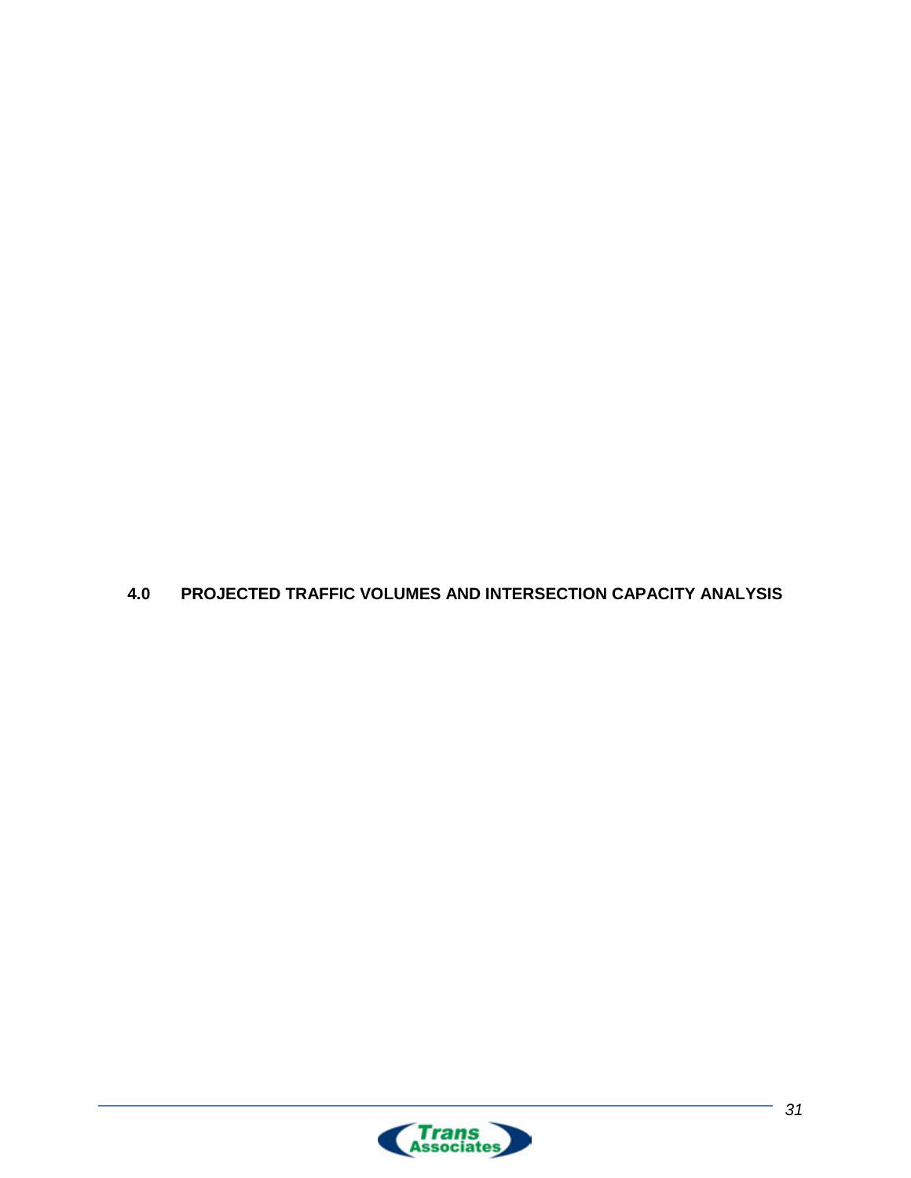# 4.0 PROJECTED TRAFFIC VOLUMES AND INTERSECTION CAPACITY ANALYSIS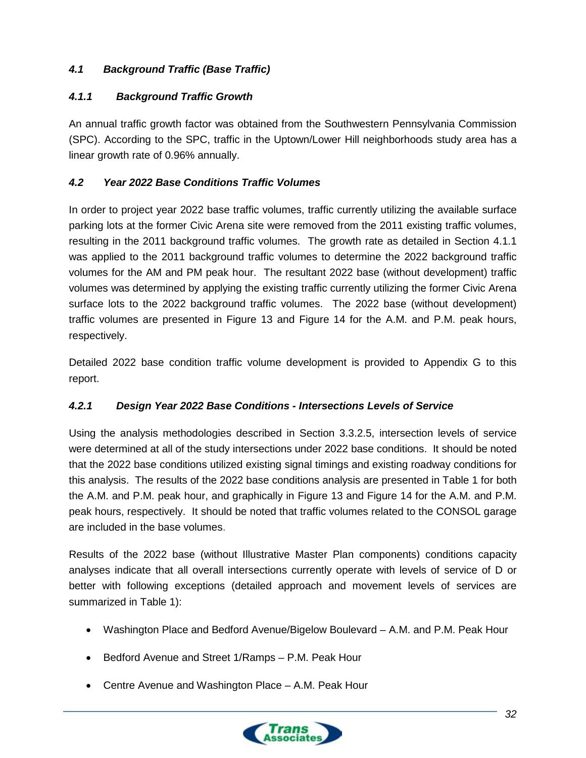### *4.1 Background Traffic (Base Traffic)*

#### *4.1.1 Background Traffic Growth*

An annual traffic growth factor was obtained from the Southwestern Pennsylvania Commission (SPC). According to the SPC, traffic in the Uptown/Lower Hill neighborhoods study area has a linear growth rate of 0.96% annually.

### *4.2 Year 2022 Base Conditions Traffic Volumes*

In order to project year 2022 base traffic volumes, traffic currently utilizing the available surface parking lots at the former Civic Arena site were removed from the 2011 existing traffic volumes, resulting in the 2011 background traffic volumes. The growth rate as detailed in Section 4.1.1 was applied to the 2011 background traffic volumes to determine the 2022 background traffic volumes for the AM and PM peak hour. The resultant 2022 base (without development) traffic volumes was determined by applying the existing traffic currently utilizing the former Civic Arena surface lots to the 2022 background traffic volumes. The 2022 base (without development) traffic volumes are presented in Figure 13 and Figure 14 for the A.M. and P.M. peak hours, respectively.

Detailed 2022 base condition traffic volume development is provided to Appendix G to this report.

#### *4.2.1 Design Year 2022 Base Conditions - Intersections Levels of Service*

Using the analysis methodologies described in Section 3.3.2.5, intersection levels of service were determined at all of the study intersections under 2022 base conditions. It should be noted that the 2022 base conditions utilized existing signal timings and existing roadway conditions for this analysis. The results of the 2022 base conditions analysis are presented in Table 1 for both the A.M. and P.M. peak hour, and graphically in Figure 13 and Figure 14 for the A.M. and P.M. peak hours, respectively. It should be noted that traffic volumes related to the CONSOL garage are included in the base volumes.

Results of the 2022 base (without Illustrative Master Plan components) conditions capacity analyses indicate that all overall intersections currently operate with levels of service of D or better with following exceptions (detailed approach and movement levels of services are summarized in Table 1):

- Washington Place and Bedford Avenue/Bigelow Boulevard – A.M. and P.M. Peak Hour
- Bedford Avenue and Street 1/Ramps – P.M. Peak Hour
- Centre Avenue and Washington Place – A.M. Peak Hour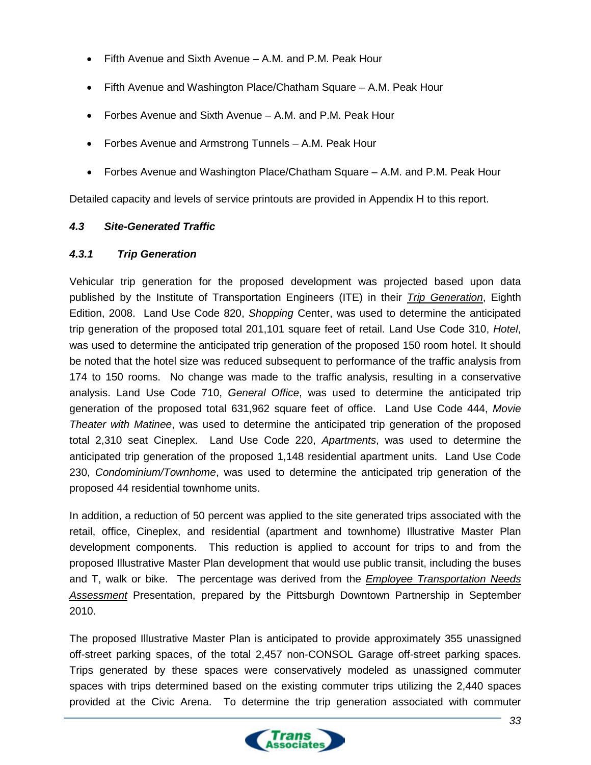- Fifth Avenue and Sixth Avenue – A.M. and P.M. Peak Hour
- Fifth Avenue and Washington Place/Chatham Square – A.M. Peak Hour
- Forbes Avenue and Sixth Avenue – A.M. and P.M. Peak Hour
- Forbes Avenue and Armstrong Tunnels – A.M. Peak Hour
- Forbes Avenue and Washington Place/Chatham Square – A.M. and P.M. Peak Hour

Detailed capacity and levels of service printouts are provided in Appendix H to this report.

### *4.3 Site-Generated Traffic*

#### *4.3.1 Trip Generation*

Vehicular trip generation for the proposed development was projected based upon data published by the Institute of Transportation Engineers (ITE) in their *Trip Generation*, Eighth Edition, 2008. Land Use Code 820, *Shopping* Center, was used to determine the anticipated trip generation of the proposed total 201,101 square feet of retail. Land Use Code 310, *Hotel*, was used to determine the anticipated trip generation of the proposed 150 room hotel. It should be noted that the hotel size was reduced subsequent to performance of the traffic analysis from 174 to 150 rooms. No change was made to the traffic analysis, resulting in a conservative analysis. Land Use Code 710, *General Office*, was used to determine the anticipated trip generation of the proposed total 631,962 square feet of office. Land Use Code 444, *Movie Theater with Matinee*, was used to determine the anticipated trip generation of the proposed total 2,310 seat Cineplex. Land Use Code 220, *Apartments*, was used to determine the anticipated trip generation of the proposed 1,148 residential apartment units. Land Use Code 230, *Condominium/Townhome*, was used to determine the anticipated trip generation of the proposed 44 residential townhome units.

In addition, a reduction of 50 percent was applied to the site generated trips associated with the retail, office, Cineplex, and residential (apartment and townhome) Illustrative Master Plan development components. This reduction is applied to account for trips to and from the proposed Illustrative Master Plan development that would use public transit, including the buses and T, walk or bike. The percentage was derived from the *Employee Transportation Needs Assessment* Presentation, prepared by the Pittsburgh Downtown Partnership in September 2010.

The proposed Illustrative Master Plan is anticipated to provide approximately 355 unassigned off-street parking spaces, of the total 2,457 non-CONSOL Garage off-street parking spaces. Trips generated by these spaces were conservatively modeled as unassigned commuter spaces with trips determined based on the existing commuter trips utilizing the 2,440 spaces provided at the Civic Arena. To determine the trip generation associated with commuter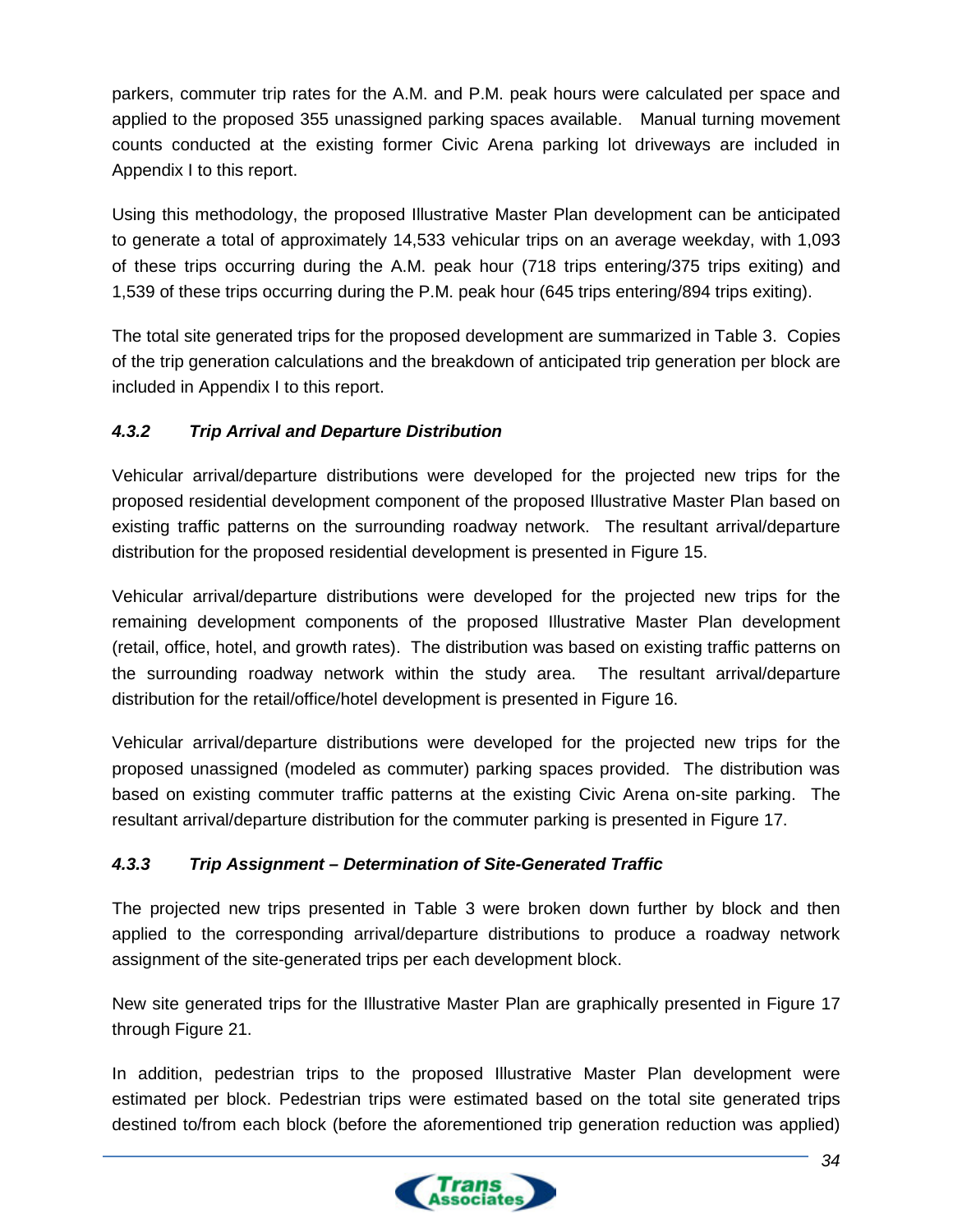parkers, commuter trip rates for the A.M. and P.M. peak hours were calculated per space and applied to the proposed 355 unassigned parking spaces available. Manual turning movement counts conducted at the existing former Civic Arena parking lot driveways are included in Appendix I to this report.

Using this methodology, the proposed Illustrative Master Plan development can be anticipated to generate a total of approximately 14,533 vehicular trips on an average weekday, with 1,093 of these trips occurring during the A.M. peak hour (718 trips entering/375 trips exiting) and 1,539 of these trips occurring during the P.M. peak hour (645 trips entering/894 trips exiting).

The total site generated trips for the proposed development are summarized in Table 3. Copies of the trip generation calculations and the breakdown of anticipated trip generation per block are included in Appendix I to this report.

### *4.3.2 Trip Arrival and Departure Distribution*

Vehicular arrival/departure distributions were developed for the projected new trips for the proposed residential development component of the proposed Illustrative Master Plan based on existing traffic patterns on the surrounding roadway network. The resultant arrival/departure distribution for the proposed residential development is presented in Figure 15.

Vehicular arrival/departure distributions were developed for the projected new trips for the remaining development components of the proposed Illustrative Master Plan development (retail, office, hotel, and growth rates). The distribution was based on existing traffic patterns on the surrounding roadway network within the study area. The resultant arrival/departure distribution for the retail/office/hotel development is presented in Figure 16.

Vehicular arrival/departure distributions were developed for the projected new trips for the proposed unassigned (modeled as commuter) parking spaces provided. The distribution was based on existing commuter traffic patterns at the existing Civic Arena on-site parking. The resultant arrival/departure distribution for the commuter parking is presented in Figure 17.

### *4.3.3 Trip Assignment – Determination of Site-Generated Traffic*

The projected new trips presented in Table 3 were broken down further by block and then applied to the corresponding arrival/departure distributions to produce a roadway network assignment of the site-generated trips per each development block.

New site generated trips for the Illustrative Master Plan are graphically presented in Figure 17 through Figure 21.

In addition, pedestrian trips to the proposed Illustrative Master Plan development were estimated per block. Pedestrian trips were estimated based on the total site generated trips destined to/from each block (before the aforementioned trip generation reduction was applied)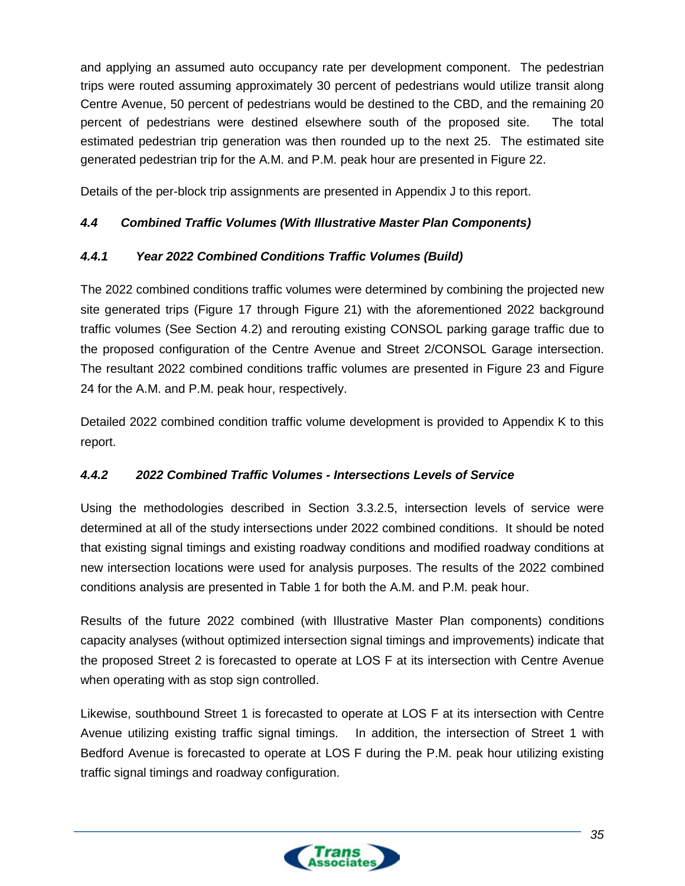and applying an assumed auto occupancy rate per development component. The pedestrian trips were routed assuming approximately 30 percent of pedestrians would utilize transit along Centre Avenue, 50 percent of pedestrians would be destined to the CBD, and the remaining 20 percent of pedestrians were destined elsewhere south of the proposed site. The total estimated pedestrian trip generation was then rounded up to the next 25. The estimated site generated pedestrian trip for the A.M. and P.M. peak hour are presented in Figure 22.

Details of the per-block trip assignments are presented in Appendix J to this report.

### *4.4 Combined Traffic Volumes (With Illustrative Master Plan Components)*

#### *4.4.1 Year 2022 Combined Conditions Traffic Volumes (Build)*

The 2022 combined conditions traffic volumes were determined by combining the projected new site generated trips (Figure 17 through Figure 21) with the aforementioned 2022 background traffic volumes (See Section 4.2) and rerouting existing CONSOL parking garage traffic due to the proposed configuration of the Centre Avenue and Street 2/CONSOL Garage intersection. The resultant 2022 combined conditions traffic volumes are presented in Figure 23 and Figure 24 for the A.M. and P.M. peak hour, respectively.

Detailed 2022 combined condition traffic volume development is provided to Appendix K to this report.

#### *4.4.2 2022 Combined Traffic Volumes - Intersections Levels of Service*

Using the methodologies described in Section 3.3.2.5, intersection levels of service were determined at all of the study intersections under 2022 combined conditions. It should be noted that existing signal timings and existing roadway conditions and modified roadway conditions at new intersection locations were used for analysis purposes. The results of the 2022 combined conditions analysis are presented in Table 1 for both the A.M. and P.M. peak hour.

Results of the future 2022 combined (with Illustrative Master Plan components) conditions capacity analyses (without optimized intersection signal timings and improvements) indicate that the proposed Street 2 is forecasted to operate at LOS F at its intersection with Centre Avenue when operating with as stop sign controlled.

Likewise, southbound Street 1 is forecasted to operate at LOS F at its intersection with Centre Avenue utilizing existing traffic signal timings. In addition, the intersection of Street 1 with Bedford Avenue is forecasted to operate at LOS F during the P.M. peak hour utilizing existing traffic signal timings and roadway configuration.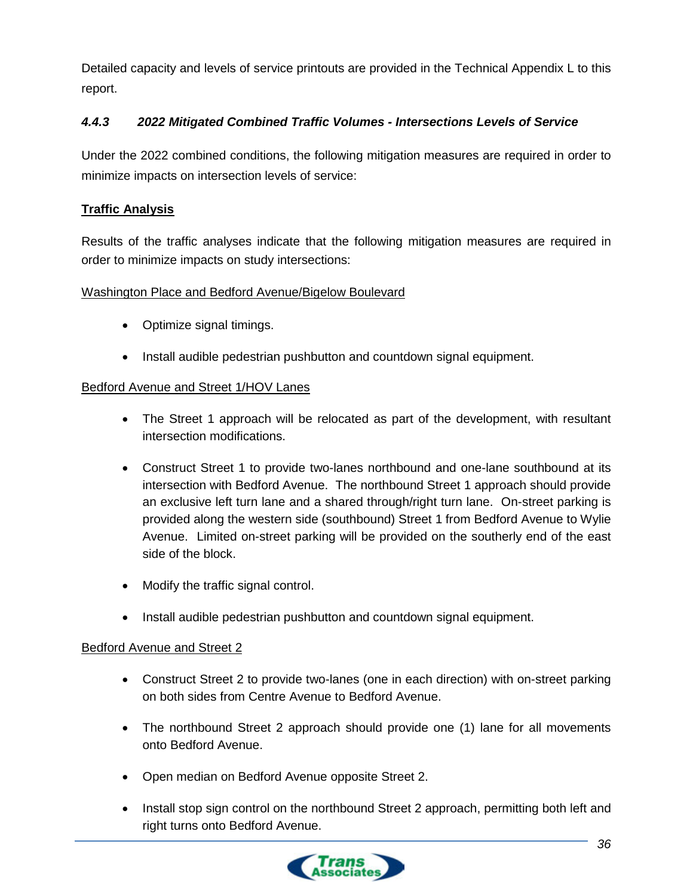Detailed capacity and levels of service printouts are provided in the Technical Appendix L to this report.

### *4.4.3 2022 Mitigated Combined Traffic Volumes - Intersections Levels of Service*

Under the 2022 combined conditions, the following mitigation measures are required in order to minimize impacts on intersection levels of service:

**Traffic Analysis**

Results of the traffic analyses indicate that the following mitigation measures are required in order to minimize impacts on study intersections:

Washington Place and Bedford Avenue/Bigelow Boulevard

- Optimize signal timings.
- Install audible pedestrian pushbutton and countdown signal equipment.

Bedford Avenue and Street 1/HOV Lanes

- The Street 1 approach will be relocated as part of the development, with resultant intersection modifications.
- Construct Street 1 to provide two-lanes northbound and one-lane southbound at its intersection with Bedford Avenue. The northbound Street 1 approach should provide an exclusive left turn lane and a shared through/right turn lane. On-street parking is provided along the western side (southbound) Street 1 from Bedford Avenue to Wylie Avenue. Limited on-street parking will be provided on the southerly end of the east side of the block.
- Modify the traffic signal control.
- Install audible pedestrian pushbutton and countdown signal equipment.

Bedford Avenue and Street 2

- Construct Street 2 to provide two-lanes (one in each direction) with on-street parking on both sides from Centre Avenue to Bedford Avenue.
- The northbound Street 2 approach should provide one (1) lane for all movements onto Bedford Avenue.
- Open median on Bedford Avenue opposite Street 2.
- Install stop sign control on the northbound Street 2 approach, permitting both left and right turns onto Bedford Avenue.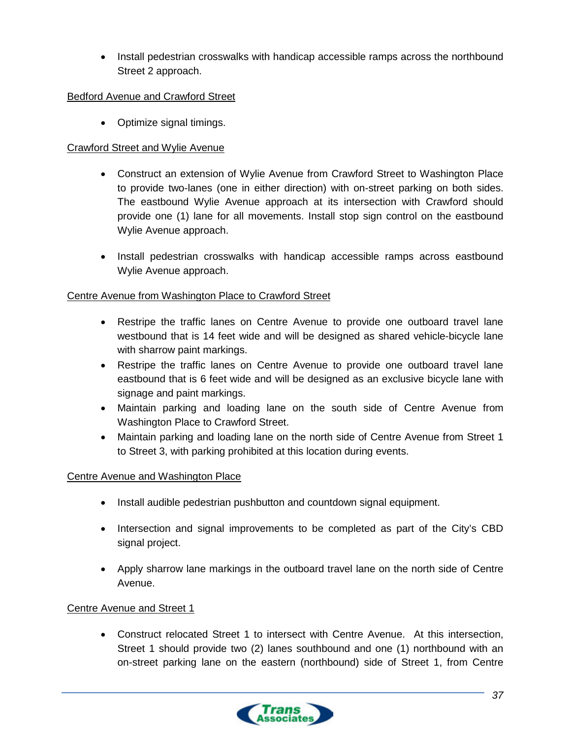- Install pedestrian crosswalks with handicap accessible ramps across the northbound Street 2 approach.

Bedford Avenue and Crawford Street

- Optimize signal timings.

Crawford Street and Wylie Avenue

- Construct an extension of Wylie Avenue from Crawford Street to Washington Place to provide two-lanes (one in either direction) with on-street parking on both sides. The eastbound Wylie Avenue approach at its intersection with Crawford should provide one (1) lane for all movements. Install stop sign control on the eastbound Wylie Avenue approach.

- Install pedestrian crosswalks with handicap accessible ramps across eastbound Wylie Avenue approach.

Centre Avenue from Washington Place to Crawford Street

- Restripe the traffic lanes on Centre Avenue to provide one outboard travel lane westbound that is 14 feet wide and will be designed as shared vehicle-bicycle lane with sharrow paint markings.
- Restripe the traffic lanes on Centre Avenue to provide one outboard travel lane eastbound that is 6 feet wide and will be designed as an exclusive bicycle lane with signage and paint markings.
- Maintain parking and loading lane on the south side of Centre Avenue from Washington Place to Crawford Street.
- Maintain parking and loading lane on the north side of Centre Avenue from Street 1 to Street 3, with parking prohibited at this location during events.

Centre Avenue and Washington Place

- Install audible pedestrian pushbutton and countdown signal equipment.

- Intersection and signal improvements to be completed as part of the City's CBD signal project.

- Apply sharrow lane markings in the outboard travel lane on the north side of Centre Avenue.

Centre Avenue and Street 1

- Construct relocated Street 1 to intersect with Centre Avenue. At this intersection, Street 1 should provide two (2) lanes southbound and one (1) northbound with an on-street parking lane on the eastern (northbound) side of Street 1, from Centre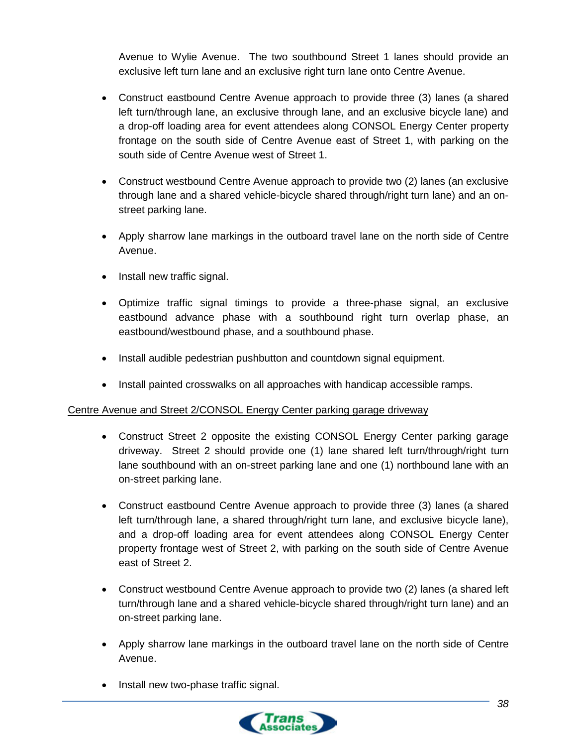Avenue to Wylie Avenue. The two southbound Street 1 lanes should provide an exclusive left turn lane and an exclusive right turn lane onto Centre Avenue.

- Construct eastbound Centre Avenue approach to provide three (3) lanes (a shared left turn/through lane, an exclusive through lane, and an exclusive bicycle lane) and a drop-off loading area for event attendees along CONSOL Energy Center property frontage on the south side of Centre Avenue east of Street 1, with parking on the south side of Centre Avenue west of Street 1.

- Construct westbound Centre Avenue approach to provide two (2) lanes (an exclusive through lane and a shared vehicle-bicycle shared through/right turn lane) and an on-street parking lane.

- Apply sharrow lane markings in the outboard travel lane on the north side of Centre Avenue.

- Install new traffic signal.

- Optimize traffic signal timings to provide a three-phase signal, an exclusive eastbound advance phase with a southbound right turn overlap phase, an eastbound/westbound phase, and a southbound phase.

- Install audible pedestrian pushbutton and countdown signal equipment.

- Install painted crosswalks on all approaches with handicap accessible ramps.

<u>Centre Avenue and Street 2/CONSOL Energy Center parking garage driveway</u>

- Construct Street 2 opposite the existing CONSOL Energy Center parking garage driveway. Street 2 should provide one (1) lane shared left turn/through/right turn lane southbound with an on-street parking lane and one (1) northbound lane with an on-street parking lane.

- Construct eastbound Centre Avenue approach to provide three (3) lanes (a shared left turn/through lane, a shared through/right turn lane, and exclusive bicycle lane), and a drop-off loading area for event attendees along CONSOL Energy Center property frontage west of Street 2, with parking on the south side of Centre Avenue east of Street 2.

- Construct westbound Centre Avenue approach to provide two (2) lanes (a shared left turn/through lane and a shared vehicle-bicycle shared through/right turn lane) and an on-street parking lane.

- Apply sharrow lane markings in the outboard travel lane on the north side of Centre Avenue.

- Install new two-phase traffic signal.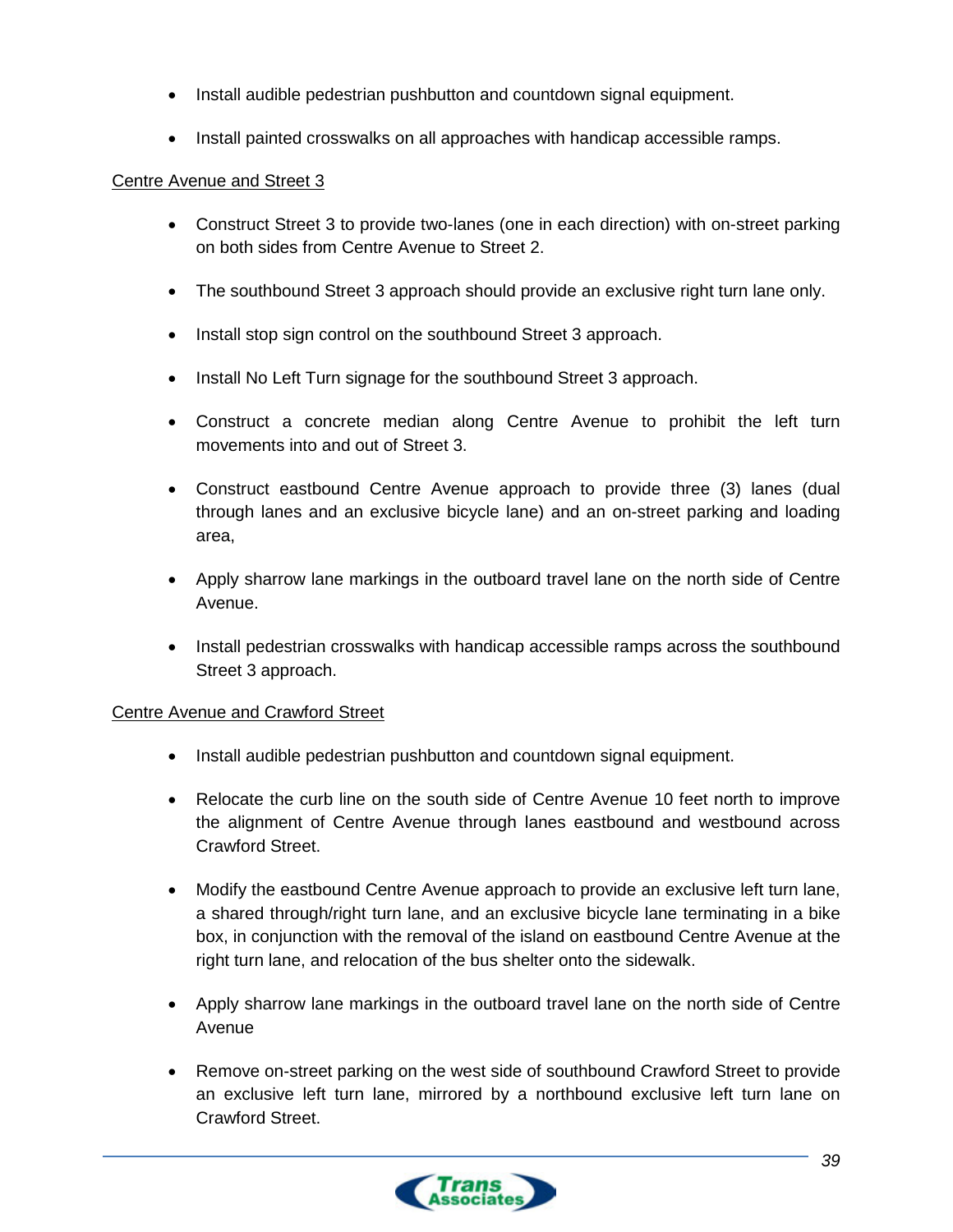- Install audible pedestrian pushbutton and countdown signal equipment.
- Install painted crosswalks on all approaches with handicap accessible ramps.

<u>Centre Avenue and Street 3</u>

- Construct Street 3 to provide two-lanes (one in each direction) with on-street parking on both sides from Centre Avenue to Street 2.
- The southbound Street 3 approach should provide an exclusive right turn lane only.
- Install stop sign control on the southbound Street 3 approach.
- Install No Left Turn signage for the southbound Street 3 approach.
- Construct a concrete median along Centre Avenue to prohibit the left turn movements into and out of Street 3.
- Construct eastbound Centre Avenue approach to provide three (3) lanes (dual through lanes and an exclusive bicycle lane) and an on-street parking and loading area,
- Apply sharrow lane markings in the outboard travel lane on the north side of Centre Avenue.
- Install pedestrian crosswalks with handicap accessible ramps across the southbound Street 3 approach.

<u>Centre Avenue and Crawford Street</u>

- Install audible pedestrian pushbutton and countdown signal equipment.
- Relocate the curb line on the south side of Centre Avenue 10 feet north to improve the alignment of Centre Avenue through lanes eastbound and westbound across Crawford Street.
- Modify the eastbound Centre Avenue approach to provide an exclusive left turn lane, a shared through/right turn lane, and an exclusive bicycle lane terminating in a bike box, in conjunction with the removal of the island on eastbound Centre Avenue at the right turn lane, and relocation of the bus shelter onto the sidewalk.
- Apply sharrow lane markings in the outboard travel lane on the north side of Centre Avenue
- Remove on-street parking on the west side of southbound Crawford Street to provide an exclusive left turn lane, mirrored by a northbound exclusive left turn lane on Crawford Street.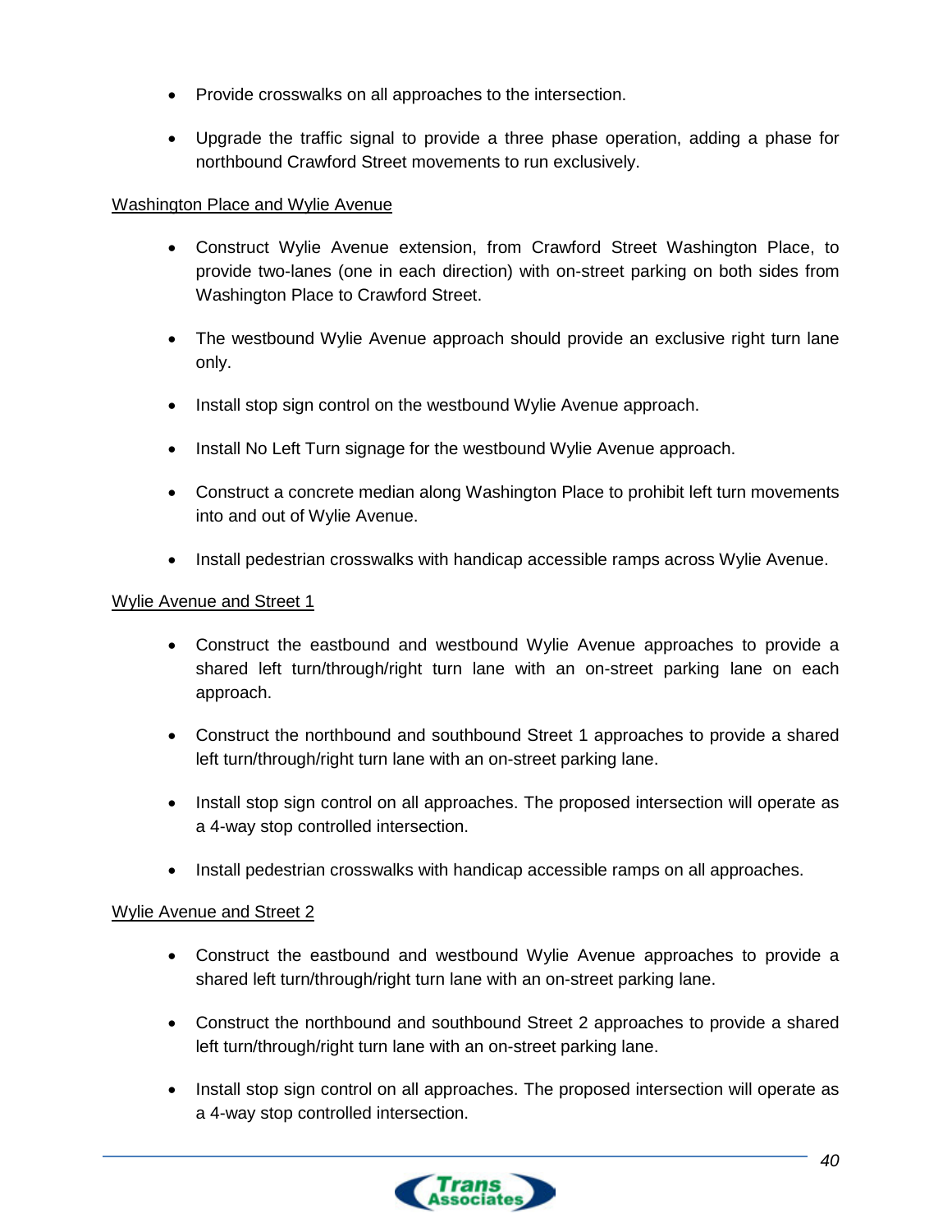- Provide crosswalks on all approaches to the intersection.

- Upgrade the traffic signal to provide a three phase operation, adding a phase for northbound Crawford Street movements to run exclusively.

<u>Washington Place and Wylie Avenue</u>

- Construct Wylie Avenue extension, from Crawford Street Washington Place, to provide two-lanes (one in each direction) with on-street parking on both sides from Washington Place to Crawford Street.

- The westbound Wylie Avenue approach should provide an exclusive right turn lane only.

- Install stop sign control on the westbound Wylie Avenue approach.

- Install No Left Turn signage for the westbound Wylie Avenue approach.

- Construct a concrete median along Washington Place to prohibit left turn movements into and out of Wylie Avenue.

- Install pedestrian crosswalks with handicap accessible ramps across Wylie Avenue.

<u>Wylie Avenue and Street 1</u>

- Construct the eastbound and westbound Wylie Avenue approaches to provide a shared left turn/through/right turn lane with an on-street parking lane on each approach.

- Construct the northbound and southbound Street 1 approaches to provide a shared left turn/through/right turn lane with an on-street parking lane.

- Install stop sign control on all approaches. The proposed intersection will operate as a 4-way stop controlled intersection.

- Install pedestrian crosswalks with handicap accessible ramps on all approaches.

<u>Wylie Avenue and Street 2</u>

- Construct the eastbound and westbound Wylie Avenue approaches to provide a shared left turn/through/right turn lane with an on-street parking lane.

- Construct the northbound and southbound Street 2 approaches to provide a shared left turn/through/right turn lane with an on-street parking lane.

- Install stop sign control on all approaches. The proposed intersection will operate as a 4-way stop controlled intersection.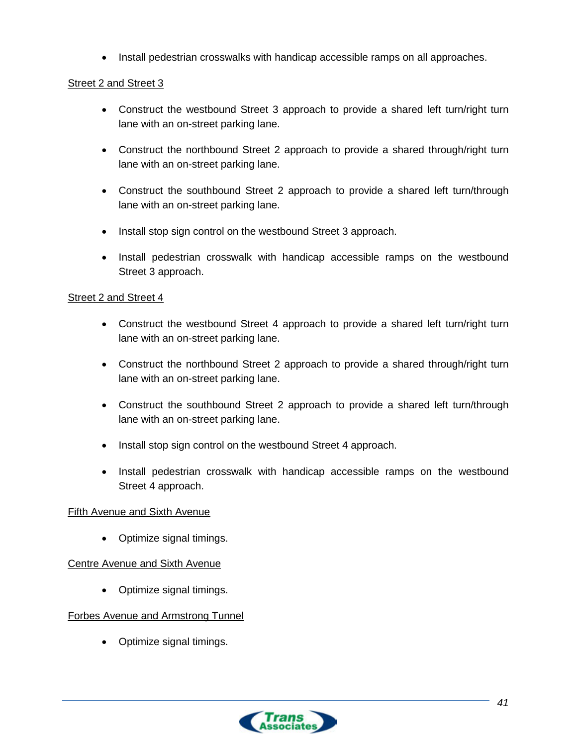- Install pedestrian crosswalks with handicap accessible ramps on all approaches.

<u>Street 2 and Street 3</u>

- Construct the westbound Street 3 approach to provide a shared left turn/right turn lane with an on-street parking lane.
- Construct the northbound Street 2 approach to provide a shared through/right turn lane with an on-street parking lane.
- Construct the southbound Street 2 approach to provide a shared left turn/through lane with an on-street parking lane.
- Install stop sign control on the westbound Street 3 approach.
- Install pedestrian crosswalk with handicap accessible ramps on the westbound Street 3 approach.

<u>Street 2 and Street 4</u>

- Construct the westbound Street 4 approach to provide a shared left turn/right turn lane with an on-street parking lane.
- Construct the northbound Street 2 approach to provide a shared through/right turn lane with an on-street parking lane.
- Construct the southbound Street 2 approach to provide a shared left turn/through lane with an on-street parking lane.
- Install stop sign control on the westbound Street 4 approach.
- Install pedestrian crosswalk with handicap accessible ramps on the westbound Street 4 approach.

<u>Fifth Avenue and Sixth Avenue</u>

- Optimize signal timings.

<u>Centre Avenue and Sixth Avenue</u>

- Optimize signal timings.

<u>Forbes Avenue and Armstrong Tunnel</u>

- Optimize signal timings.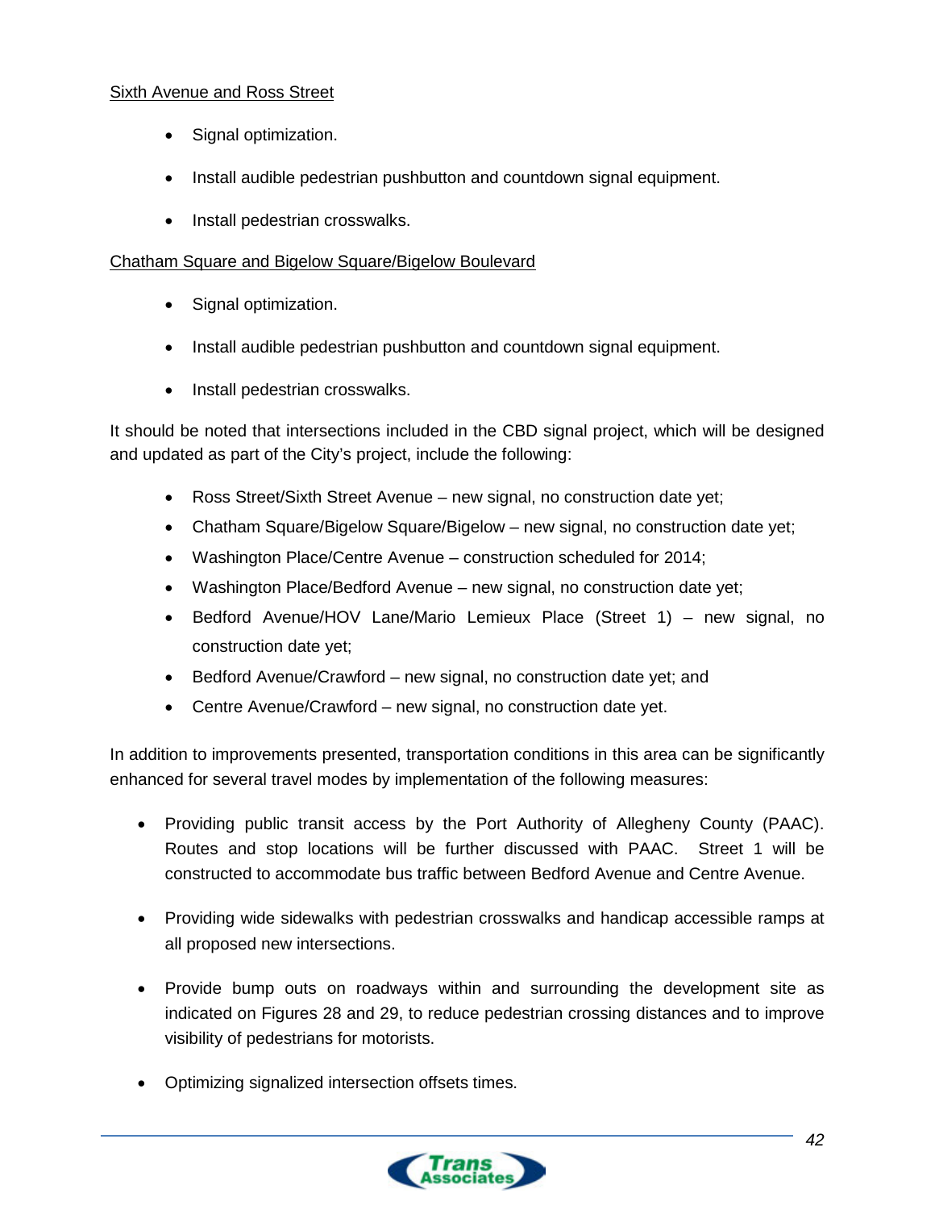Sixth Avenue and Ross Street

- Signal optimization.
- Install audible pedestrian pushbutton and countdown signal equipment.
- Install pedestrian crosswalks.

Chatham Square and Bigelow Square/Bigelow Boulevard

- Signal optimization.
- Install audible pedestrian pushbutton and countdown signal equipment.
- Install pedestrian crosswalks.

It should be noted that intersections included in the CBD signal project, which will be designed and updated as part of the City's project, include the following:

- Ross Street/Sixth Street Avenue – new signal, no construction date yet;
- Chatham Square/Bigelow Square/Bigelow – new signal, no construction date yet;
- Washington Place/Centre Avenue – construction scheduled for 2014;
- Washington Place/Bedford Avenue – new signal, no construction date yet;
- Bedford Avenue/HOV Lane/Mario Lemieux Place (Street 1) – new signal, no construction date yet;
- Bedford Avenue/Crawford – new signal, no construction date yet; and
- Centre Avenue/Crawford – new signal, no construction date yet.

In addition to improvements presented, transportation conditions in this area can be significantly enhanced for several travel modes by implementation of the following measures:

- Providing public transit access by the Port Authority of Allegheny County (PAAC). Routes and stop locations will be further discussed with PAAC. Street 1 will be constructed to accommodate bus traffic between Bedford Avenue and Centre Avenue.
- Providing wide sidewalks with pedestrian crosswalks and handicap accessible ramps at all proposed new intersections.
- Provide bump outs on roadways within and surrounding the development site as indicated on Figures 28 and 29, to reduce pedestrian crossing distances and to improve visibility of pedestrians for motorists.
- Optimizing signalized intersection offsets times.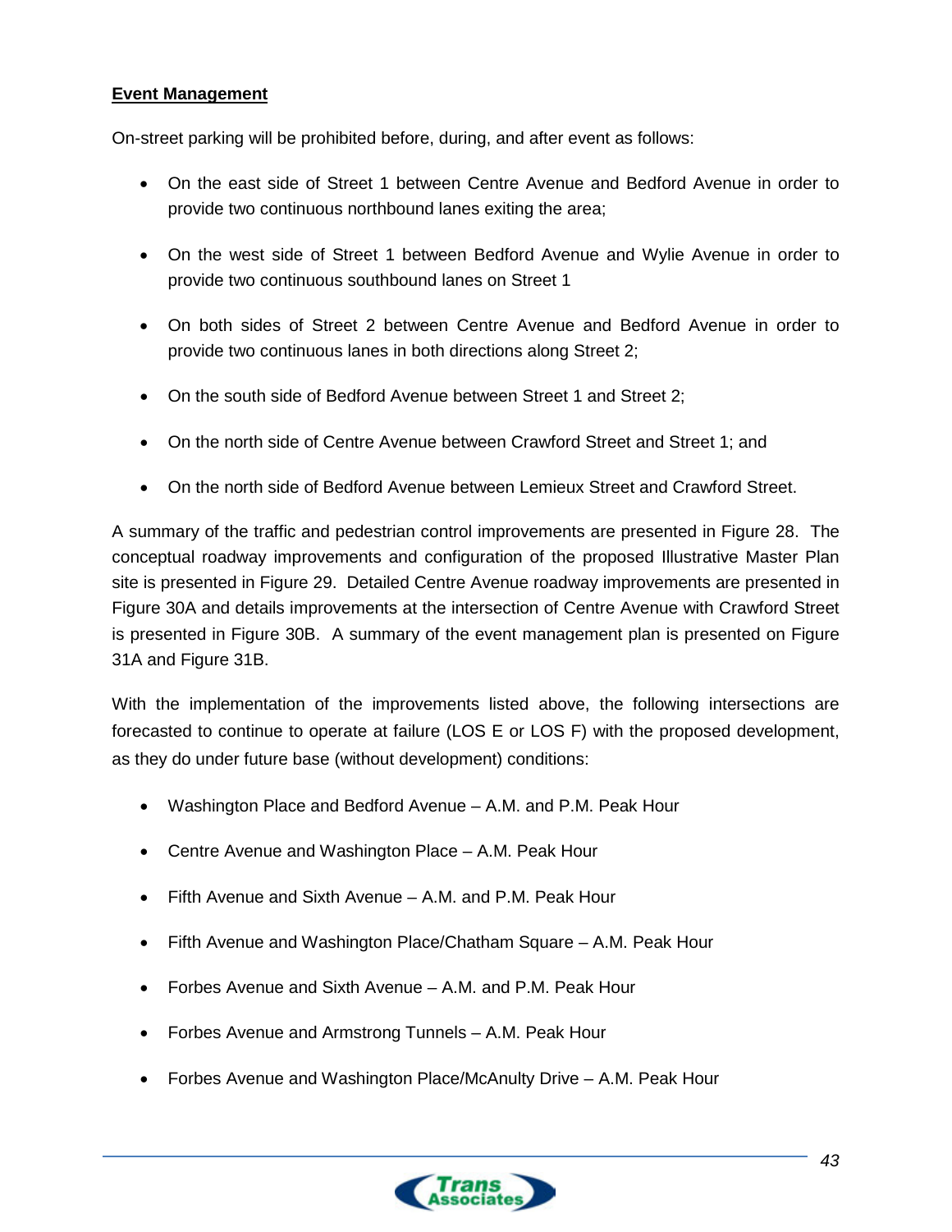**Event Management**

On-street parking will be prohibited before, during, and after event as follows:

- On the east side of Street 1 between Centre Avenue and Bedford Avenue in order to provide two continuous northbound lanes exiting the area;
- On the west side of Street 1 between Bedford Avenue and Wylie Avenue in order to provide two continuous southbound lanes on Street 1
- On both sides of Street 2 between Centre Avenue and Bedford Avenue in order to provide two continuous lanes in both directions along Street 2;
- On the south side of Bedford Avenue between Street 1 and Street 2;
- On the north side of Centre Avenue between Crawford Street and Street 1; and
- On the north side of Bedford Avenue between Lemieux Street and Crawford Street.

A summary of the traffic and pedestrian control improvements are presented in Figure 28. The conceptual roadway improvements and configuration of the proposed Illustrative Master Plan site is presented in Figure 29. Detailed Centre Avenue roadway improvements are presented in Figure 30A and details improvements at the intersection of Centre Avenue with Crawford Street is presented in Figure 30B. A summary of the event management plan is presented on Figure 31A and Figure 31B.

With the implementation of the improvements listed above, the following intersections are forecasted to continue to operate at failure (LOS E or LOS F) with the proposed development, as they do under future base (without development) conditions:

- Washington Place and Bedford Avenue – A.M. and P.M. Peak Hour
- Centre Avenue and Washington Place – A.M. Peak Hour
- Fifth Avenue and Sixth Avenue – A.M. and P.M. Peak Hour
- Fifth Avenue and Washington Place/Chatham Square – A.M. Peak Hour
- Forbes Avenue and Sixth Avenue – A.M. and P.M. Peak Hour
- Forbes Avenue and Armstrong Tunnels – A.M. Peak Hour
- Forbes Avenue and Washington Place/McAnulty Drive – A.M. Peak Hour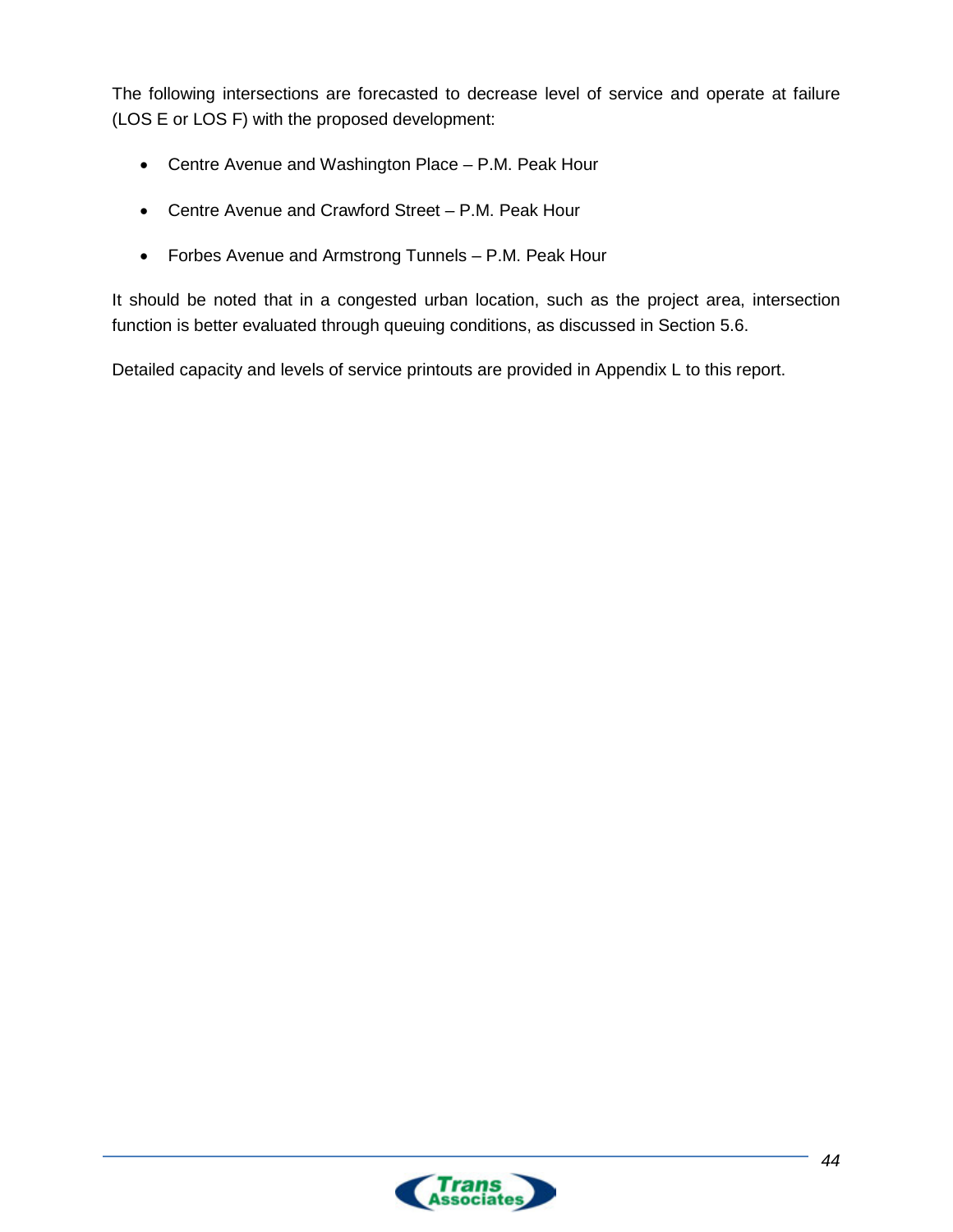The following intersections are forecasted to decrease level of service and operate at failure (LOS E or LOS F) with the proposed development:

- Centre Avenue and Washington Place – P.M. Peak Hour
- Centre Avenue and Crawford Street – P.M. Peak Hour
- Forbes Avenue and Armstrong Tunnels – P.M. Peak Hour

It should be noted that in a congested urban location, such as the project area, intersection function is better evaluated through queuing conditions, as discussed in Section 5.6.

Detailed capacity and levels of service printouts are provided in Appendix L to this report.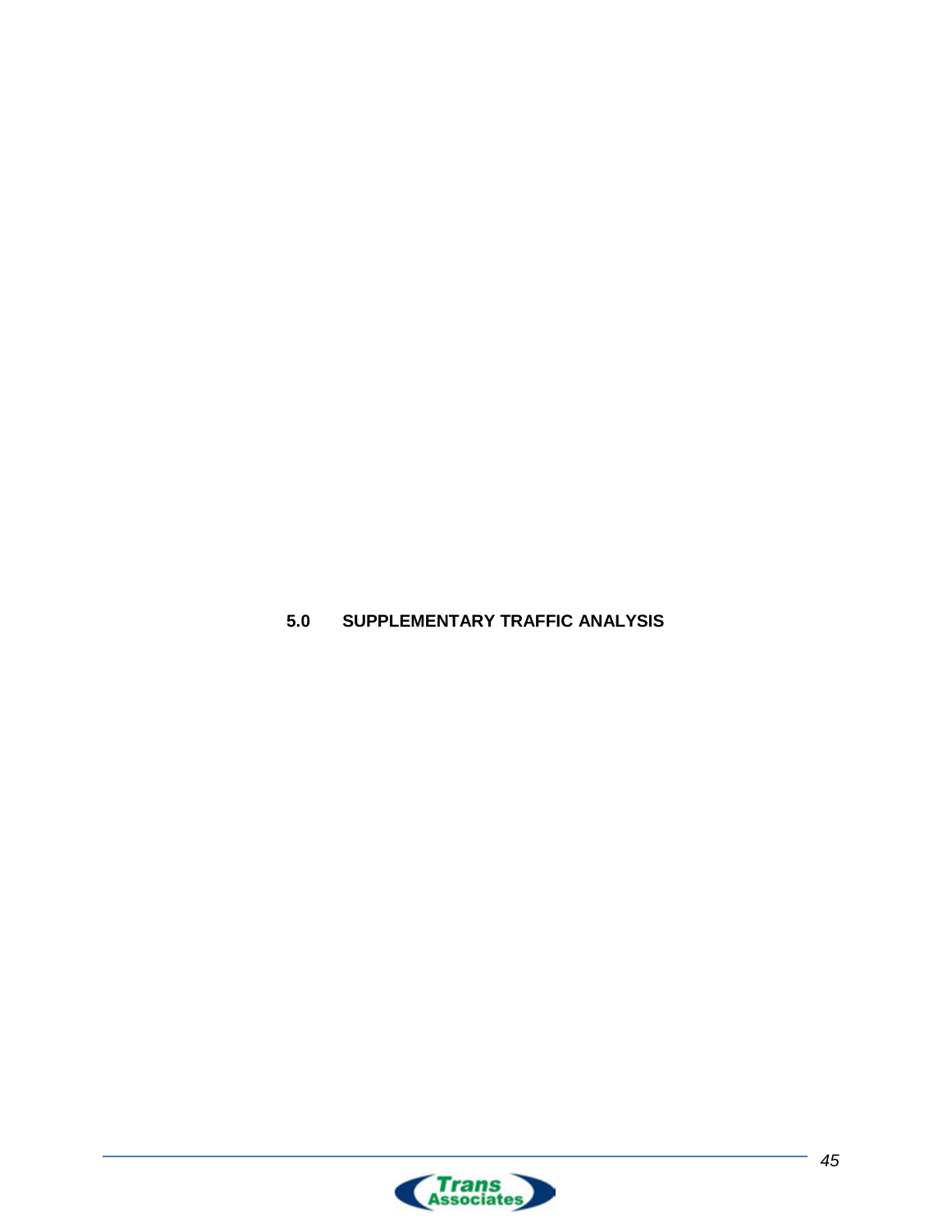# 5.0 SUPPLEMENTARY TRAFFIC ANALYSIS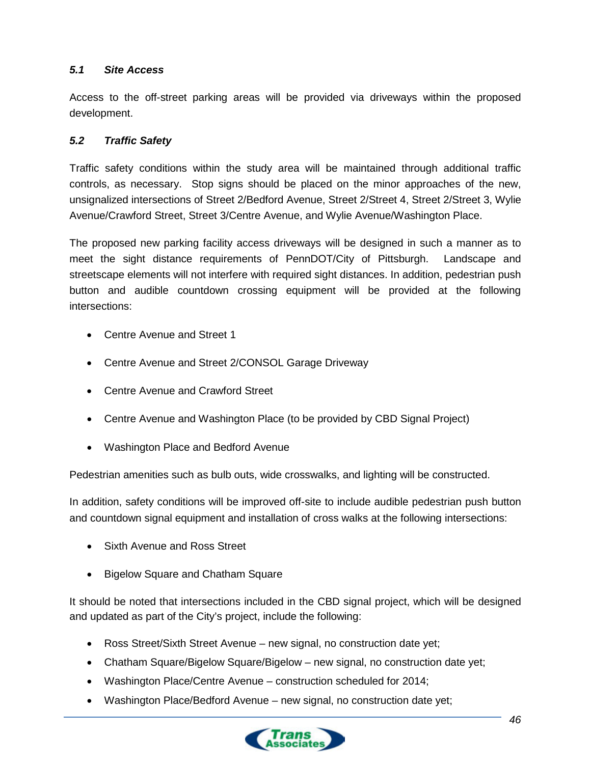### *5.1 Site Access*

Access to the off-street parking areas will be provided via driveways within the proposed development.

### *5.2 Traffic Safety*

Traffic safety conditions within the study area will be maintained through additional traffic controls, as necessary. Stop signs should be placed on the minor approaches of the new, unsignalized intersections of Street 2/Bedford Avenue, Street 2/Street 4, Street 2/Street 3, Wylie Avenue/Crawford Street, Street 3/Centre Avenue, and Wylie Avenue/Washington Place.

The proposed new parking facility access driveways will be designed in such a manner as to meet the sight distance requirements of PennDOT/City of Pittsburgh. Landscape and streetscape elements will not interfere with required sight distances. In addition, pedestrian push button and audible countdown crossing equipment will be provided at the following intersections:

- Centre Avenue and Street 1
- Centre Avenue and Street 2/CONSOL Garage Driveway
- Centre Avenue and Crawford Street
- Centre Avenue and Washington Place (to be provided by CBD Signal Project)
- Washington Place and Bedford Avenue

Pedestrian amenities such as bulb outs, wide crosswalks, and lighting will be constructed.

In addition, safety conditions will be improved off-site to include audible pedestrian push button and countdown signal equipment and installation of cross walks at the following intersections:

- Sixth Avenue and Ross Street
- Bigelow Square and Chatham Square

It should be noted that intersections included in the CBD signal project, which will be designed and updated as part of the City's project, include the following:

- Ross Street/Sixth Street Avenue – new signal, no construction date yet;
- Chatham Square/Bigelow Square/Bigelow – new signal, no construction date yet;
- Washington Place/Centre Avenue – construction scheduled for 2014;
- Washington Place/Bedford Avenue – new signal, no construction date yet;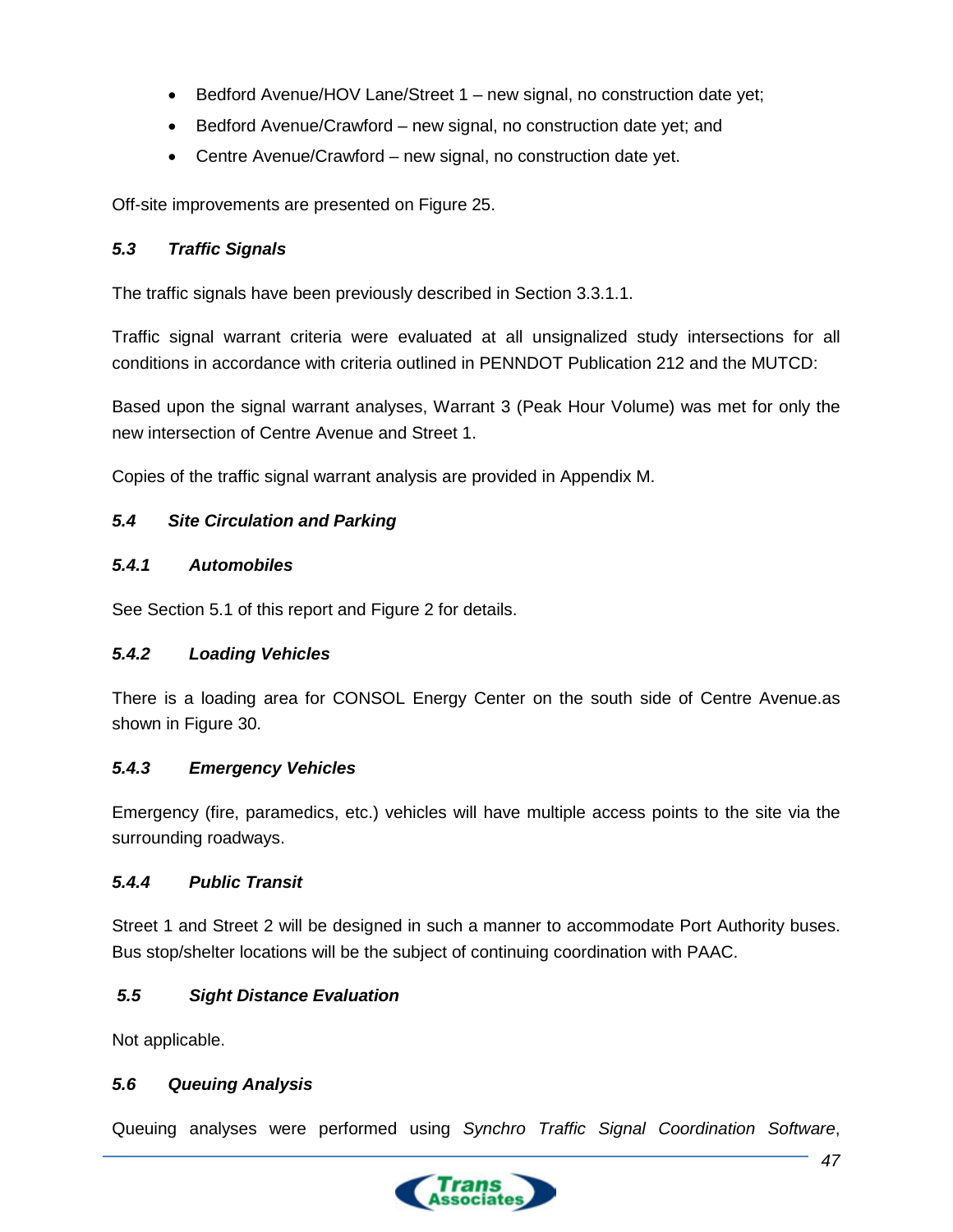- Bedford Avenue/HOV Lane/Street 1 – new signal, no construction date yet;
- Bedford Avenue/Crawford – new signal, no construction date yet; and
- Centre Avenue/Crawford – new signal, no construction date yet.

Off-site improvements are presented on Figure 25.

### *5.3 Traffic Signals*

The traffic signals have been previously described in Section 3.3.1.1.

Traffic signal warrant criteria were evaluated at all unsignalized study intersections for all conditions in accordance with criteria outlined in PENNDOT Publication 212 and the MUTCD:

Based upon the signal warrant analyses, Warrant 3 (Peak Hour Volume) was met for only the new intersection of Centre Avenue and Street 1.

Copies of the traffic signal warrant analysis are provided in Appendix M.

### *5.4 Site Circulation and Parking*

#### *5.4.1 Automobiles*

See Section 5.1 of this report and Figure 2 for details.

#### *5.4.2 Loading Vehicles*

There is a loading area for CONSOL Energy Center on the south side of Centre Avenue.as shown in Figure 30.

#### *5.4.3 Emergency Vehicles*

Emergency (fire, paramedics, etc.) vehicles will have multiple access points to the site via the surrounding roadways.

#### *5.4.4 Public Transit*

Street 1 and Street 2 will be designed in such a manner to accommodate Port Authority buses. Bus stop/shelter locations will be the subject of continuing coordination with PAAC.

### *5.5 Sight Distance Evaluation*

Not applicable.

### *5.6 Queuing Analysis*

Queuing analyses were performed using *Synchro Traffic Signal Coordination Software*,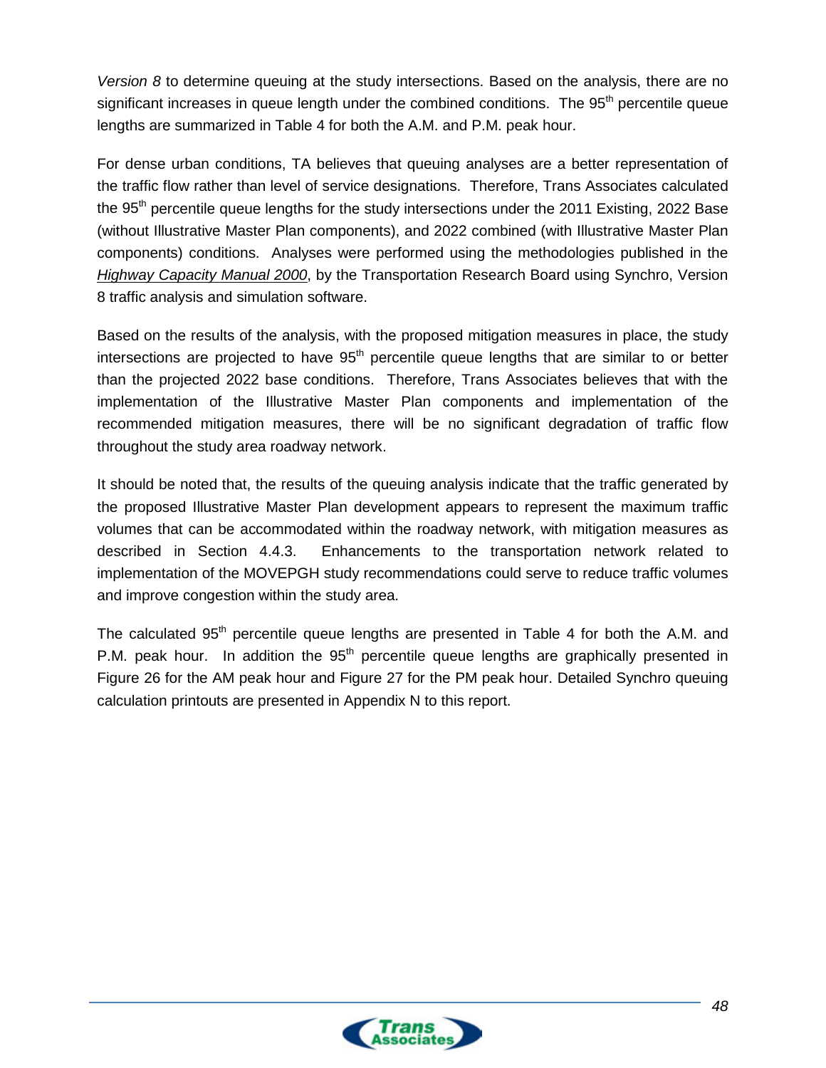*Version 8* to determine queuing at the study intersections. Based on the analysis, there are no significant increases in queue length under the combined conditions. The 95th percentile queue lengths are summarized in Table 4 for both the A.M. and P.M. peak hour.

For dense urban conditions, TA believes that queuing analyses are a better representation of the traffic flow rather than level of service designations. Therefore, Trans Associates calculated the 95th percentile queue lengths for the study intersections under the 2011 Existing, 2022 Base (without Illustrative Master Plan components), and 2022 combined (with Illustrative Master Plan components) conditions. Analyses were performed using the methodologies published in the *Highway Capacity Manual 2000*, by the Transportation Research Board using Synchro, Version 8 traffic analysis and simulation software.

Based on the results of the analysis, with the proposed mitigation measures in place, the study intersections are projected to have 95th percentile queue lengths that are similar to or better than the projected 2022 base conditions. Therefore, Trans Associates believes that with the implementation of the Illustrative Master Plan components and implementation of the recommended mitigation measures, there will be no significant degradation of traffic flow throughout the study area roadway network.

It should be noted that, the results of the queuing analysis indicate that the traffic generated by the proposed Illustrative Master Plan development appears to represent the maximum traffic volumes that can be accommodated within the roadway network, with mitigation measures as described in Section 4.4.3. Enhancements to the transportation network related to implementation of the MOVEPGH study recommendations could serve to reduce traffic volumes and improve congestion within the study area.

The calculated 95th percentile queue lengths are presented in Table 4 for both the A.M. and P.M. peak hour. In addition the 95th percentile queue lengths are graphically presented in Figure 26 for the AM peak hour and Figure 27 for the PM peak hour. Detailed Synchro queuing calculation printouts are presented in Appendix N to this report.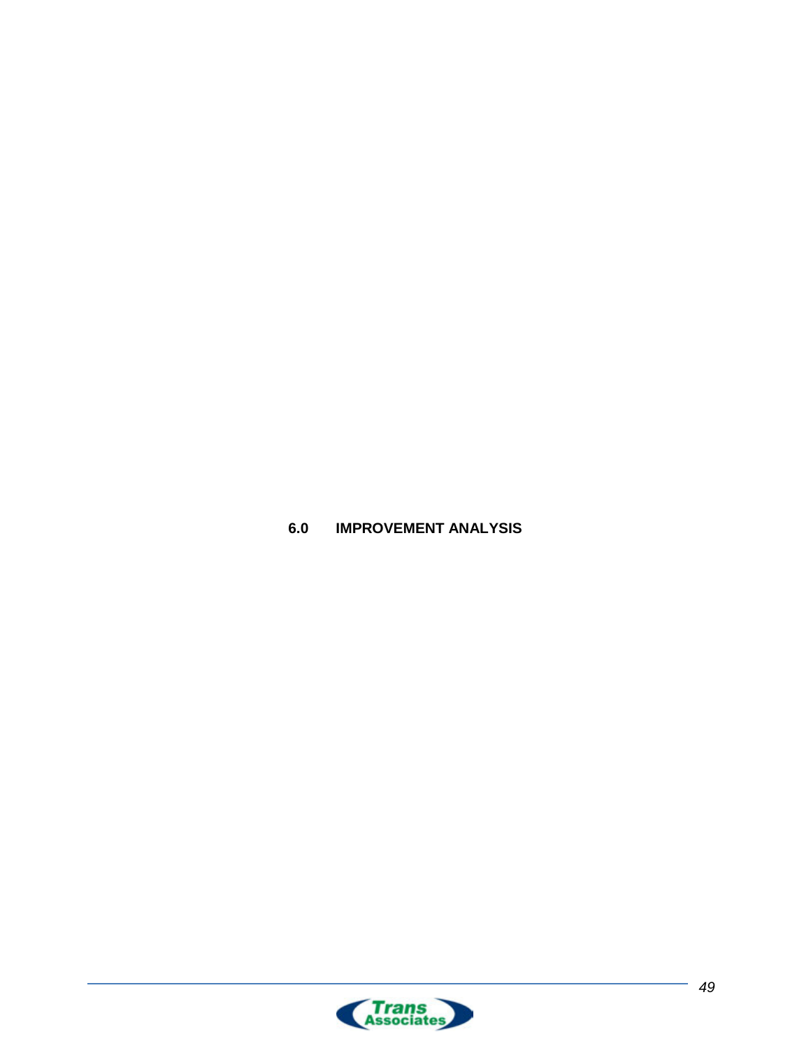# 6.0 IMPROVEMENT ANALYSIS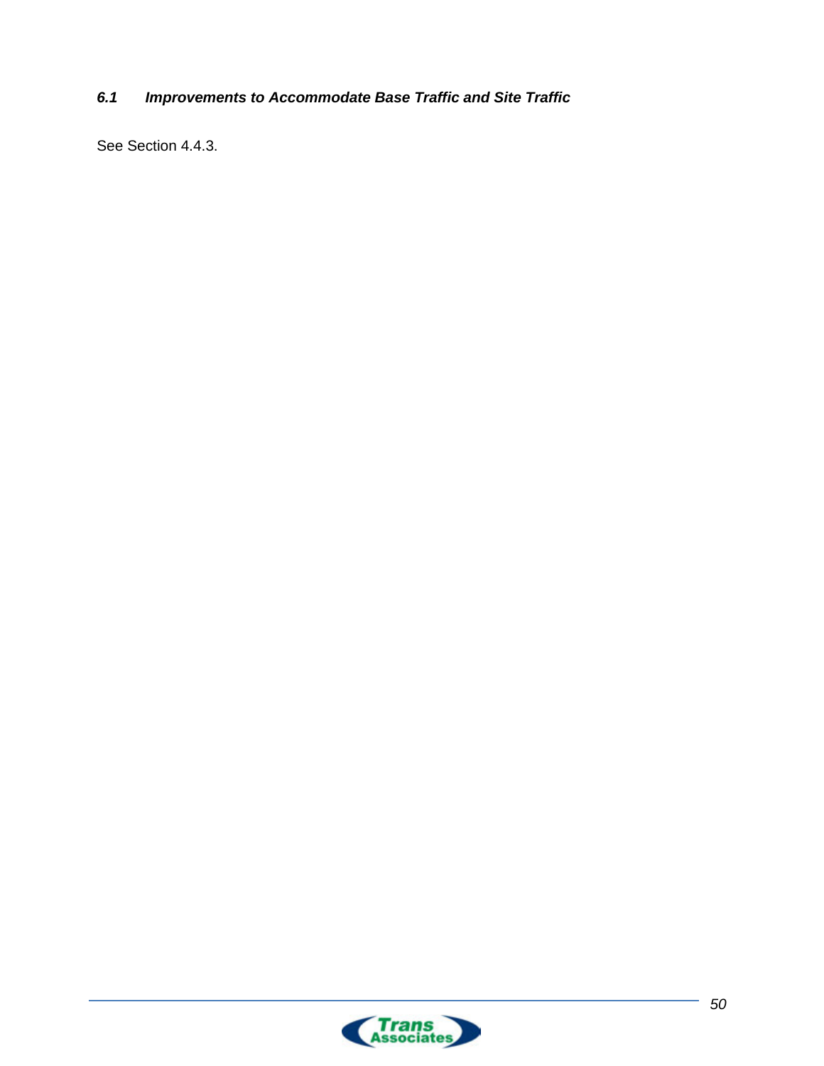### *6.1 Improvements to Accommodate Base Traffic and Site Traffic*

See Section 4.4.3.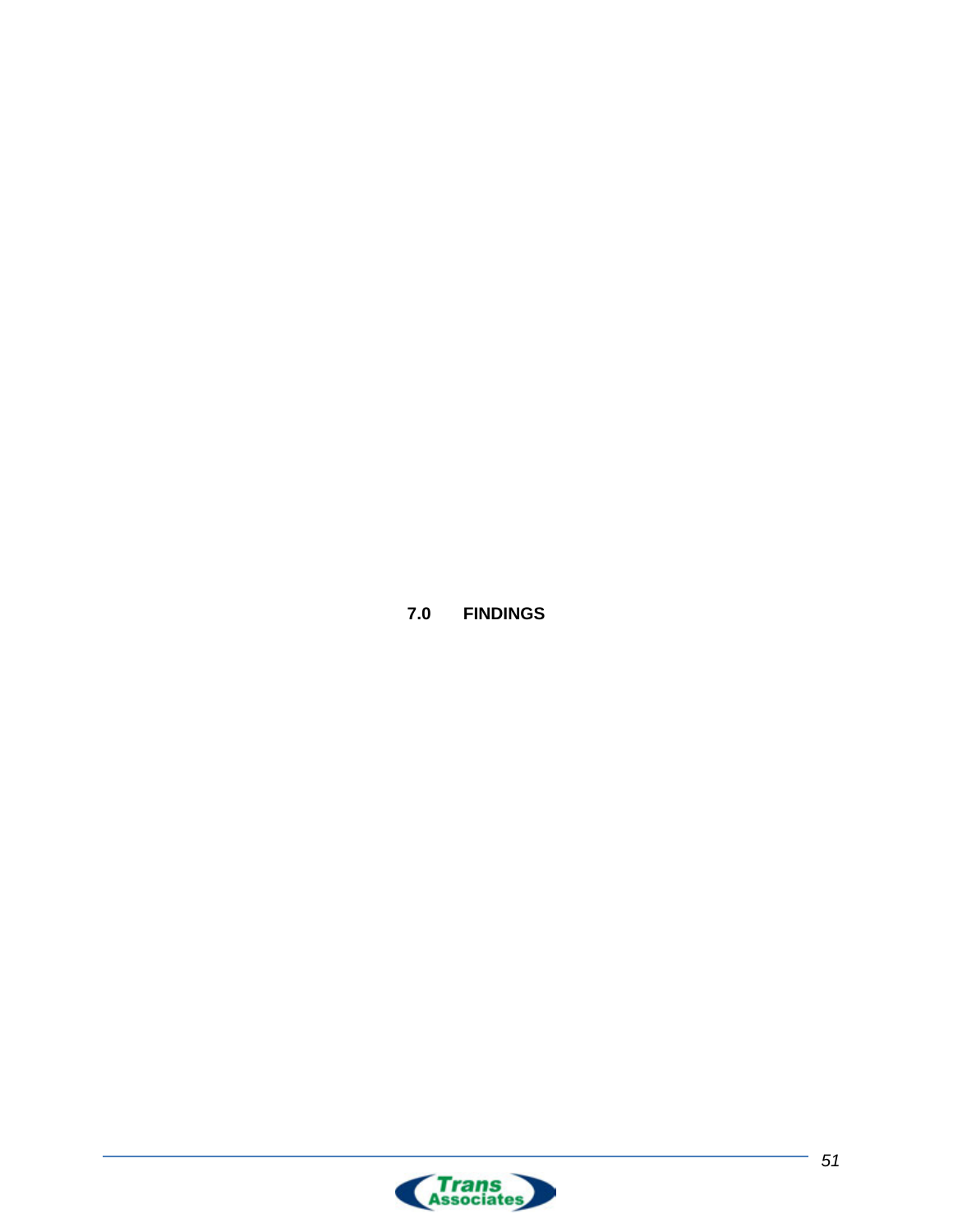# 7.0 FINDINGS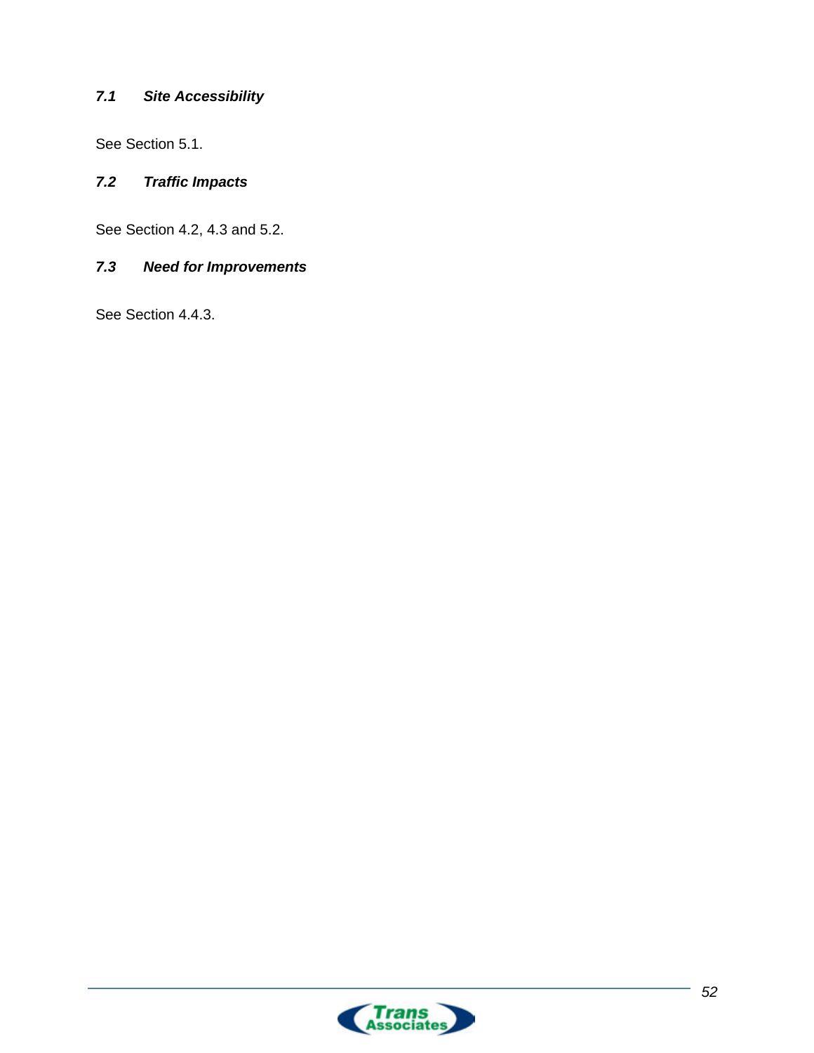### 7.1 Site Accessibility

See Section 5.1.

### 7.2 Traffic Impacts

See Section 4.2, 4.3 and 5.2.

### 7.3 Need for Improvements

See Section 4.4.3.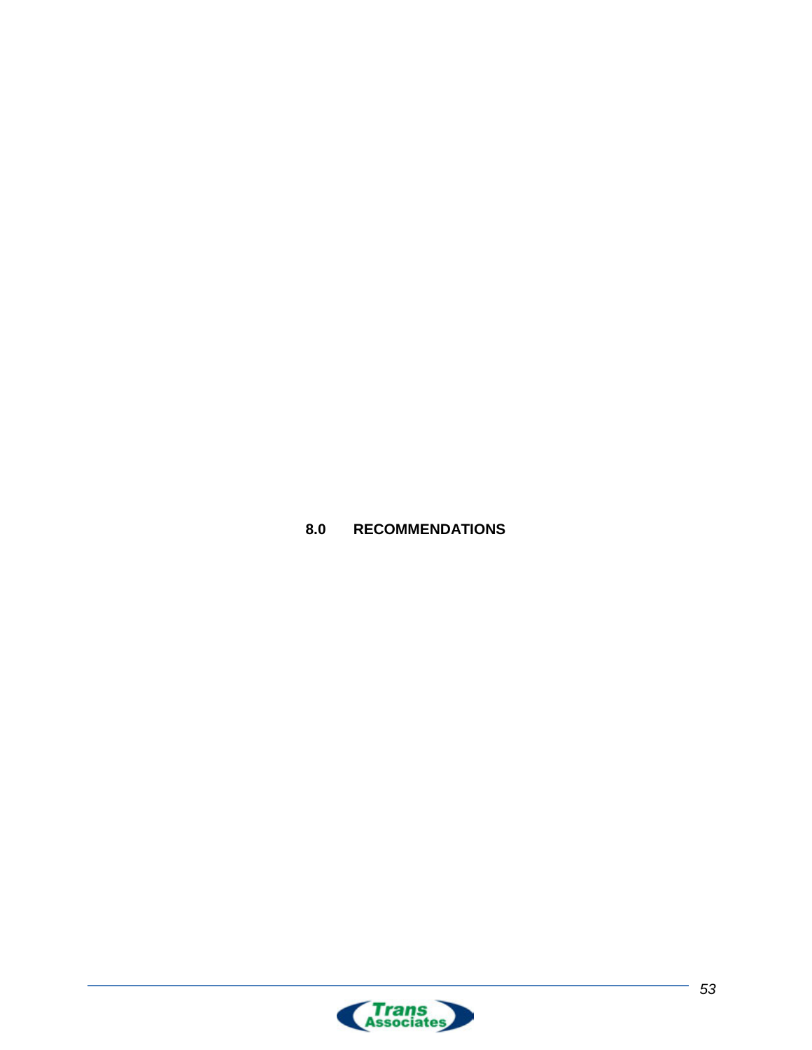# 8.0 RECOMMENDATIONS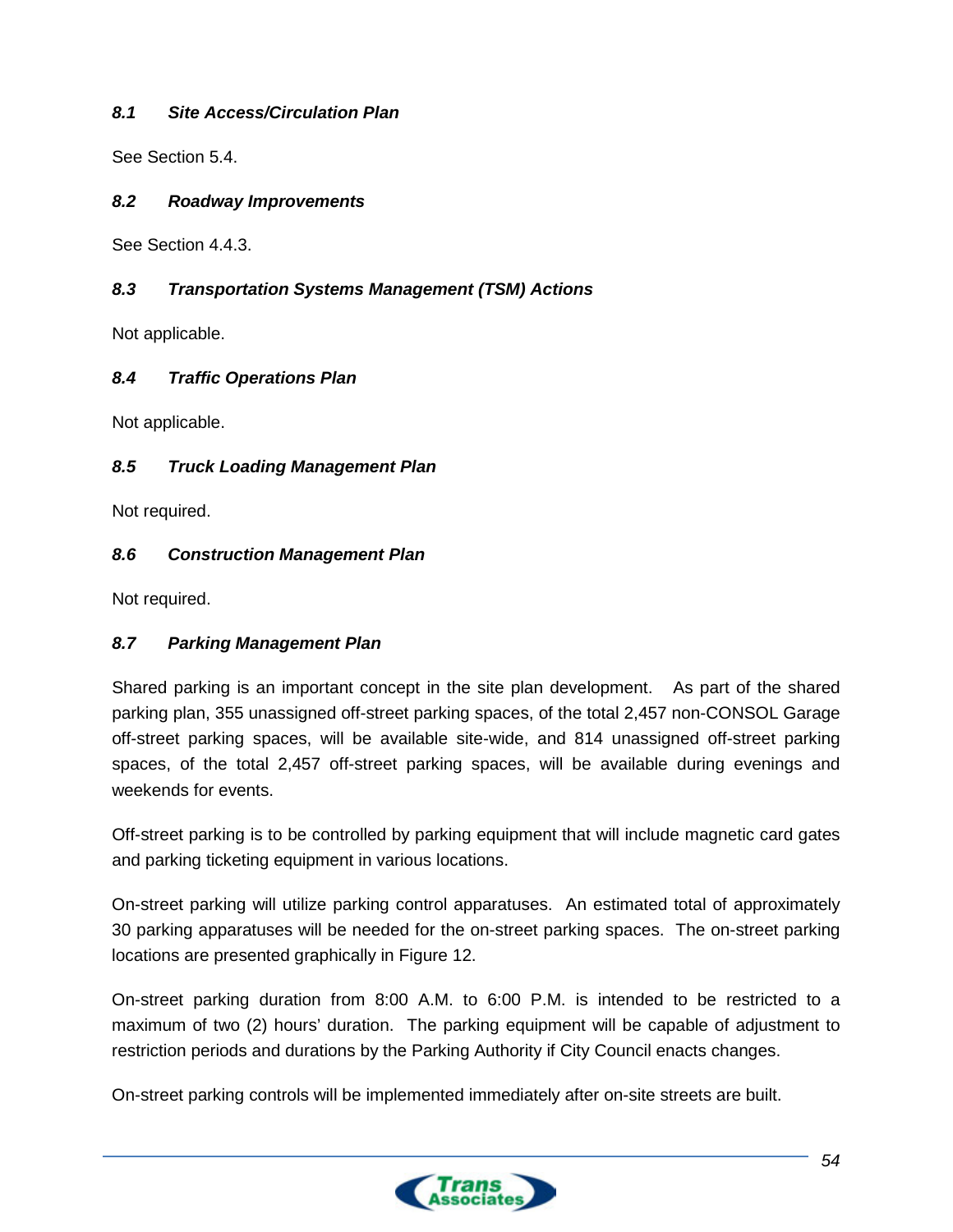### *8.1 Site Access/Circulation Plan*

See Section 5.4.

### *8.2 Roadway Improvements*

See Section 4.4.3.

### *8.3 Transportation Systems Management (TSM) Actions*

Not applicable.

### *8.4 Traffic Operations Plan*

Not applicable.

### *8.5 Truck Loading Management Plan*

Not required.

### *8.6 Construction Management Plan*

Not required.

### *8.7 Parking Management Plan*

Shared parking is an important concept in the site plan development. As part of the shared parking plan, 355 unassigned off-street parking spaces, of the total 2,457 non-CONSOL Garage off-street parking spaces, will be available site-wide, and 814 unassigned off-street parking spaces, of the total 2,457 off-street parking spaces, will be available during evenings and weekends for events.

Off-street parking is to be controlled by parking equipment that will include magnetic card gates and parking ticketing equipment in various locations.

On-street parking will utilize parking control apparatuses. An estimated total of approximately 30 parking apparatuses will be needed for the on-street parking spaces. The on-street parking locations are presented graphically in Figure 12.

On-street parking duration from 8:00 A.M. to 6:00 P.M. is intended to be restricted to a maximum of two (2) hours' duration. The parking equipment will be capable of adjustment to restriction periods and durations by the Parking Authority if City Council enacts changes.

On-street parking controls will be implemented immediately after on-site streets are built.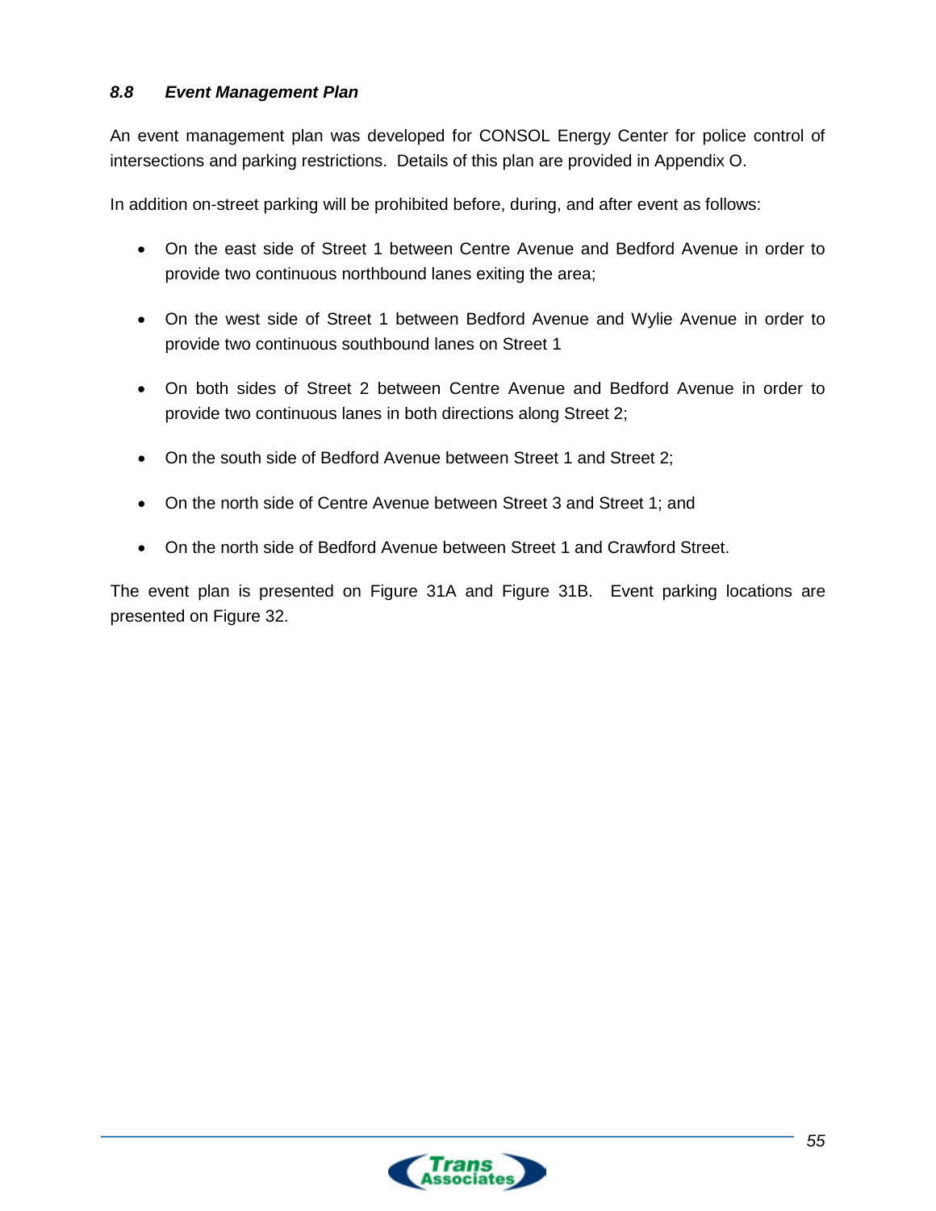### *8.8 Event Management Plan*

An event management plan was developed for CONSOL Energy Center for police control of intersections and parking restrictions. Details of this plan are provided in Appendix O.

In addition on-street parking will be prohibited before, during, and after event as follows:

- On the east side of Street 1 between Centre Avenue and Bedford Avenue in order to provide two continuous northbound lanes exiting the area;
- On the west side of Street 1 between Bedford Avenue and Wylie Avenue in order to provide two continuous southbound lanes on Street 1
- On both sides of Street 2 between Centre Avenue and Bedford Avenue in order to provide two continuous lanes in both directions along Street 2;
- On the south side of Bedford Avenue between Street 1 and Street 2;
- On the north side of Centre Avenue between Street 3 and Street 1; and
- On the north side of Bedford Avenue between Street 1 and Crawford Street.

The event plan is presented on Figure 31A and Figure 31B. Event parking locations are presented on Figure 32.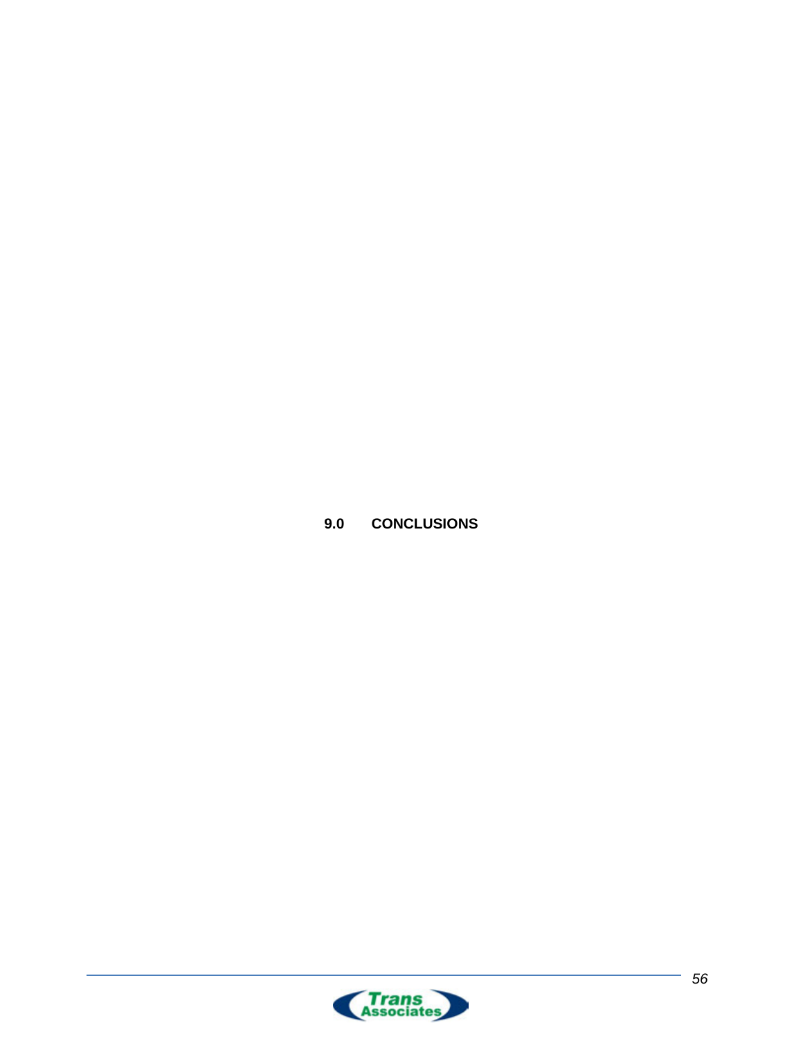# 9.0 CONCLUSIONS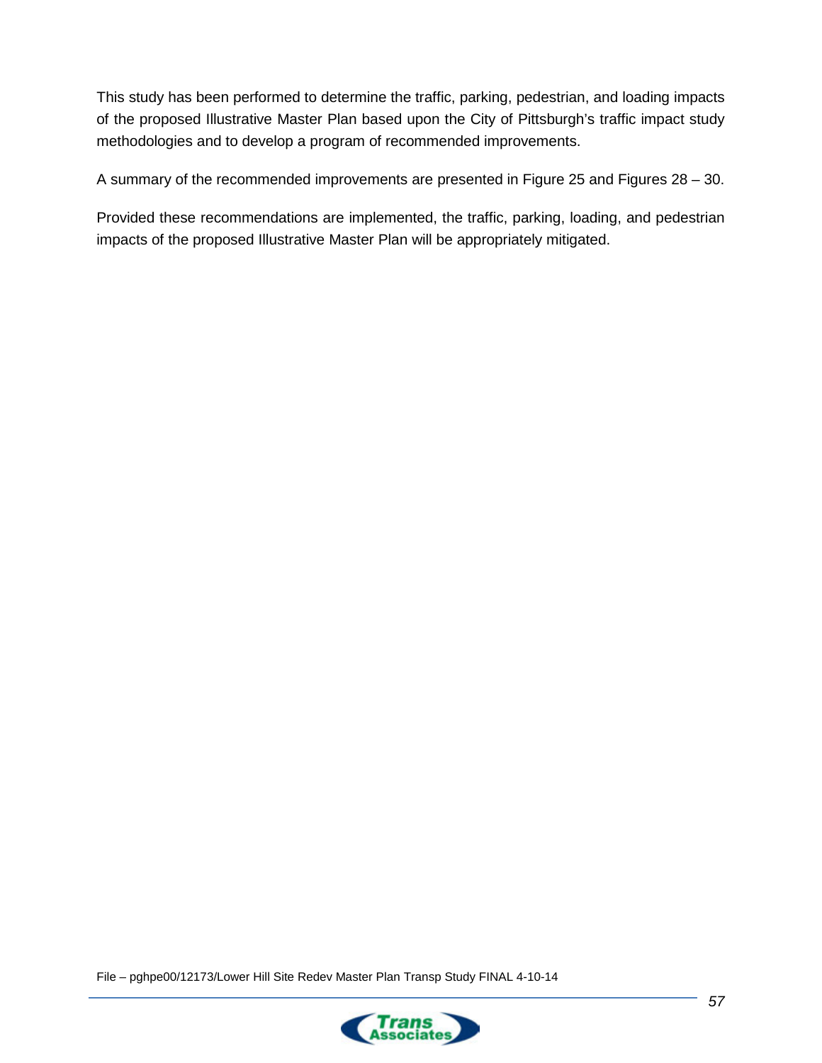This study has been performed to determine the traffic, parking, pedestrian, and loading impacts of the proposed Illustrative Master Plan based upon the City of Pittsburgh's traffic impact study methodologies and to develop a program of recommended improvements.

A summary of the recommended improvements are presented in Figure 25 and Figures 28 – 30.

Provided these recommendations are implemented, the traffic, parking, loading, and pedestrian impacts of the proposed Illustrative Master Plan will be appropriately mitigated.